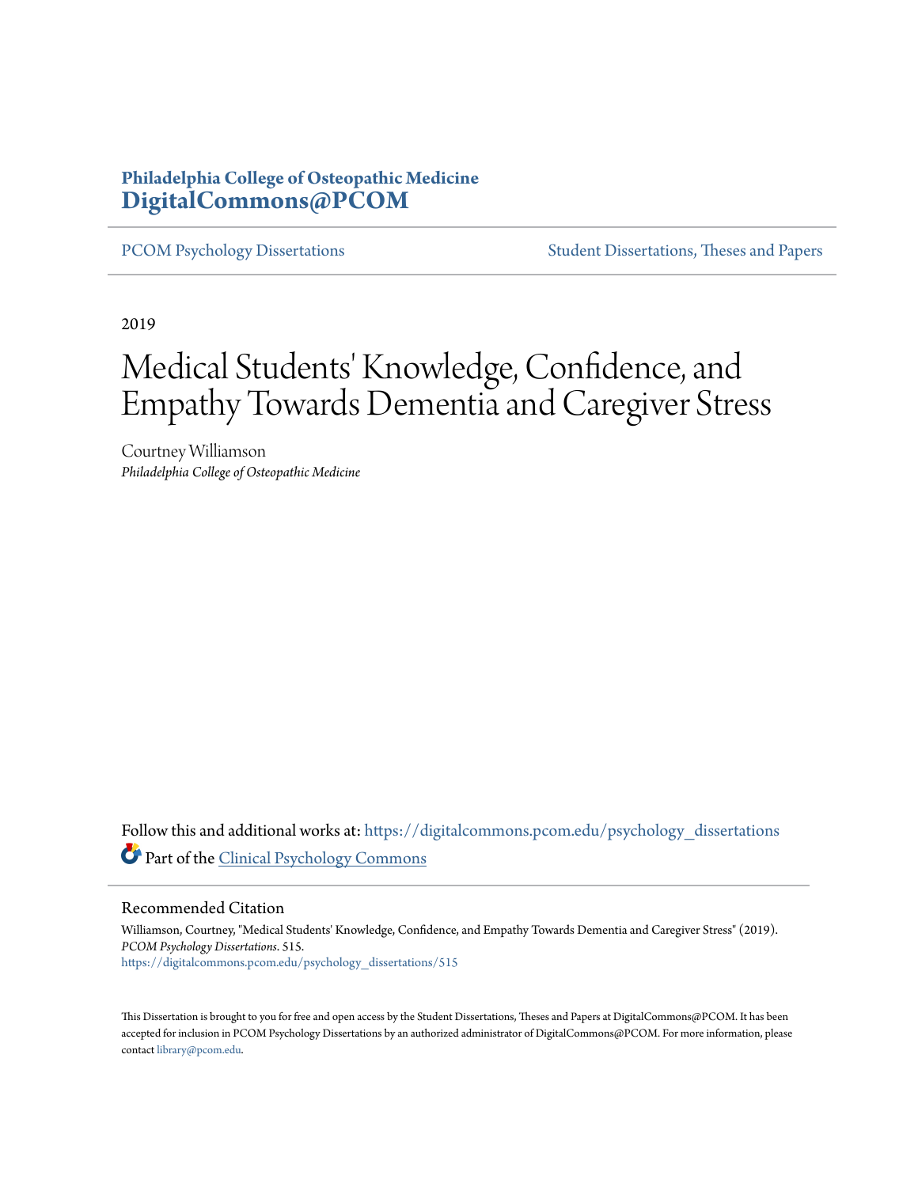Philadelphia College of Osteopathic Medicine
**DigitalCommons@PCOM**

PCOM Psychology Dissertations | Student Dissertations, Theses and Papers

2019

# Medical Students' Knowledge, Confidence, and Empathy Towards Dementia and Caregiver Stress

Courtney Williamson
*Philadelphia College of Osteopathic Medicine*

Follow this and additional works at: https://digitalcommons.pcom.edu/psychology_dissertations

Part of the Clinical Psychology Commons

## Recommended Citation

Williamson, Courtney, "Medical Students' Knowledge, Confidence, and Empathy Towards Dementia and Caregiver Stress" (2019). *PCOM Psychology Dissertations*. 515.
https://digitalcommons.pcom.edu/psychology_dissertations/515

This Dissertation is brought to you for free and open access by the Student Dissertations, Theses and Papers at DigitalCommons@PCOM. It has been accepted for inclusion in PCOM Psychology Dissertations by an authorized administrator of DigitalCommons@PCOM. For more information, please contact library@pcom.edu.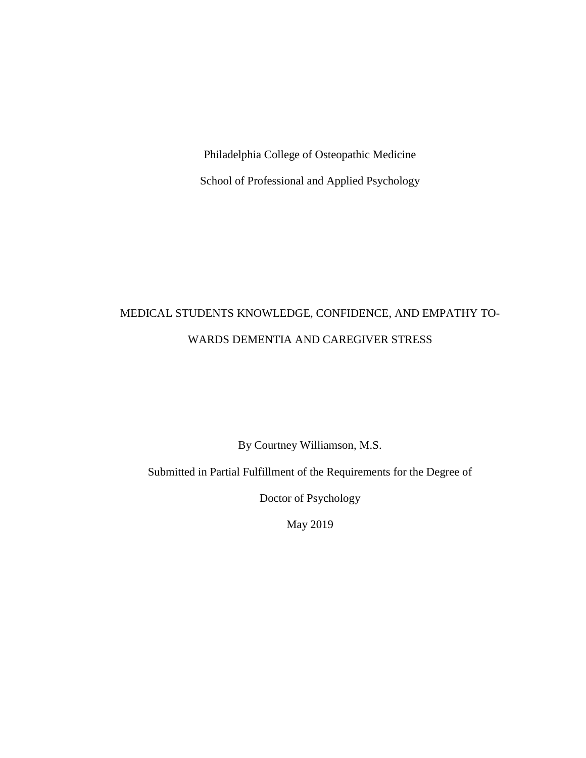Philadelphia College of Osteopathic Medicine

School of Professional and Applied Psychology

# MEDICAL STUDENTS KNOWLEDGE, CONFIDENCE, AND EMPATHY TOWARDS DEMENTIA AND CAREGIVER STRESS

By Courtney Williamson, M.S.

Submitted in Partial Fulfillment of the Requirements for the Degree of

Doctor of Psychology

May 2019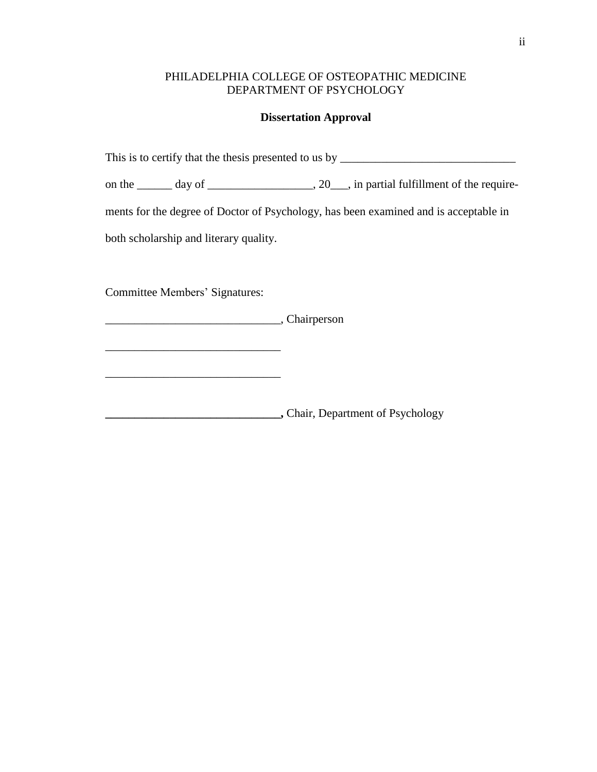PHILADELPHIA COLLEGE OF OSTEOPATHIC MEDICINE
DEPARTMENT OF PSYCHOLOGY

**Dissertation Approval**

This is to certify that the thesis presented to us by ______________________________ on the ______ day of __________________, 20___, in partial fulfillment of the requirements for the degree of Doctor of Psychology, has been examined and is acceptable in both scholarship and literary quality.

Committee Members' Signatures:

______________________________, Chairperson

______________________________

______________________________

**______________________________,** Chair, Department of Psychology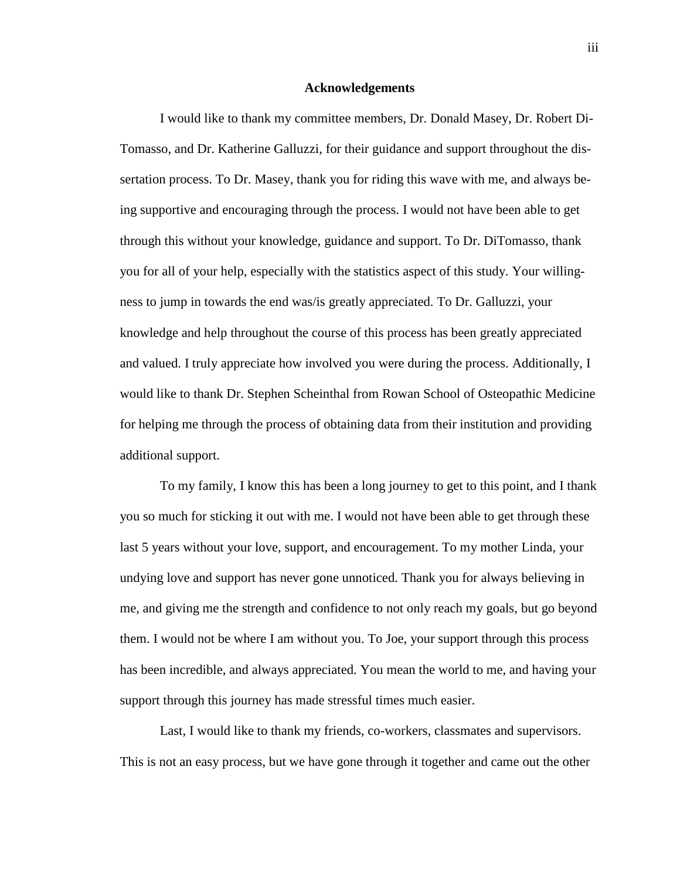# Acknowledgements

I would like to thank my committee members, Dr. Donald Masey, Dr. Robert DiTomasso, and Dr. Katherine Galluzzi, for their guidance and support throughout the dissertation process. To Dr. Masey, thank you for riding this wave with me, and always being supportive and encouraging through the process. I would not have been able to get through this without your knowledge, guidance and support. To Dr. DiTomasso, thank you for all of your help, especially with the statistics aspect of this study. Your willingness to jump in towards the end was/is greatly appreciated. To Dr. Galluzzi, your knowledge and help throughout the course of this process has been greatly appreciated and valued. I truly appreciate how involved you were during the process. Additionally, I would like to thank Dr. Stephen Scheinthal from Rowan School of Osteopathic Medicine for helping me through the process of obtaining data from their institution and providing additional support.

To my family, I know this has been a long journey to get to this point, and I thank you so much for sticking it out with me. I would not have been able to get through these last 5 years without your love, support, and encouragement. To my mother Linda, your undying love and support has never gone unnoticed. Thank you for always believing in me, and giving me the strength and confidence to not only reach my goals, but go beyond them. I would not be where I am without you. To Joe, your support through this process has been incredible, and always appreciated. You mean the world to me, and having your support through this journey has made stressful times much easier.

Last, I would like to thank my friends, co-workers, classmates and supervisors. This is not an easy process, but we have gone through it together and came out the other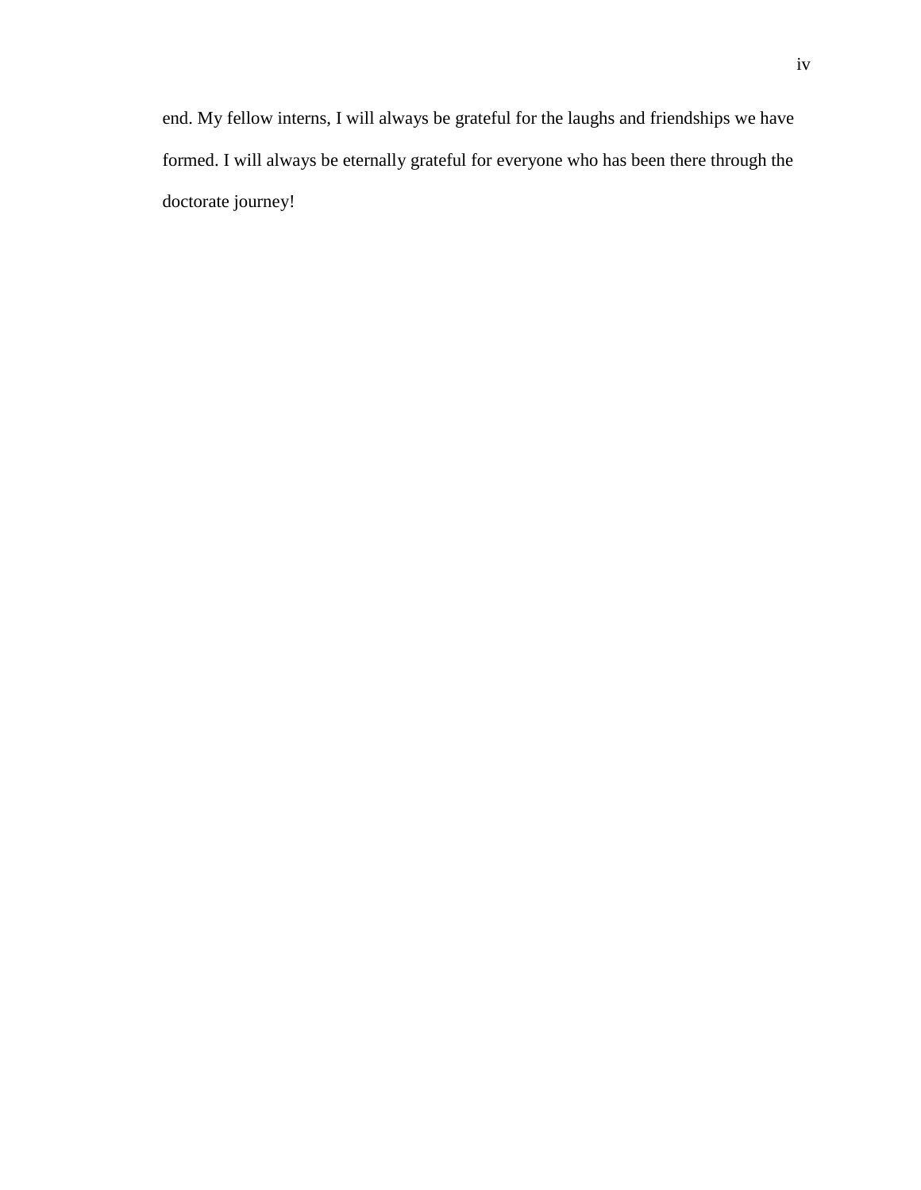end. My fellow interns, I will always be grateful for the laughs and friendships we have formed. I will always be eternally grateful for everyone who has been there through the doctorate journey!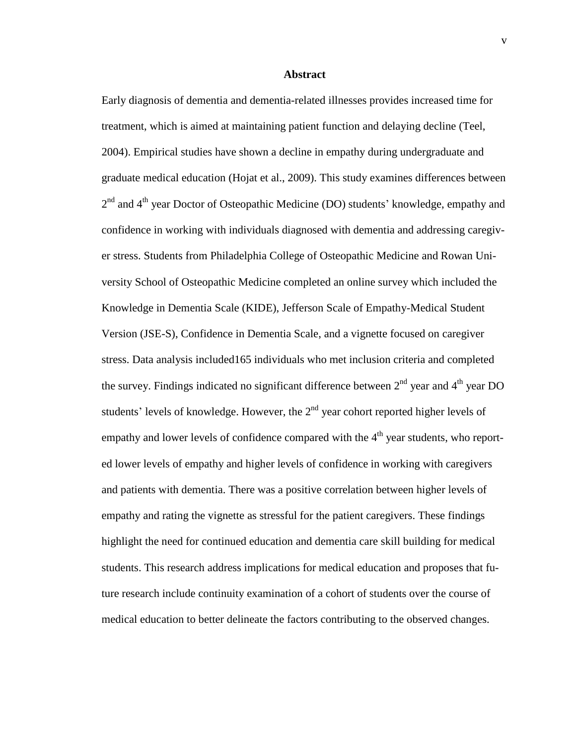## Abstract

Early diagnosis of dementia and dementia-related illnesses provides increased time for treatment, which is aimed at maintaining patient function and delaying decline (Teel, 2004). Empirical studies have shown a decline in empathy during undergraduate and graduate medical education (Hojat et al., 2009). This study examines differences between 2nd and 4th year Doctor of Osteopathic Medicine (DO) students' knowledge, empathy and confidence in working with individuals diagnosed with dementia and addressing caregiver stress. Students from Philadelphia College of Osteopathic Medicine and Rowan University School of Osteopathic Medicine completed an online survey which included the Knowledge in Dementia Scale (KIDE), Jefferson Scale of Empathy-Medical Student Version (JSE-S), Confidence in Dementia Scale, and a vignette focused on caregiver stress. Data analysis included165 individuals who met inclusion criteria and completed the survey. Findings indicated no significant difference between 2nd year and 4th year DO students' levels of knowledge. However, the 2nd year cohort reported higher levels of empathy and lower levels of confidence compared with the 4th year students, who reported lower levels of empathy and higher levels of confidence in working with caregivers and patients with dementia. There was a positive correlation between higher levels of empathy and rating the vignette as stressful for the patient caregivers. These findings highlight the need for continued education and dementia care skill building for medical students. This research address implications for medical education and proposes that future research include continuity examination of a cohort of students over the course of medical education to better delineate the factors contributing to the observed changes.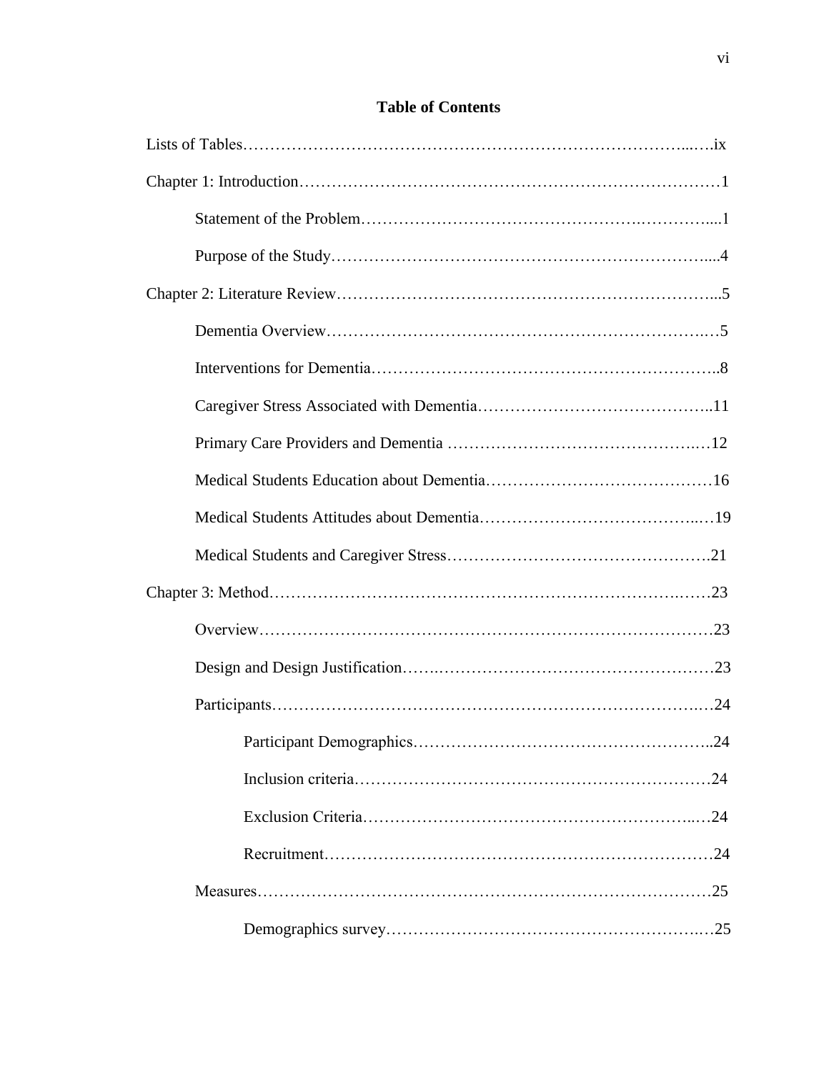# Table of Contents

Lists of Tables……………………………………………………………………...….ix

Chapter 1: Introduction……………………………………………………………………1

- Statement of the Problem……………………………………………….…………....1
- Purpose of the Study………………………………………………………………....4

Chapter 2: Literature Review…………………………………………………………...5

- Dementia Overview……………………………………………………………..…5
- Interventions for Dementia………………………………………………………..8
- Caregiver Stress Associated with Dementia……………………………………..11
- Primary Care Providers and Dementia ……………………………………….…12
- Medical Students Education about Dementia……………………………………16
- Medical Students Attitudes about Dementia……………………………….…19
- Medical Students and Caregiver Stress………………………………………….21

Chapter 3: Method…………………………………………………………….……23

- Overview……………………………………………………………………………23
- Design and Design Justification…….……………………………………………23
- Participants………………………………………………………………….…24
  - Participant Demographics………………………………………………..24
  - Inclusion criteria………………………………………………………24
  - Exclusion Criteria……………………………………………………...…24
  - Recruitment…………………………………………………………………24
- Measures……………………………………………………………………………25
  - Demographics survey……………………………………………….…25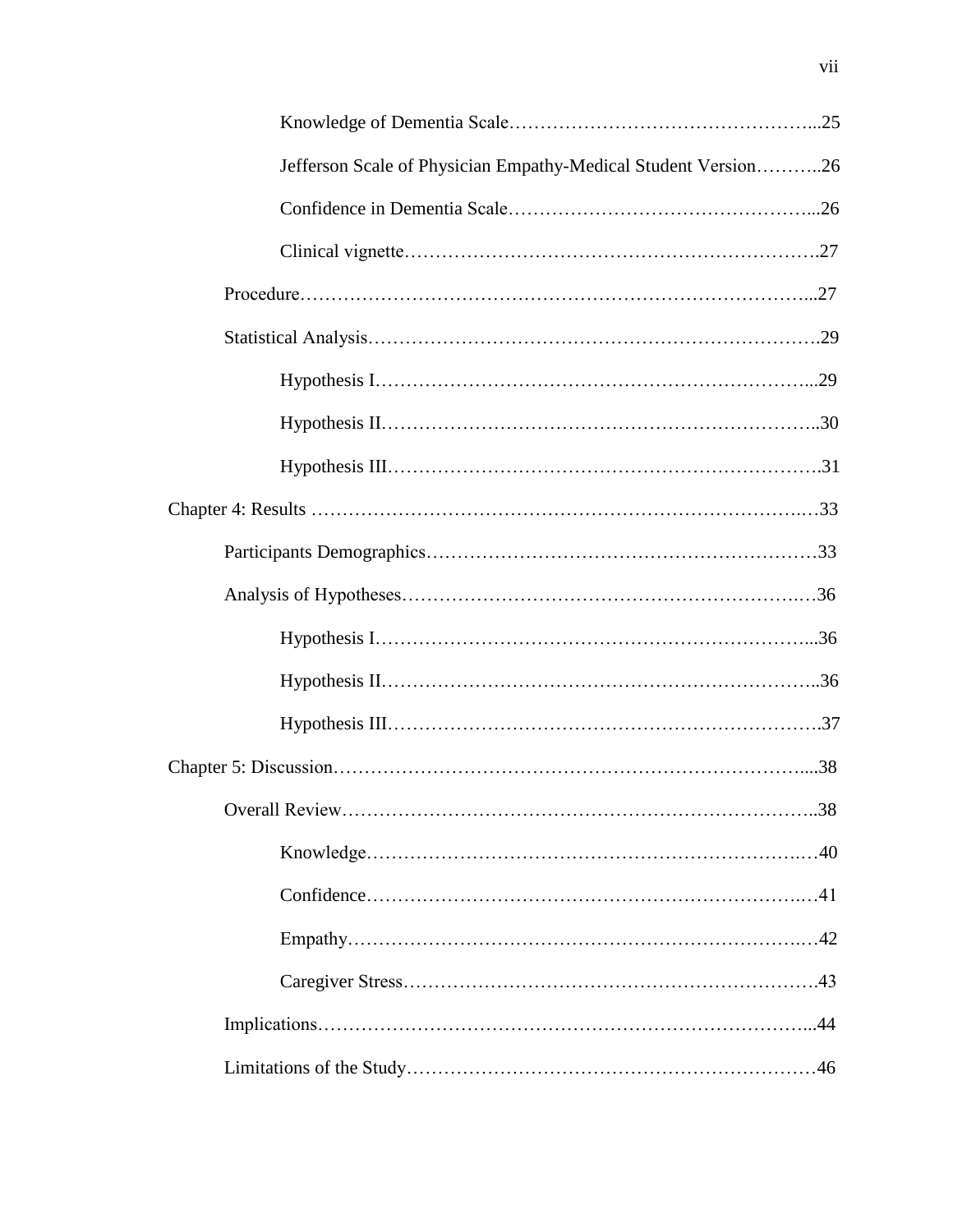Knowledge of Dementia Scale…………………………………………...25

Jefferson Scale of Physician Empathy-Medical Student Version………..26

Confidence in Dementia Scale…………………………………………...26

Clinical vignette……………………………………………………….27

Procedure……………………………………………………………………...27

Statistical Analysis…………………………………………………………….29

Hypothesis I…………………………………………………………...29

Hypothesis II…………………………………………………………..30

Hypothesis III………………………………………………………….31

Chapter 4: Results …………………………………………………………………33

Participants Demographics……………………………………………………33

Analysis of Hypotheses…………………………………………………….…36

Hypothesis I…………………………………………………………...36

Hypothesis II…………………………………………………………..36

Hypothesis III………………………………………………………….37

Chapter 5: Discussion……………………………………………………………....38

Overall Review………………………………………………………………..38

Knowledge……………………………………………………………40

Confidence…………………………………………………………….41

Empathy……………………………………………………………….42

Caregiver Stress……………………………………………………….43

Implications…………………………………………………………………...44

Limitations of the Study………………………………………………………46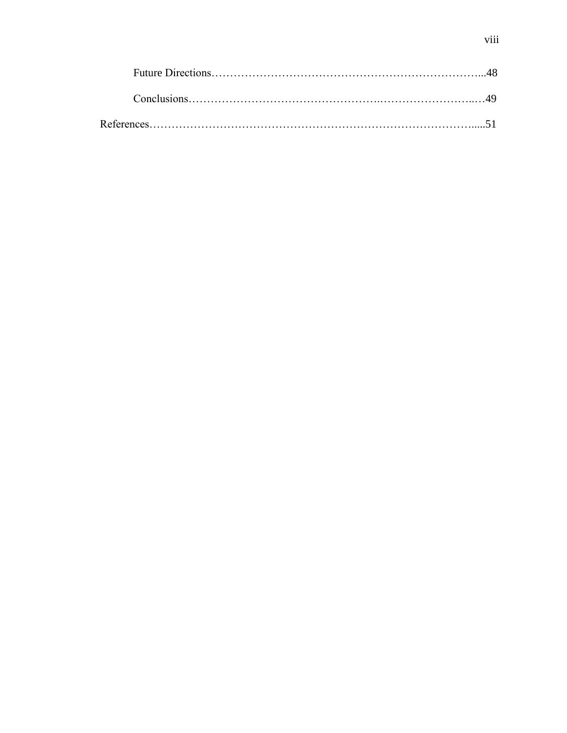Future Directions……………………………………………………………………...48

Conclusions……………………………………………..……………………..…49

References……………………………………………………………………………......51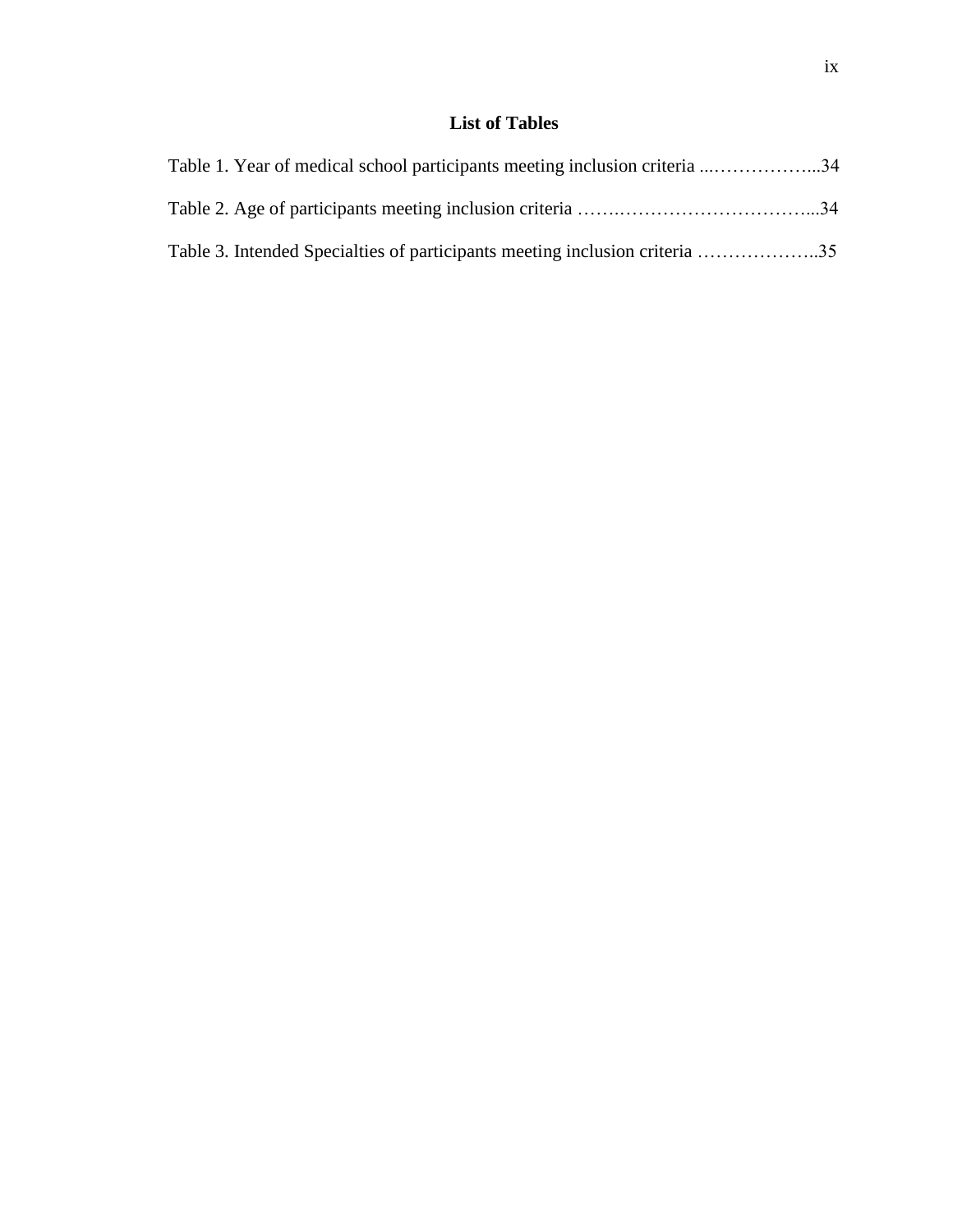## List of Tables

Table 1. Year of medical school participants meeting inclusion criteria ...……………...34

Table 2. Age of participants meeting inclusion criteria …….…………………………...34

Table 3. Intended Specialties of participants meeting inclusion criteria ………………..35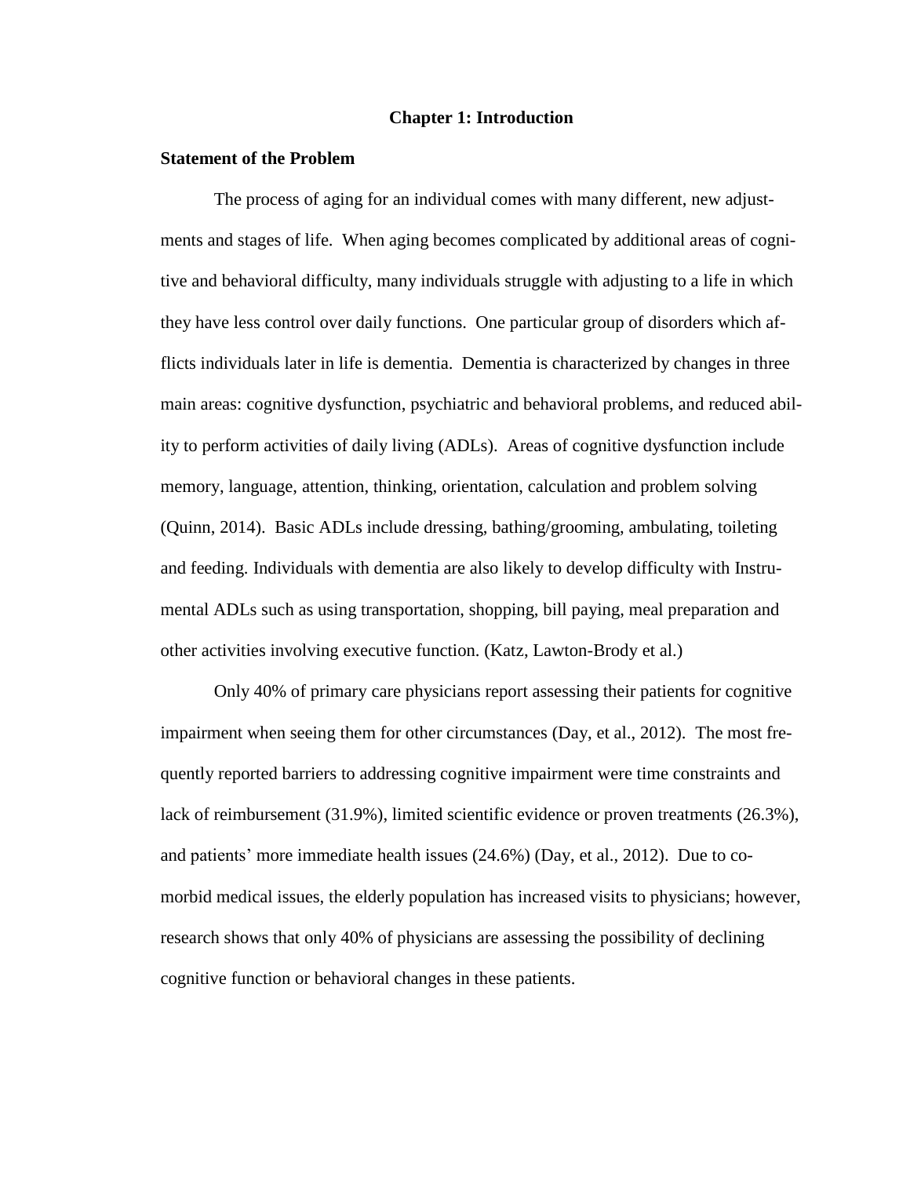## Chapter 1: Introduction

### Statement of the Problem

The process of aging for an individual comes with many different, new adjustments and stages of life. When aging becomes complicated by additional areas of cognitive and behavioral difficulty, many individuals struggle with adjusting to a life in which they have less control over daily functions. One particular group of disorders which afflicts individuals later in life is dementia. Dementia is characterized by changes in three main areas: cognitive dysfunction, psychiatric and behavioral problems, and reduced ability to perform activities of daily living (ADLs). Areas of cognitive dysfunction include memory, language, attention, thinking, orientation, calculation and problem solving (Quinn, 2014). Basic ADLs include dressing, bathing/grooming, ambulating, toileting and feeding. Individuals with dementia are also likely to develop difficulty with Instrumental ADLs such as using transportation, shopping, bill paying, meal preparation and other activities involving executive function. (Katz, Lawton-Brody et al.)

Only 40% of primary care physicians report assessing their patients for cognitive impairment when seeing them for other circumstances (Day, et al., 2012). The most frequently reported barriers to addressing cognitive impairment were time constraints and lack of reimbursement (31.9%), limited scientific evidence or proven treatments (26.3%), and patients' more immediate health issues (24.6%) (Day, et al., 2012). Due to co-morbid medical issues, the elderly population has increased visits to physicians; however, research shows that only 40% of physicians are assessing the possibility of declining cognitive function or behavioral changes in these patients.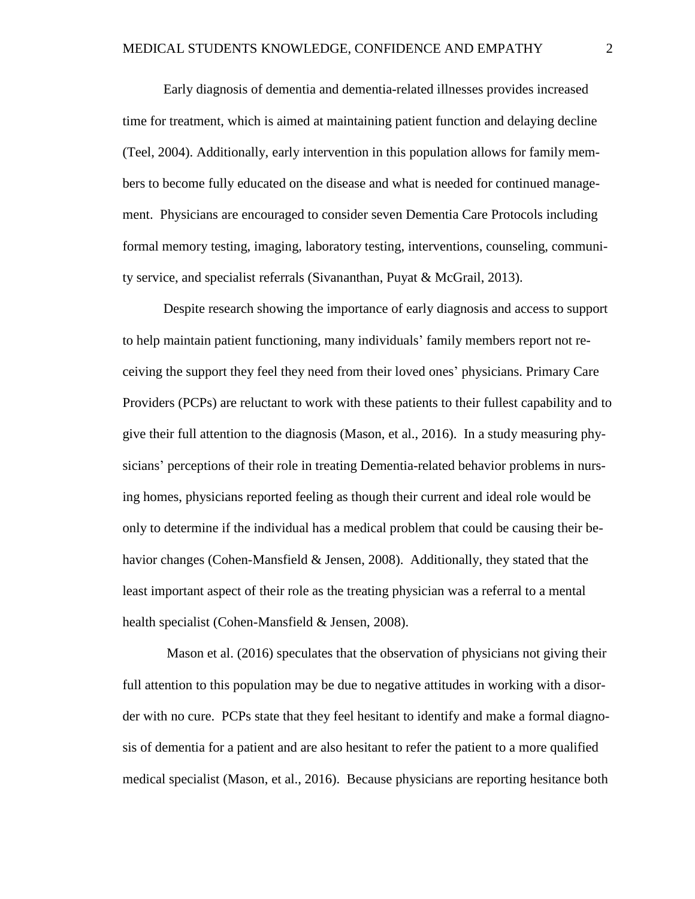Early diagnosis of dementia and dementia-related illnesses provides increased time for treatment, which is aimed at maintaining patient function and delaying decline (Teel, 2004). Additionally, early intervention in this population allows for family members to become fully educated on the disease and what is needed for continued management. Physicians are encouraged to consider seven Dementia Care Protocols including formal memory testing, imaging, laboratory testing, interventions, counseling, community service, and specialist referrals (Sivananthan, Puyat & McGrail, 2013).

Despite research showing the importance of early diagnosis and access to support to help maintain patient functioning, many individuals' family members report not receiving the support they feel they need from their loved ones' physicians. Primary Care Providers (PCPs) are reluctant to work with these patients to their fullest capability and to give their full attention to the diagnosis (Mason, et al., 2016). In a study measuring physicians' perceptions of their role in treating Dementia-related behavior problems in nursing homes, physicians reported feeling as though their current and ideal role would be only to determine if the individual has a medical problem that could be causing their behavior changes (Cohen-Mansfield & Jensen, 2008). Additionally, they stated that the least important aspect of their role as the treating physician was a referral to a mental health specialist (Cohen-Mansfield & Jensen, 2008).

Mason et al. (2016) speculates that the observation of physicians not giving their full attention to this population may be due to negative attitudes in working with a disorder with no cure. PCPs state that they feel hesitant to identify and make a formal diagnosis of dementia for a patient and are also hesitant to refer the patient to a more qualified medical specialist (Mason, et al., 2016). Because physicians are reporting hesitance both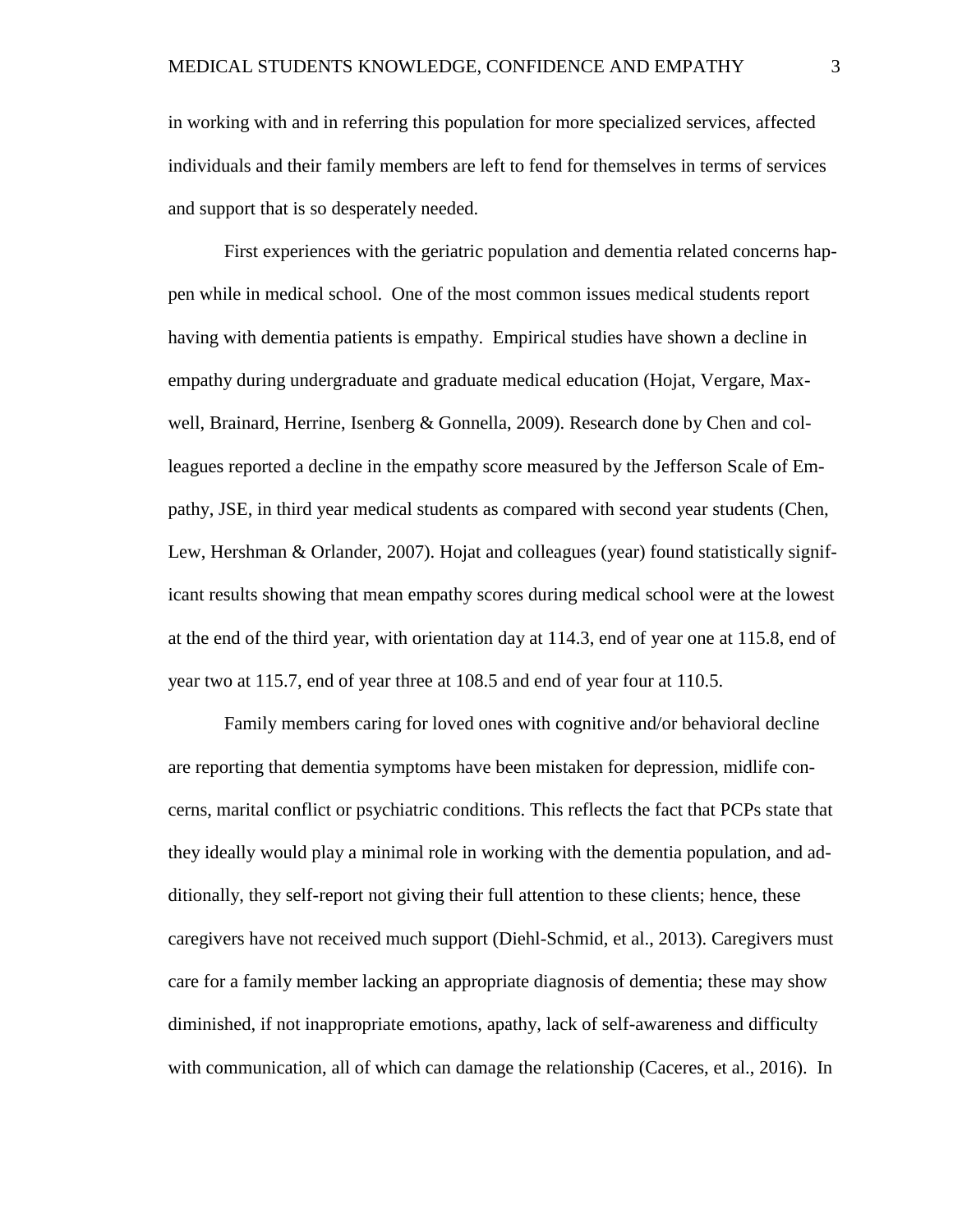in working with and in referring this population for more specialized services, affected individuals and their family members are left to fend for themselves in terms of services and support that is so desperately needed.

First experiences with the geriatric population and dementia related concerns happen while in medical school. One of the most common issues medical students report having with dementia patients is empathy. Empirical studies have shown a decline in empathy during undergraduate and graduate medical education (Hojat, Vergare, Maxwell, Brainard, Herrine, Isenberg & Gonnella, 2009). Research done by Chen and colleagues reported a decline in the empathy score measured by the Jefferson Scale of Empathy, JSE, in third year medical students as compared with second year students (Chen, Lew, Hershman & Orlander, 2007). Hojat and colleagues (year) found statistically significant results showing that mean empathy scores during medical school were at the lowest at the end of the third year, with orientation day at 114.3, end of year one at 115.8, end of year two at 115.7, end of year three at 108.5 and end of year four at 110.5.

Family members caring for loved ones with cognitive and/or behavioral decline are reporting that dementia symptoms have been mistaken for depression, midlife concerns, marital conflict or psychiatric conditions. This reflects the fact that PCPs state that they ideally would play a minimal role in working with the dementia population, and additionally, they self-report not giving their full attention to these clients; hence, these caregivers have not received much support (Diehl-Schmid, et al., 2013). Caregivers must care for a family member lacking an appropriate diagnosis of dementia; these may show diminished, if not inappropriate emotions, apathy, lack of self-awareness and difficulty with communication, all of which can damage the relationship (Caceres, et al., 2016). In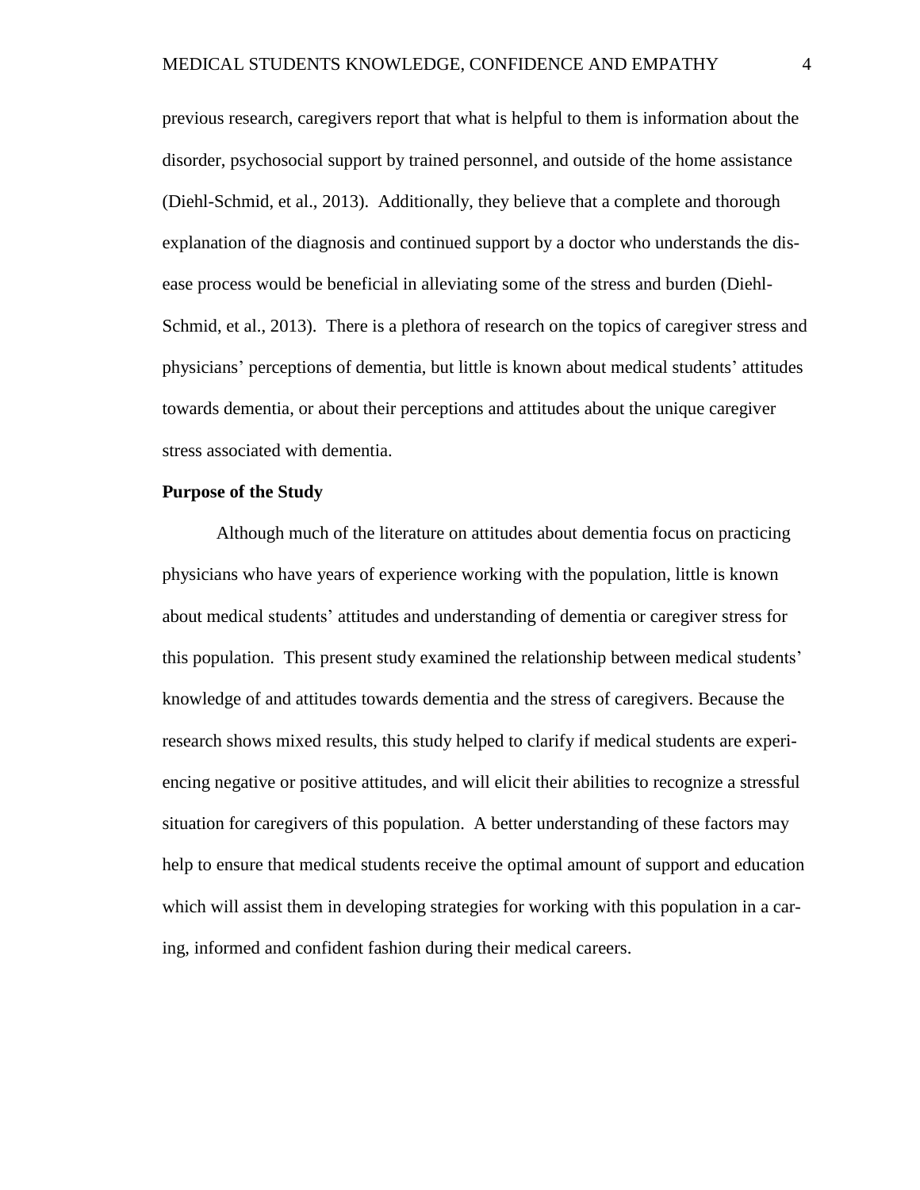previous research, caregivers report that what is helpful to them is information about the disorder, psychosocial support by trained personnel, and outside of the home assistance (Diehl-Schmid, et al., 2013). Additionally, they believe that a complete and thorough explanation of the diagnosis and continued support by a doctor who understands the disease process would be beneficial in alleviating some of the stress and burden (Diehl-Schmid, et al., 2013). There is a plethora of research on the topics of caregiver stress and physicians' perceptions of dementia, but little is known about medical students' attitudes towards dementia, or about their perceptions and attitudes about the unique caregiver stress associated with dementia.

**Purpose of the Study**

Although much of the literature on attitudes about dementia focus on practicing physicians who have years of experience working with the population, little is known about medical students' attitudes and understanding of dementia or caregiver stress for this population. This present study examined the relationship between medical students' knowledge of and attitudes towards dementia and the stress of caregivers. Because the research shows mixed results, this study helped to clarify if medical students are experiencing negative or positive attitudes, and will elicit their abilities to recognize a stressful situation for caregivers of this population. A better understanding of these factors may help to ensure that medical students receive the optimal amount of support and education which will assist them in developing strategies for working with this population in a caring, informed and confident fashion during their medical careers.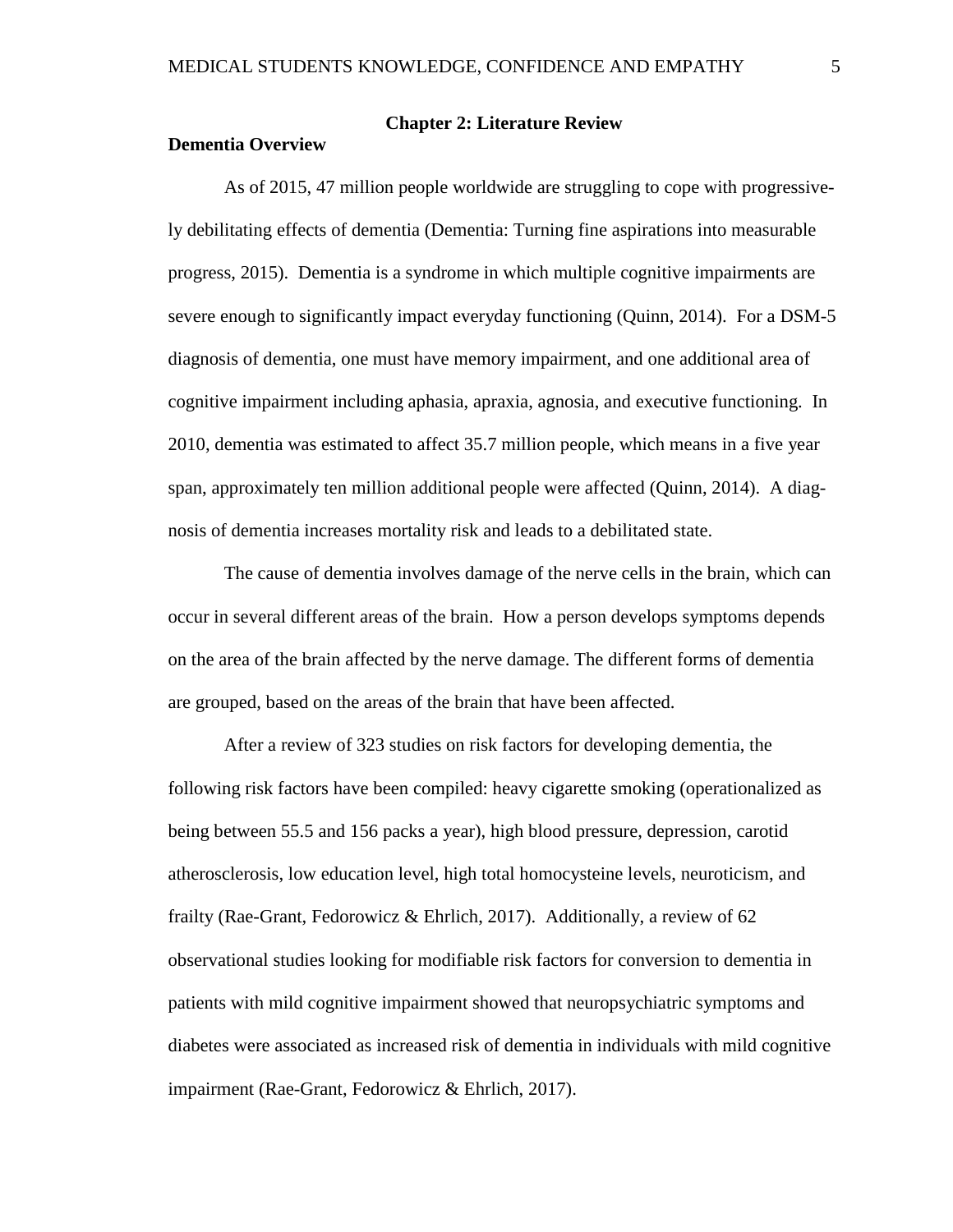## Chapter 2: Literature Review

### Dementia Overview

As of 2015, 47 million people worldwide are struggling to cope with progressively debilitating effects of dementia (Dementia: Turning fine aspirations into measurable progress, 2015). Dementia is a syndrome in which multiple cognitive impairments are severe enough to significantly impact everyday functioning (Quinn, 2014). For a DSM-5 diagnosis of dementia, one must have memory impairment, and one additional area of cognitive impairment including aphasia, apraxia, agnosia, and executive functioning. In 2010, dementia was estimated to affect 35.7 million people, which means in a five year span, approximately ten million additional people were affected (Quinn, 2014). A diagnosis of dementia increases mortality risk and leads to a debilitated state.

The cause of dementia involves damage of the nerve cells in the brain, which can occur in several different areas of the brain. How a person develops symptoms depends on the area of the brain affected by the nerve damage. The different forms of dementia are grouped, based on the areas of the brain that have been affected.

After a review of 323 studies on risk factors for developing dementia, the following risk factors have been compiled: heavy cigarette smoking (operationalized as being between 55.5 and 156 packs a year), high blood pressure, depression, carotid atherosclerosis, low education level, high total homocysteine levels, neuroticism, and frailty (Rae-Grant, Fedorowicz & Ehrlich, 2017). Additionally, a review of 62 observational studies looking for modifiable risk factors for conversion to dementia in patients with mild cognitive impairment showed that neuropsychiatric symptoms and diabetes were associated as increased risk of dementia in individuals with mild cognitive impairment (Rae-Grant, Fedorowicz & Ehrlich, 2017).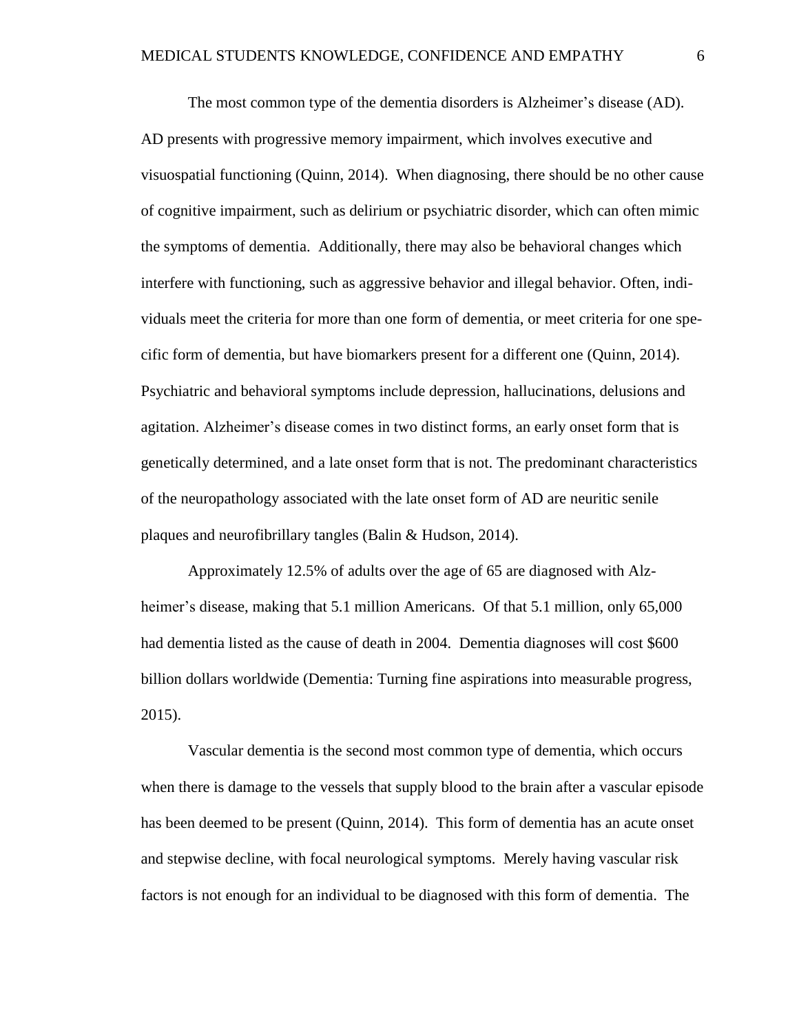The most common type of the dementia disorders is Alzheimer's disease (AD). AD presents with progressive memory impairment, which involves executive and visuospatial functioning (Quinn, 2014). When diagnosing, there should be no other cause of cognitive impairment, such as delirium or psychiatric disorder, which can often mimic the symptoms of dementia. Additionally, there may also be behavioral changes which interfere with functioning, such as aggressive behavior and illegal behavior. Often, individuals meet the criteria for more than one form of dementia, or meet criteria for one specific form of dementia, but have biomarkers present for a different one (Quinn, 2014). Psychiatric and behavioral symptoms include depression, hallucinations, delusions and agitation. Alzheimer's disease comes in two distinct forms, an early onset form that is genetically determined, and a late onset form that is not. The predominant characteristics of the neuropathology associated with the late onset form of AD are neuritic senile plaques and neurofibrillary tangles (Balin & Hudson, 2014).

Approximately 12.5% of adults over the age of 65 are diagnosed with Alzheimer's disease, making that 5.1 million Americans. Of that 5.1 million, only 65,000 had dementia listed as the cause of death in 2004. Dementia diagnoses will cost $600 billion dollars worldwide (Dementia: Turning fine aspirations into measurable progress, 2015).

Vascular dementia is the second most common type of dementia, which occurs when there is damage to the vessels that supply blood to the brain after a vascular episode has been deemed to be present (Quinn, 2014). This form of dementia has an acute onset and stepwise decline, with focal neurological symptoms. Merely having vascular risk factors is not enough for an individual to be diagnosed with this form of dementia. The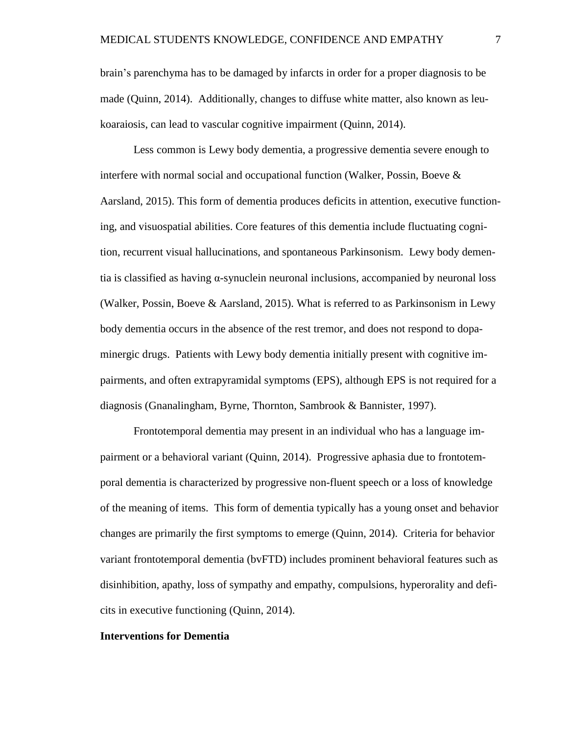brain's parenchyma has to be damaged by infarcts in order for a proper diagnosis to be made (Quinn, 2014). Additionally, changes to diffuse white matter, also known as leukoaraiosis, can lead to vascular cognitive impairment (Quinn, 2014).

Less common is Lewy body dementia, a progressive dementia severe enough to interfere with normal social and occupational function (Walker, Possin, Boeve & Aarsland, 2015). This form of dementia produces deficits in attention, executive functioning, and visuospatial abilities. Core features of this dementia include fluctuating cognition, recurrent visual hallucinations, and spontaneous Parkinsonism. Lewy body dementia is classified as having α-synuclein neuronal inclusions, accompanied by neuronal loss (Walker, Possin, Boeve & Aarsland, 2015). What is referred to as Parkinsonism in Lewy body dementia occurs in the absence of the rest tremor, and does not respond to dopaminergic drugs. Patients with Lewy body dementia initially present with cognitive impairments, and often extrapyramidal symptoms (EPS), although EPS is not required for a diagnosis (Gnanalingham, Byrne, Thornton, Sambrook & Bannister, 1997).

Frontotemporal dementia may present in an individual who has a language impairment or a behavioral variant (Quinn, 2014). Progressive aphasia due to frontotemporal dementia is characterized by progressive non-fluent speech or a loss of knowledge of the meaning of items. This form of dementia typically has a young onset and behavior changes are primarily the first symptoms to emerge (Quinn, 2014). Criteria for behavior variant frontotemporal dementia (bvFTD) includes prominent behavioral features such as disinhibition, apathy, loss of sympathy and empathy, compulsions, hyperorality and deficits in executive functioning (Quinn, 2014).

**Interventions for Dementia**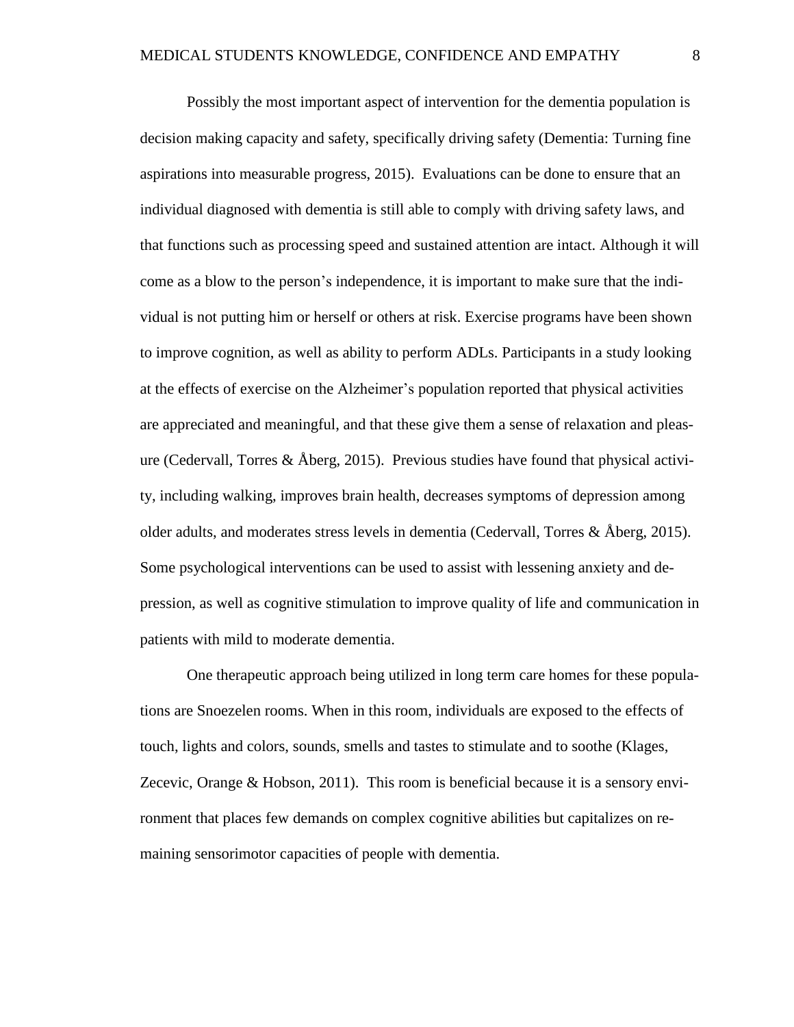Possibly the most important aspect of intervention for the dementia population is decision making capacity and safety, specifically driving safety (Dementia: Turning fine aspirations into measurable progress, 2015). Evaluations can be done to ensure that an individual diagnosed with dementia is still able to comply with driving safety laws, and that functions such as processing speed and sustained attention are intact. Although it will come as a blow to the person's independence, it is important to make sure that the individual is not putting him or herself or others at risk. Exercise programs have been shown to improve cognition, as well as ability to perform ADLs. Participants in a study looking at the effects of exercise on the Alzheimer's population reported that physical activities are appreciated and meaningful, and that these give them a sense of relaxation and pleasure (Cedervall, Torres & Åberg, 2015). Previous studies have found that physical activity, including walking, improves brain health, decreases symptoms of depression among older adults, and moderates stress levels in dementia (Cedervall, Torres & Åberg, 2015). Some psychological interventions can be used to assist with lessening anxiety and depression, as well as cognitive stimulation to improve quality of life and communication in patients with mild to moderate dementia.

One therapeutic approach being utilized in long term care homes for these populations are Snoezelen rooms. When in this room, individuals are exposed to the effects of touch, lights and colors, sounds, smells and tastes to stimulate and to soothe (Klages, Zecevic, Orange & Hobson, 2011). This room is beneficial because it is a sensory environment that places few demands on complex cognitive abilities but capitalizes on remaining sensorimotor capacities of people with dementia.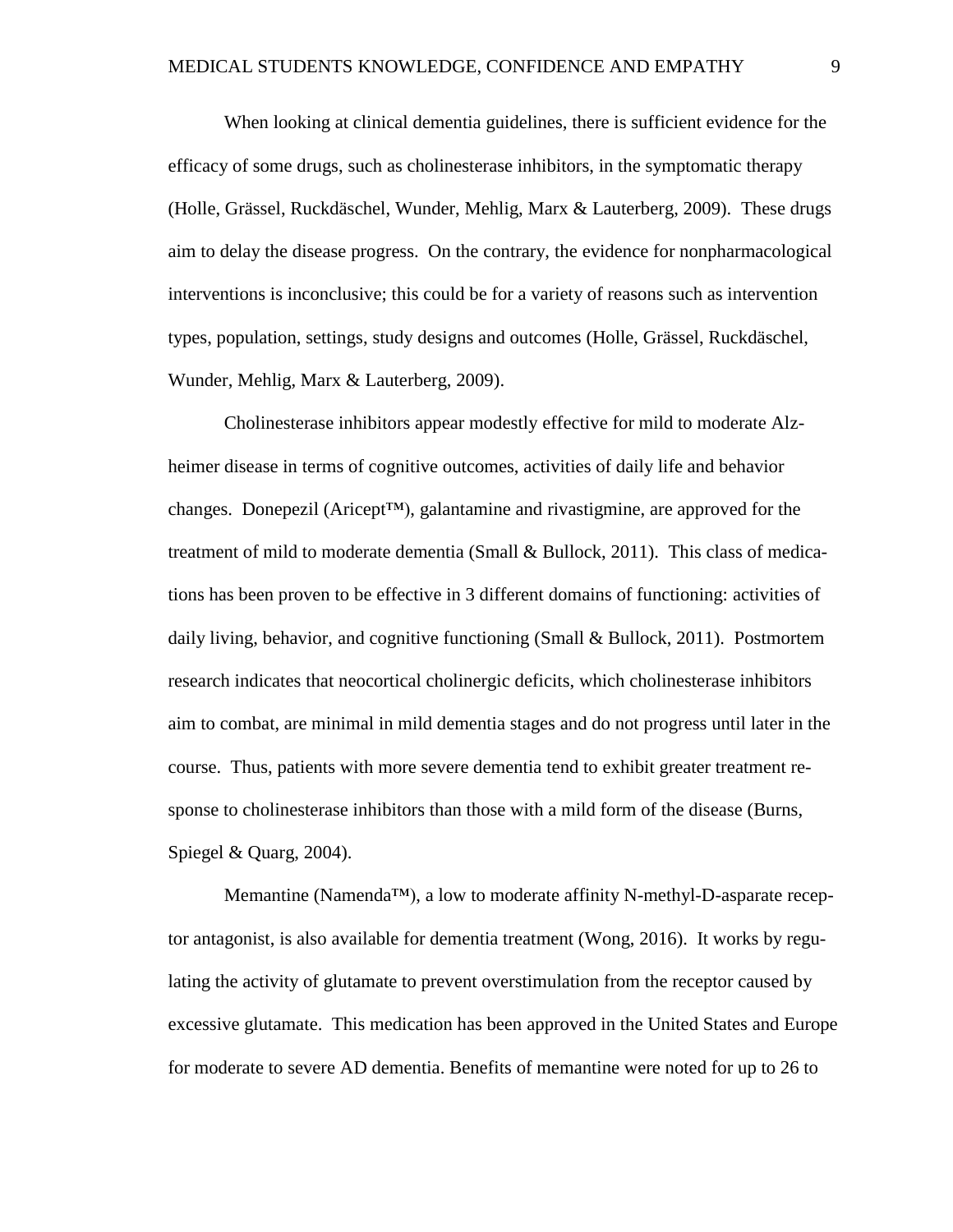When looking at clinical dementia guidelines, there is sufficient evidence for the efficacy of some drugs, such as cholinesterase inhibitors, in the symptomatic therapy (Holle, Grässel, Ruckdäschel, Wunder, Mehlig, Marx & Lauterberg, 2009). These drugs aim to delay the disease progress. On the contrary, the evidence for nonpharmacological interventions is inconclusive; this could be for a variety of reasons such as intervention types, population, settings, study designs and outcomes (Holle, Grässel, Ruckdäschel, Wunder, Mehlig, Marx & Lauterberg, 2009).

Cholinesterase inhibitors appear modestly effective for mild to moderate Alzheimer disease in terms of cognitive outcomes, activities of daily life and behavior changes. Donepezil (Aricept™), galantamine and rivastigmine, are approved for the treatment of mild to moderate dementia (Small & Bullock, 2011). This class of medications has been proven to be effective in 3 different domains of functioning: activities of daily living, behavior, and cognitive functioning (Small & Bullock, 2011). Postmortem research indicates that neocortical cholinergic deficits, which cholinesterase inhibitors aim to combat, are minimal in mild dementia stages and do not progress until later in the course. Thus, patients with more severe dementia tend to exhibit greater treatment response to cholinesterase inhibitors than those with a mild form of the disease (Burns, Spiegel & Quarg, 2004).

Memantine (Namenda™), a low to moderate affinity N-methyl-D-asparate receptor antagonist, is also available for dementia treatment (Wong, 2016). It works by regulating the activity of glutamate to prevent overstimulation from the receptor caused by excessive glutamate. This medication has been approved in the United States and Europe for moderate to severe AD dementia. Benefits of memantine were noted for up to 26 to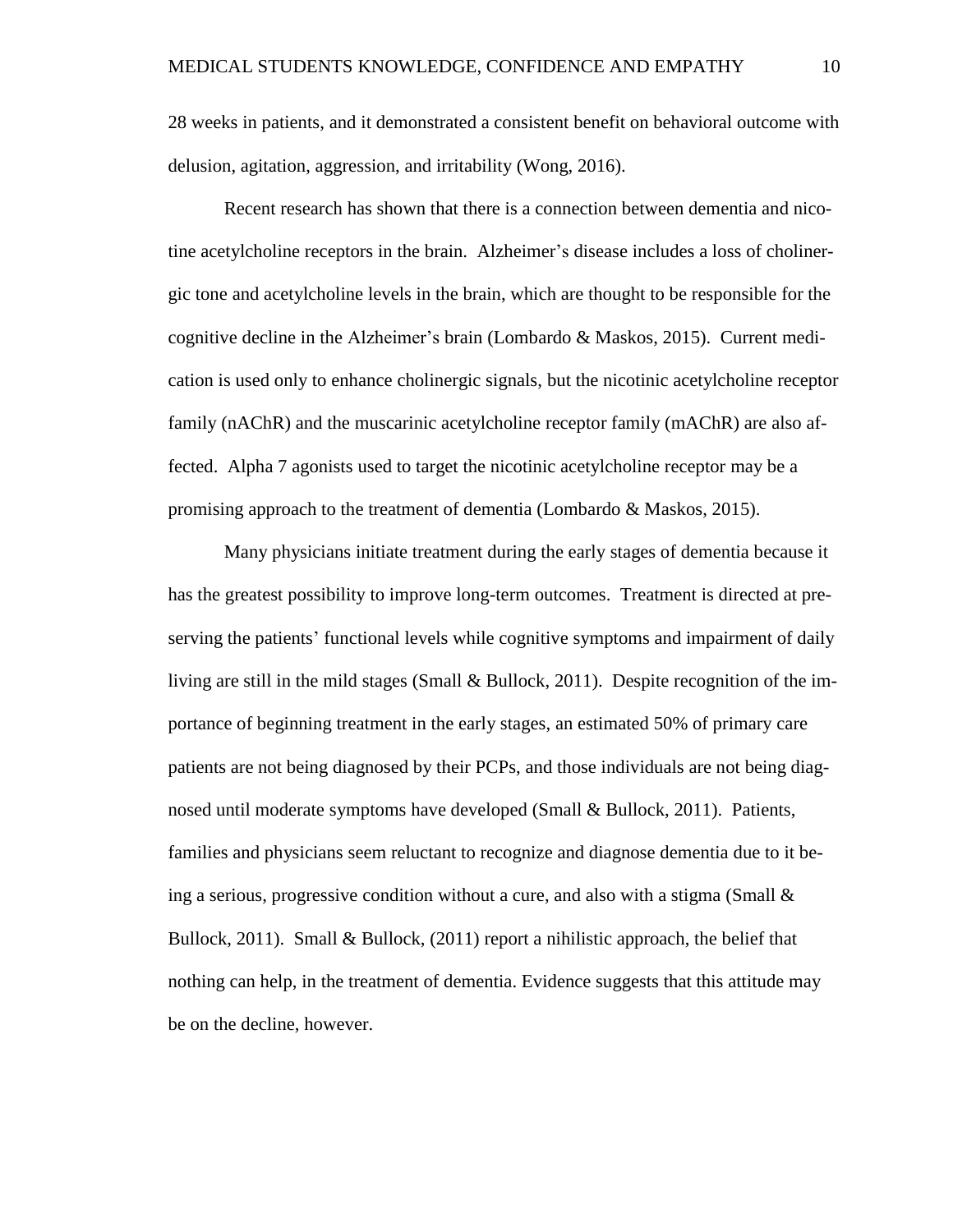28 weeks in patients, and it demonstrated a consistent benefit on behavioral outcome with delusion, agitation, aggression, and irritability (Wong, 2016).

Recent research has shown that there is a connection between dementia and nicotine acetylcholine receptors in the brain. Alzheimer's disease includes a loss of cholinergic tone and acetylcholine levels in the brain, which are thought to be responsible for the cognitive decline in the Alzheimer's brain (Lombardo & Maskos, 2015). Current medication is used only to enhance cholinergic signals, but the nicotinic acetylcholine receptor family (nAChR) and the muscarinic acetylcholine receptor family (mAChR) are also affected. Alpha 7 agonists used to target the nicotinic acetylcholine receptor may be a promising approach to the treatment of dementia (Lombardo & Maskos, 2015).

Many physicians initiate treatment during the early stages of dementia because it has the greatest possibility to improve long-term outcomes. Treatment is directed at preserving the patients' functional levels while cognitive symptoms and impairment of daily living are still in the mild stages (Small & Bullock, 2011). Despite recognition of the importance of beginning treatment in the early stages, an estimated 50% of primary care patients are not being diagnosed by their PCPs, and those individuals are not being diagnosed until moderate symptoms have developed (Small & Bullock, 2011). Patients, families and physicians seem reluctant to recognize and diagnose dementia due to it being a serious, progressive condition without a cure, and also with a stigma (Small & Bullock, 2011). Small & Bullock, (2011) report a nihilistic approach, the belief that nothing can help, in the treatment of dementia. Evidence suggests that this attitude may be on the decline, however.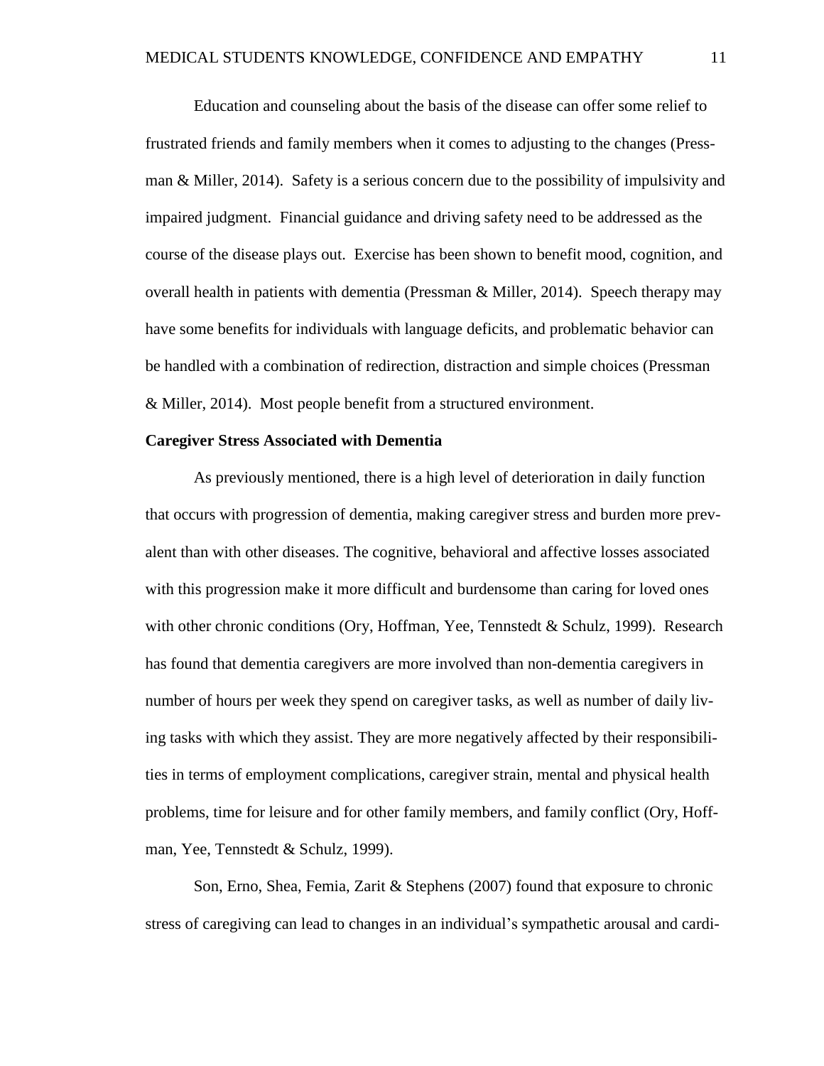Education and counseling about the basis of the disease can offer some relief to frustrated friends and family members when it comes to adjusting to the changes (Pressman & Miller, 2014). Safety is a serious concern due to the possibility of impulsivity and impaired judgment. Financial guidance and driving safety need to be addressed as the course of the disease plays out. Exercise has been shown to benefit mood, cognition, and overall health in patients with dementia (Pressman & Miller, 2014). Speech therapy may have some benefits for individuals with language deficits, and problematic behavior can be handled with a combination of redirection, distraction and simple choices (Pressman & Miller, 2014). Most people benefit from a structured environment.

**Caregiver Stress Associated with Dementia**

As previously mentioned, there is a high level of deterioration in daily function that occurs with progression of dementia, making caregiver stress and burden more prevalent than with other diseases. The cognitive, behavioral and affective losses associated with this progression make it more difficult and burdensome than caring for loved ones with other chronic conditions (Ory, Hoffman, Yee, Tennstedt & Schulz, 1999). Research has found that dementia caregivers are more involved than non-dementia caregivers in number of hours per week they spend on caregiver tasks, as well as number of daily living tasks with which they assist. They are more negatively affected by their responsibilities in terms of employment complications, caregiver strain, mental and physical health problems, time for leisure and for other family members, and family conflict (Ory, Hoffman, Yee, Tennstedt & Schulz, 1999).

Son, Erno, Shea, Femia, Zarit & Stephens (2007) found that exposure to chronic stress of caregiving can lead to changes in an individual's sympathetic arousal and cardi-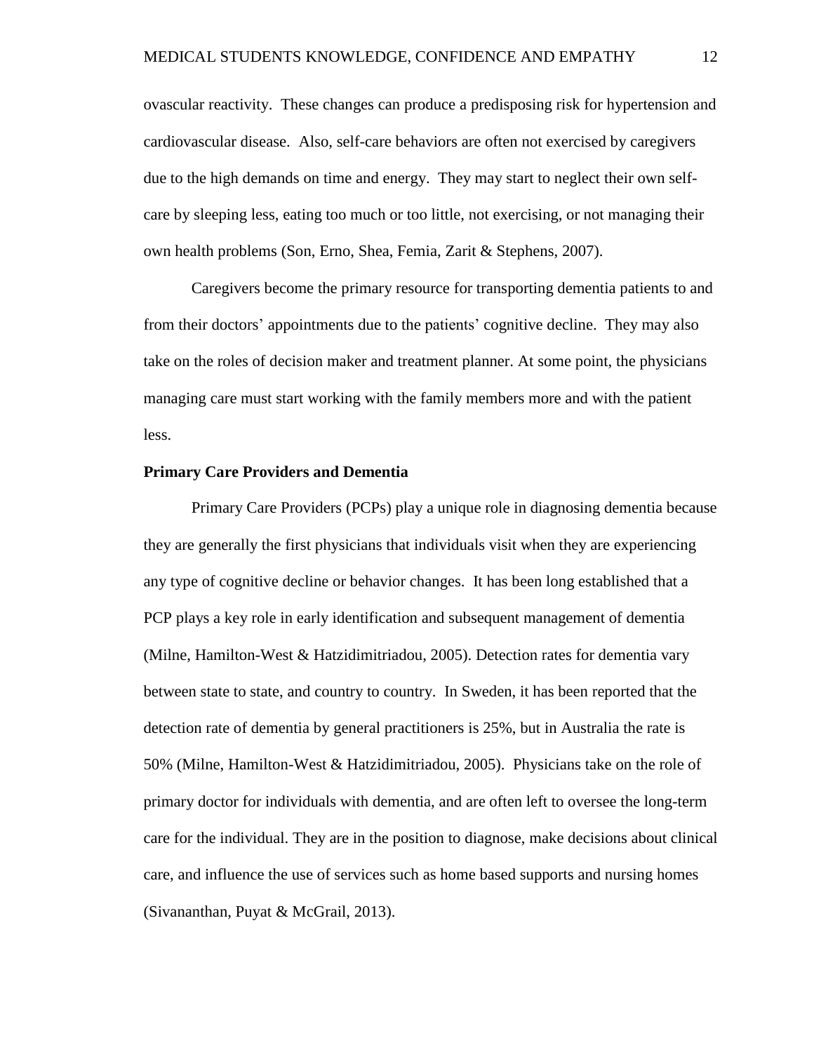ovascular reactivity. These changes can produce a predisposing risk for hypertension and cardiovascular disease. Also, self-care behaviors are often not exercised by caregivers due to the high demands on time and energy. They may start to neglect their own self-care by sleeping less, eating too much or too little, not exercising, or not managing their own health problems (Son, Erno, Shea, Femia, Zarit & Stephens, 2007).

Caregivers become the primary resource for transporting dementia patients to and from their doctors' appointments due to the patients' cognitive decline. They may also take on the roles of decision maker and treatment planner. At some point, the physicians managing care must start working with the family members more and with the patient less.

**Primary Care Providers and Dementia**

Primary Care Providers (PCPs) play a unique role in diagnosing dementia because they are generally the first physicians that individuals visit when they are experiencing any type of cognitive decline or behavior changes. It has been long established that a PCP plays a key role in early identification and subsequent management of dementia (Milne, Hamilton-West & Hatzidimitriadou, 2005). Detection rates for dementia vary between state to state, and country to country. In Sweden, it has been reported that the detection rate of dementia by general practitioners is 25%, but in Australia the rate is 50% (Milne, Hamilton-West & Hatzidimitriadou, 2005). Physicians take on the role of primary doctor for individuals with dementia, and are often left to oversee the long-term care for the individual. They are in the position to diagnose, make decisions about clinical care, and influence the use of services such as home based supports and nursing homes (Sivananthan, Puyat & McGrail, 2013).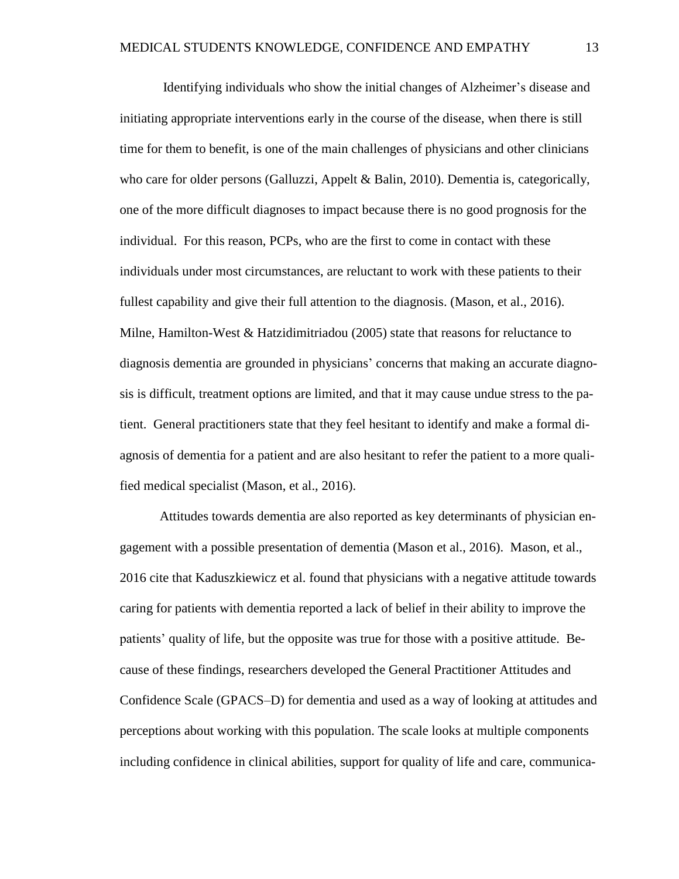Identifying individuals who show the initial changes of Alzheimer's disease and initiating appropriate interventions early in the course of the disease, when there is still time for them to benefit, is one of the main challenges of physicians and other clinicians who care for older persons (Galluzzi, Appelt & Balin, 2010). Dementia is, categorically, one of the more difficult diagnoses to impact because there is no good prognosis for the individual. For this reason, PCPs, who are the first to come in contact with these individuals under most circumstances, are reluctant to work with these patients to their fullest capability and give their full attention to the diagnosis. (Mason, et al., 2016). Milne, Hamilton-West & Hatzidimitriadou (2005) state that reasons for reluctance to diagnosis dementia are grounded in physicians' concerns that making an accurate diagnosis is difficult, treatment options are limited, and that it may cause undue stress to the patient. General practitioners state that they feel hesitant to identify and make a formal diagnosis of dementia for a patient and are also hesitant to refer the patient to a more qualified medical specialist (Mason, et al., 2016).

Attitudes towards dementia are also reported as key determinants of physician engagement with a possible presentation of dementia (Mason et al., 2016). Mason, et al., 2016 cite that Kaduszkiewicz et al. found that physicians with a negative attitude towards caring for patients with dementia reported a lack of belief in their ability to improve the patients' quality of life, but the opposite was true for those with a positive attitude. Because of these findings, researchers developed the General Practitioner Attitudes and Confidence Scale (GPACS–D) for dementia and used as a way of looking at attitudes and perceptions about working with this population. The scale looks at multiple components including confidence in clinical abilities, support for quality of life and care, communica-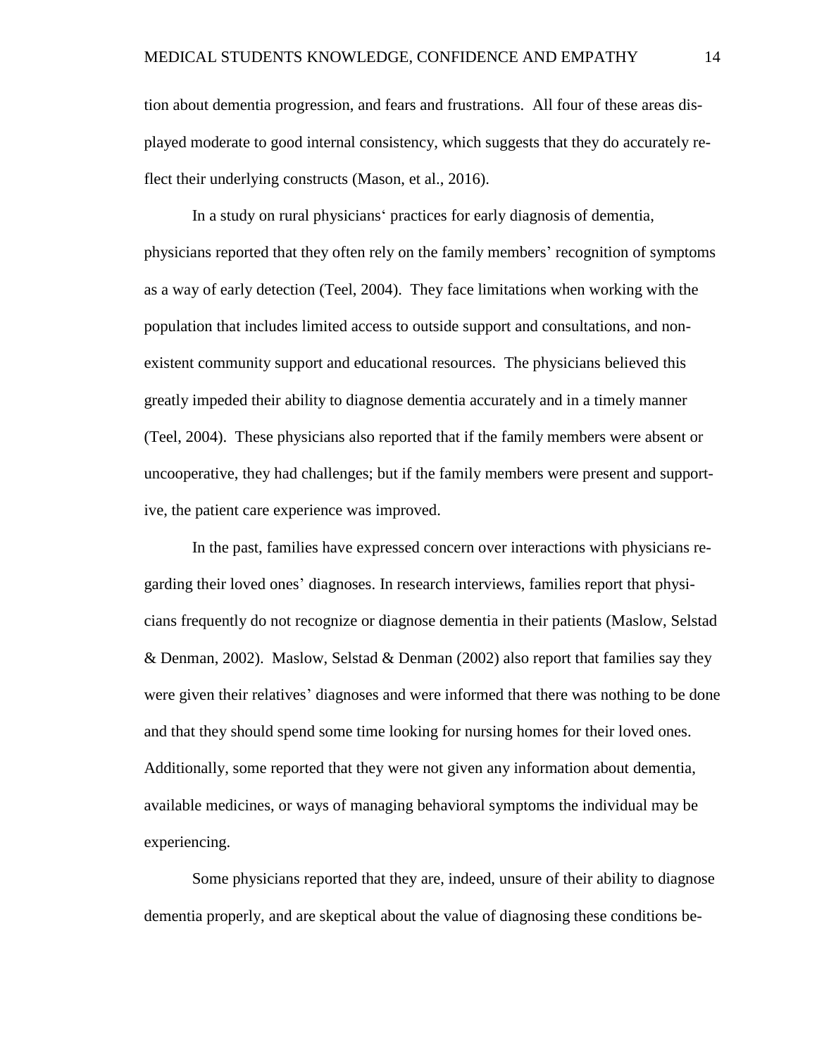tion about dementia progression, and fears and frustrations. All four of these areas displayed moderate to good internal consistency, which suggests that they do accurately reflect their underlying constructs (Mason, et al., 2016).

In a study on rural physicians' practices for early diagnosis of dementia, physicians reported that they often rely on the family members' recognition of symptoms as a way of early detection (Teel, 2004). They face limitations when working with the population that includes limited access to outside support and consultations, and non-existent community support and educational resources. The physicians believed this greatly impeded their ability to diagnose dementia accurately and in a timely manner (Teel, 2004). These physicians also reported that if the family members were absent or uncooperative, they had challenges; but if the family members were present and supportive, the patient care experience was improved.

In the past, families have expressed concern over interactions with physicians regarding their loved ones' diagnoses. In research interviews, families report that physicians frequently do not recognize or diagnose dementia in their patients (Maslow, Selstad & Denman, 2002). Maslow, Selstad & Denman (2002) also report that families say they were given their relatives' diagnoses and were informed that there was nothing to be done and that they should spend some time looking for nursing homes for their loved ones. Additionally, some reported that they were not given any information about dementia, available medicines, or ways of managing behavioral symptoms the individual may be experiencing.

Some physicians reported that they are, indeed, unsure of their ability to diagnose dementia properly, and are skeptical about the value of diagnosing these conditions be-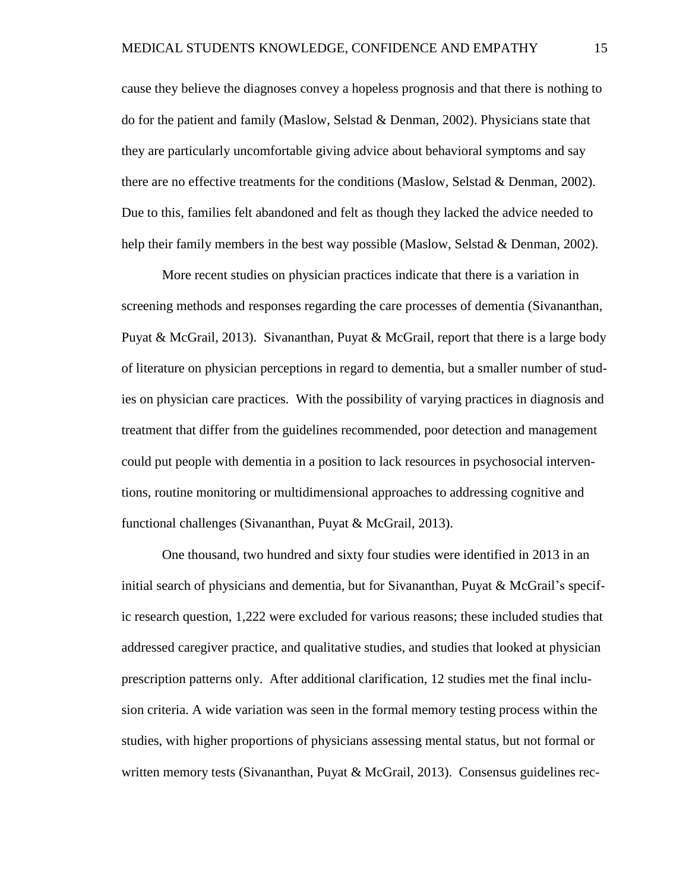cause they believe the diagnoses convey a hopeless prognosis and that there is nothing to do for the patient and family (Maslow, Selstad & Denman, 2002). Physicians state that they are particularly uncomfortable giving advice about behavioral symptoms and say there are no effective treatments for the conditions (Maslow, Selstad & Denman, 2002). Due to this, families felt abandoned and felt as though they lacked the advice needed to help their family members in the best way possible (Maslow, Selstad & Denman, 2002).

More recent studies on physician practices indicate that there is a variation in screening methods and responses regarding the care processes of dementia (Sivananthan, Puyat & McGrail, 2013). Sivananthan, Puyat & McGrail, report that there is a large body of literature on physician perceptions in regard to dementia, but a smaller number of studies on physician care practices. With the possibility of varying practices in diagnosis and treatment that differ from the guidelines recommended, poor detection and management could put people with dementia in a position to lack resources in psychosocial interventions, routine monitoring or multidimensional approaches to addressing cognitive and functional challenges (Sivananthan, Puyat & McGrail, 2013).

One thousand, two hundred and sixty four studies were identified in 2013 in an initial search of physicians and dementia, but for Sivananthan, Puyat & McGrail's specific research question, 1,222 were excluded for various reasons; these included studies that addressed caregiver practice, and qualitative studies, and studies that looked at physician prescription patterns only. After additional clarification, 12 studies met the final inclusion criteria. A wide variation was seen in the formal memory testing process within the studies, with higher proportions of physicians assessing mental status, but not formal or written memory tests (Sivananthan, Puyat & McGrail, 2013). Consensus guidelines rec-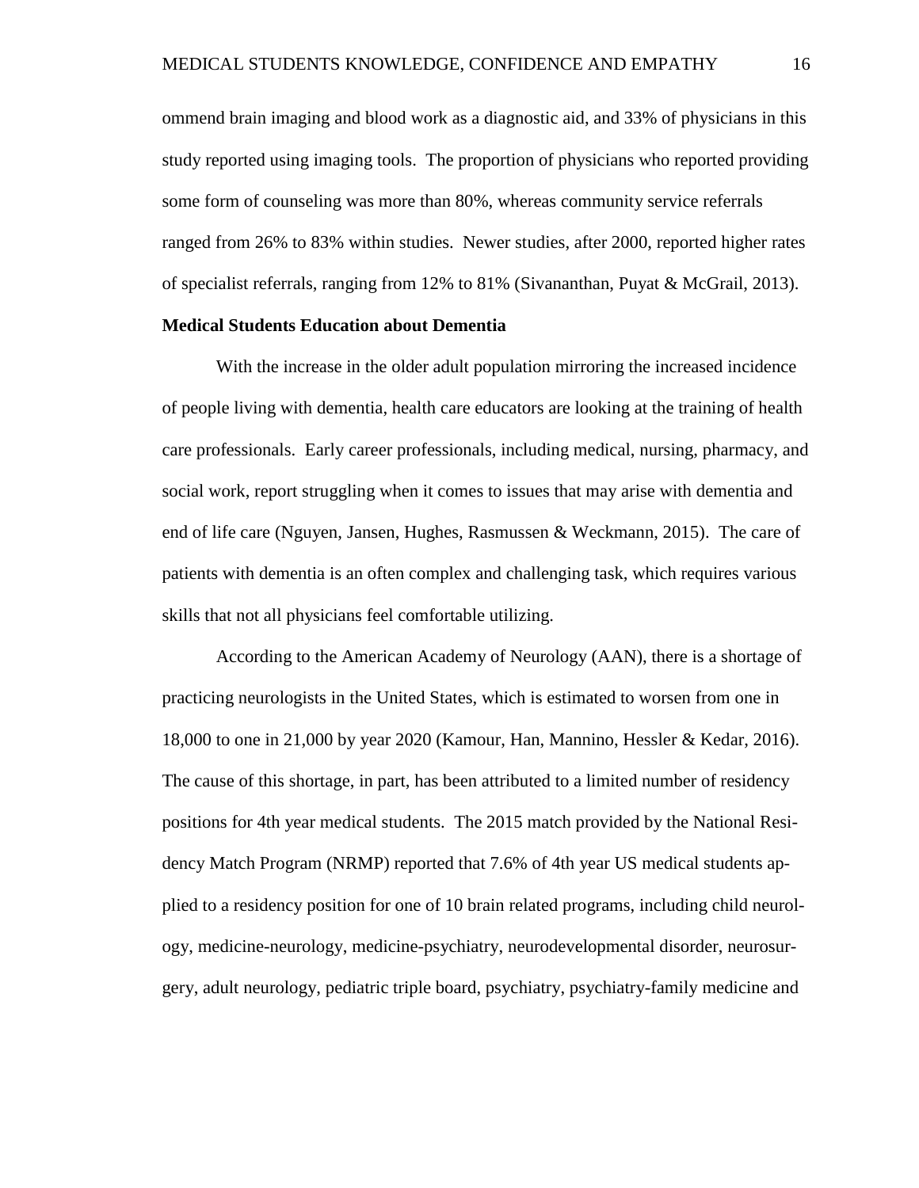ommend brain imaging and blood work as a diagnostic aid, and 33% of physicians in this study reported using imaging tools. The proportion of physicians who reported providing some form of counseling was more than 80%, whereas community service referrals ranged from 26% to 83% within studies. Newer studies, after 2000, reported higher rates of specialist referrals, ranging from 12% to 81% (Sivananthan, Puyat & McGrail, 2013).

**Medical Students Education about Dementia**

With the increase in the older adult population mirroring the increased incidence of people living with dementia, health care educators are looking at the training of health care professionals. Early career professionals, including medical, nursing, pharmacy, and social work, report struggling when it comes to issues that may arise with dementia and end of life care (Nguyen, Jansen, Hughes, Rasmussen & Weckmann, 2015). The care of patients with dementia is an often complex and challenging task, which requires various skills that not all physicians feel comfortable utilizing.

According to the American Academy of Neurology (AAN), there is a shortage of practicing neurologists in the United States, which is estimated to worsen from one in 18,000 to one in 21,000 by year 2020 (Kamour, Han, Mannino, Hessler & Kedar, 2016). The cause of this shortage, in part, has been attributed to a limited number of residency positions for 4th year medical students. The 2015 match provided by the National Residency Match Program (NRMP) reported that 7.6% of 4th year US medical students applied to a residency position for one of 10 brain related programs, including child neurology, medicine-neurology, medicine-psychiatry, neurodevelopmental disorder, neurosurgery, adult neurology, pediatric triple board, psychiatry, psychiatry-family medicine and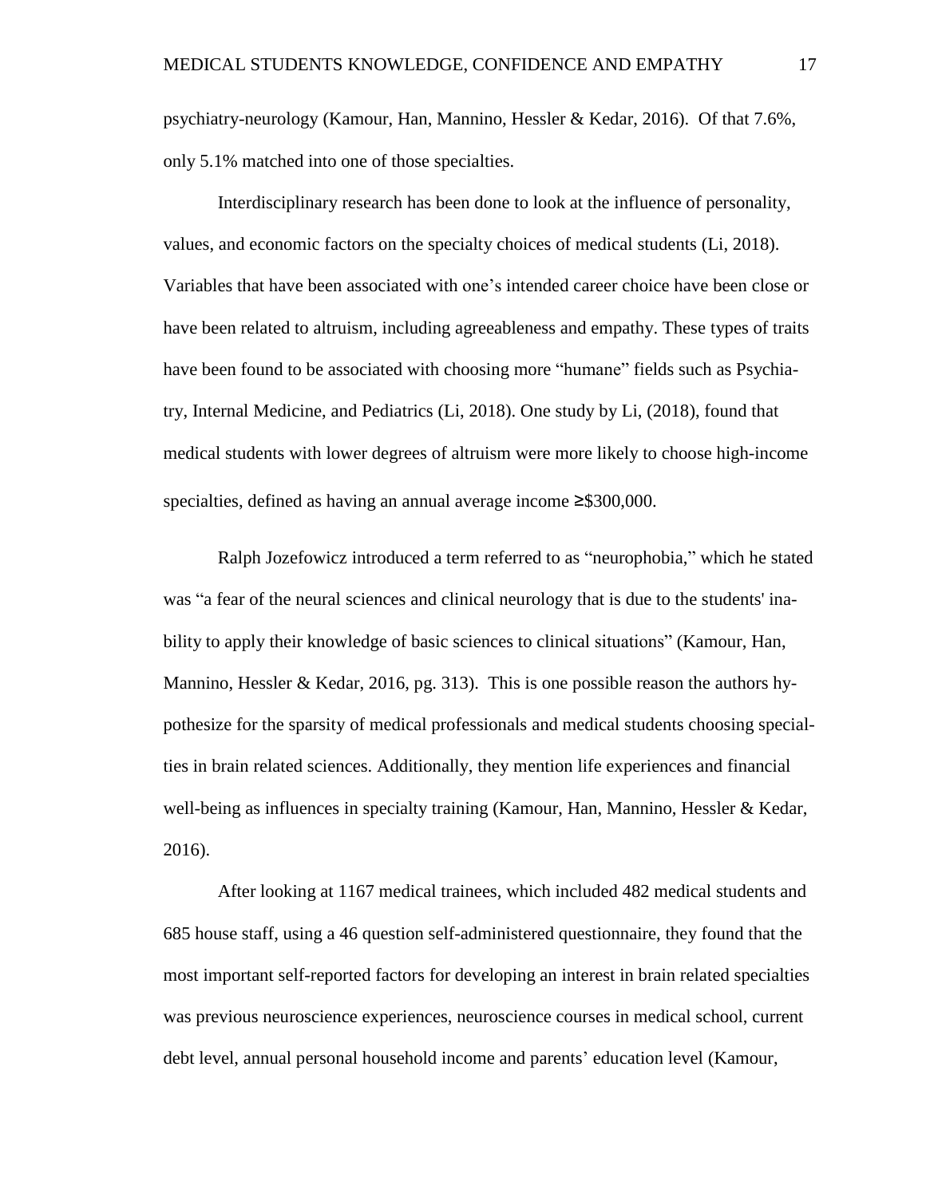psychiatry-neurology (Kamour, Han, Mannino, Hessler & Kedar, 2016). Of that 7.6%, only 5.1% matched into one of those specialties.

Interdisciplinary research has been done to look at the influence of personality, values, and economic factors on the specialty choices of medical students (Li, 2018). Variables that have been associated with one's intended career choice have been close or have been related to altruism, including agreeableness and empathy. These types of traits have been found to be associated with choosing more "humane" fields such as Psychiatry, Internal Medicine, and Pediatrics (Li, 2018). One study by Li, (2018), found that medical students with lower degrees of altruism were more likely to choose high-income specialties, defined as having an annual average income ≥$300,000.

Ralph Jozefowicz introduced a term referred to as "neurophobia," which he stated was "a fear of the neural sciences and clinical neurology that is due to the students' inability to apply their knowledge of basic sciences to clinical situations" (Kamour, Han, Mannino, Hessler & Kedar, 2016, pg. 313). This is one possible reason the authors hypothesize for the sparsity of medical professionals and medical students choosing specialties in brain related sciences. Additionally, they mention life experiences and financial well-being as influences in specialty training (Kamour, Han, Mannino, Hessler & Kedar, 2016).

After looking at 1167 medical trainees, which included 482 medical students and 685 house staff, using a 46 question self-administered questionnaire, they found that the most important self-reported factors for developing an interest in brain related specialties was previous neuroscience experiences, neuroscience courses in medical school, current debt level, annual personal household income and parents' education level (Kamour,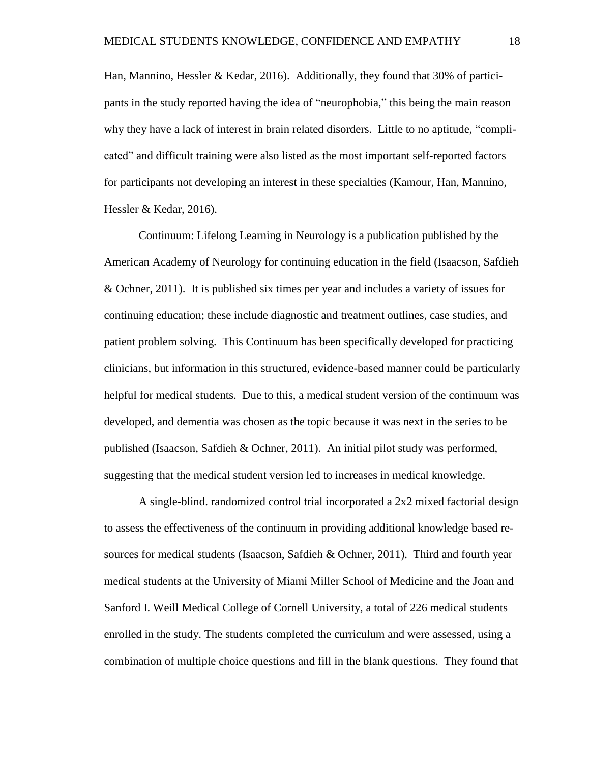Han, Mannino, Hessler & Kedar, 2016). Additionally, they found that 30% of participants in the study reported having the idea of "neurophobia," this being the main reason why they have a lack of interest in brain related disorders. Little to no aptitude, "complicated" and difficult training were also listed as the most important self-reported factors for participants not developing an interest in these specialties (Kamour, Han, Mannino, Hessler & Kedar, 2016).

Continuum: Lifelong Learning in Neurology is a publication published by the American Academy of Neurology for continuing education in the field (Isaacson, Safdieh & Ochner, 2011). It is published six times per year and includes a variety of issues for continuing education; these include diagnostic and treatment outlines, case studies, and patient problem solving. This Continuum has been specifically developed for practicing clinicians, but information in this structured, evidence-based manner could be particularly helpful for medical students. Due to this, a medical student version of the continuum was developed, and dementia was chosen as the topic because it was next in the series to be published (Isaacson, Safdieh & Ochner, 2011). An initial pilot study was performed, suggesting that the medical student version led to increases in medical knowledge.

A single-blind. randomized control trial incorporated a 2x2 mixed factorial design to assess the effectiveness of the continuum in providing additional knowledge based resources for medical students (Isaacson, Safdieh & Ochner, 2011). Third and fourth year medical students at the University of Miami Miller School of Medicine and the Joan and Sanford I. Weill Medical College of Cornell University, a total of 226 medical students enrolled in the study. The students completed the curriculum and were assessed, using a combination of multiple choice questions and fill in the blank questions. They found that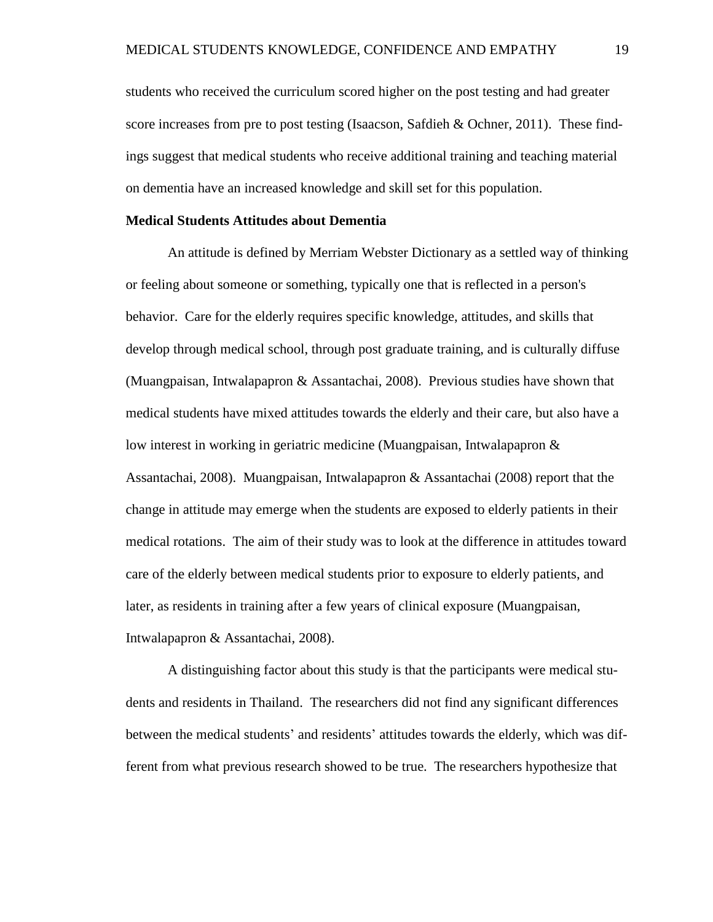students who received the curriculum scored higher on the post testing and had greater score increases from pre to post testing (Isaacson, Safdieh & Ochner, 2011). These findings suggest that medical students who receive additional training and teaching material on dementia have an increased knowledge and skill set for this population.

**Medical Students Attitudes about Dementia**

An attitude is defined by Merriam Webster Dictionary as a settled way of thinking or feeling about someone or something, typically one that is reflected in a person's behavior. Care for the elderly requires specific knowledge, attitudes, and skills that develop through medical school, through post graduate training, and is culturally diffuse (Muangpaisan, Intwalapapron & Assantachai, 2008). Previous studies have shown that medical students have mixed attitudes towards the elderly and their care, but also have a low interest in working in geriatric medicine (Muangpaisan, Intwalapapron & Assantachai, 2008). Muangpaisan, Intwalapapron & Assantachai (2008) report that the change in attitude may emerge when the students are exposed to elderly patients in their medical rotations. The aim of their study was to look at the difference in attitudes toward care of the elderly between medical students prior to exposure to elderly patients, and later, as residents in training after a few years of clinical exposure (Muangpaisan, Intwalapapron & Assantachai, 2008).

A distinguishing factor about this study is that the participants were medical students and residents in Thailand. The researchers did not find any significant differences between the medical students' and residents' attitudes towards the elderly, which was different from what previous research showed to be true. The researchers hypothesize that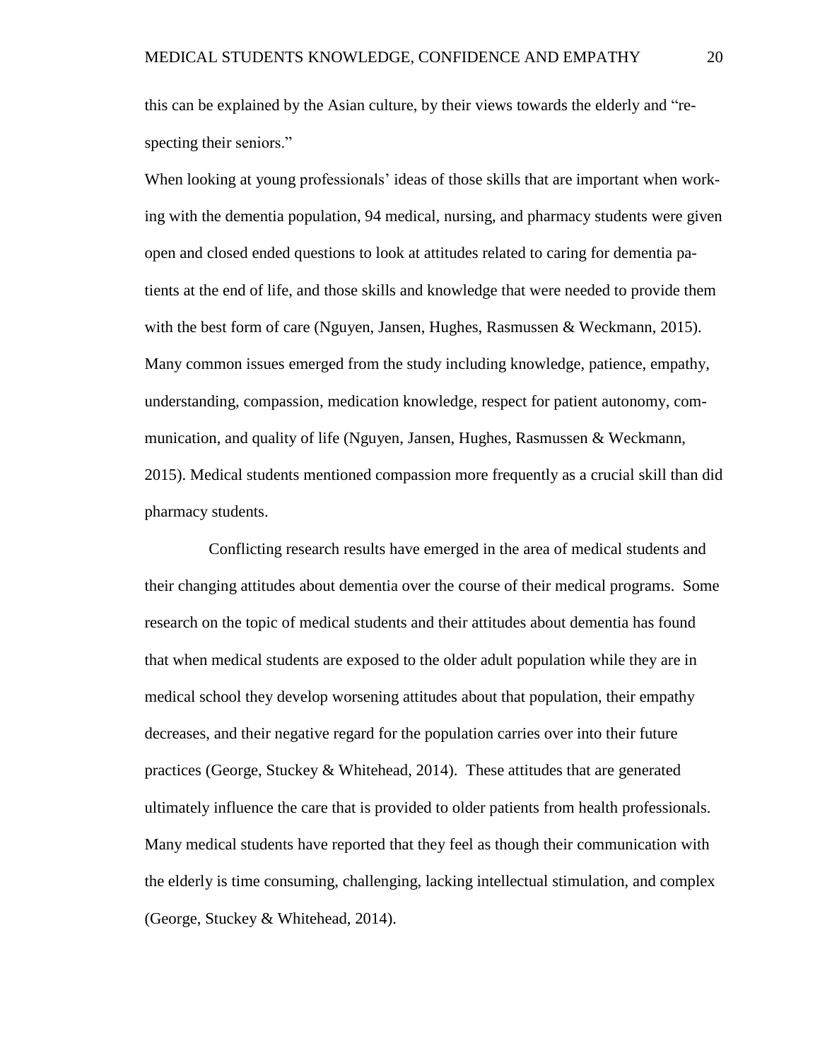this can be explained by the Asian culture, by their views towards the elderly and "respecting their seniors."

When looking at young professionals' ideas of those skills that are important when working with the dementia population, 94 medical, nursing, and pharmacy students were given open and closed ended questions to look at attitudes related to caring for dementia patients at the end of life, and those skills and knowledge that were needed to provide them with the best form of care (Nguyen, Jansen, Hughes, Rasmussen & Weckmann, 2015). Many common issues emerged from the study including knowledge, patience, empathy, understanding, compassion, medication knowledge, respect for patient autonomy, communication, and quality of life (Nguyen, Jansen, Hughes, Rasmussen & Weckmann, 2015). Medical students mentioned compassion more frequently as a crucial skill than did pharmacy students.

Conflicting research results have emerged in the area of medical students and their changing attitudes about dementia over the course of their medical programs. Some research on the topic of medical students and their attitudes about dementia has found that when medical students are exposed to the older adult population while they are in medical school they develop worsening attitudes about that population, their empathy decreases, and their negative regard for the population carries over into their future practices (George, Stuckey & Whitehead, 2014). These attitudes that are generated ultimately influence the care that is provided to older patients from health professionals. Many medical students have reported that they feel as though their communication with the elderly is time consuming, challenging, lacking intellectual stimulation, and complex (George, Stuckey & Whitehead, 2014).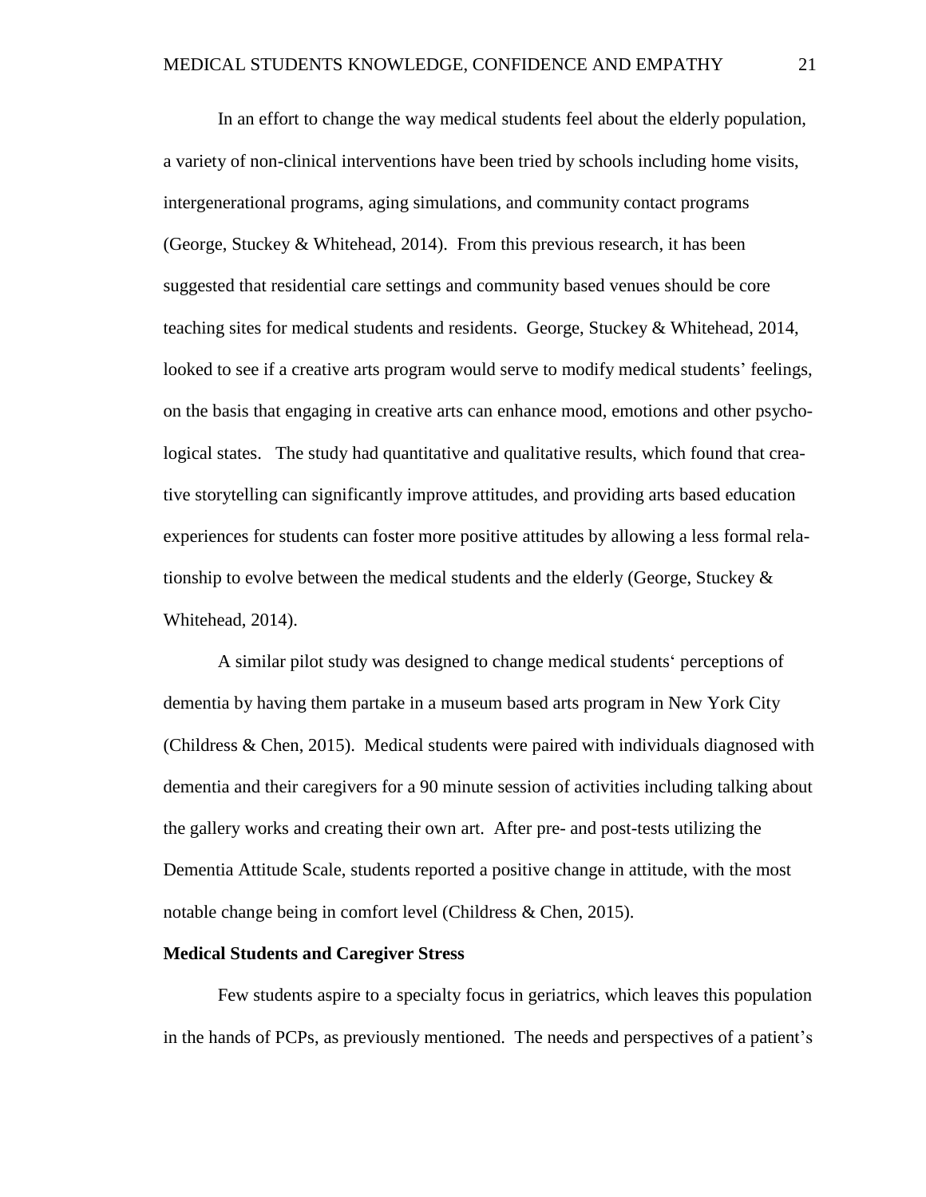In an effort to change the way medical students feel about the elderly population, a variety of non-clinical interventions have been tried by schools including home visits, intergenerational programs, aging simulations, and community contact programs (George, Stuckey & Whitehead, 2014). From this previous research, it has been suggested that residential care settings and community based venues should be core teaching sites for medical students and residents. George, Stuckey & Whitehead, 2014, looked to see if a creative arts program would serve to modify medical students' feelings, on the basis that engaging in creative arts can enhance mood, emotions and other psychological states. The study had quantitative and qualitative results, which found that creative storytelling can significantly improve attitudes, and providing arts based education experiences for students can foster more positive attitudes by allowing a less formal relationship to evolve between the medical students and the elderly (George, Stuckey & Whitehead, 2014).

A similar pilot study was designed to change medical students' perceptions of dementia by having them partake in a museum based arts program in New York City (Childress & Chen, 2015). Medical students were paired with individuals diagnosed with dementia and their caregivers for a 90 minute session of activities including talking about the gallery works and creating their own art. After pre- and post-tests utilizing the Dementia Attitude Scale, students reported a positive change in attitude, with the most notable change being in comfort level (Childress & Chen, 2015).

**Medical Students and Caregiver Stress**

Few students aspire to a specialty focus in geriatrics, which leaves this population in the hands of PCPs, as previously mentioned. The needs and perspectives of a patient's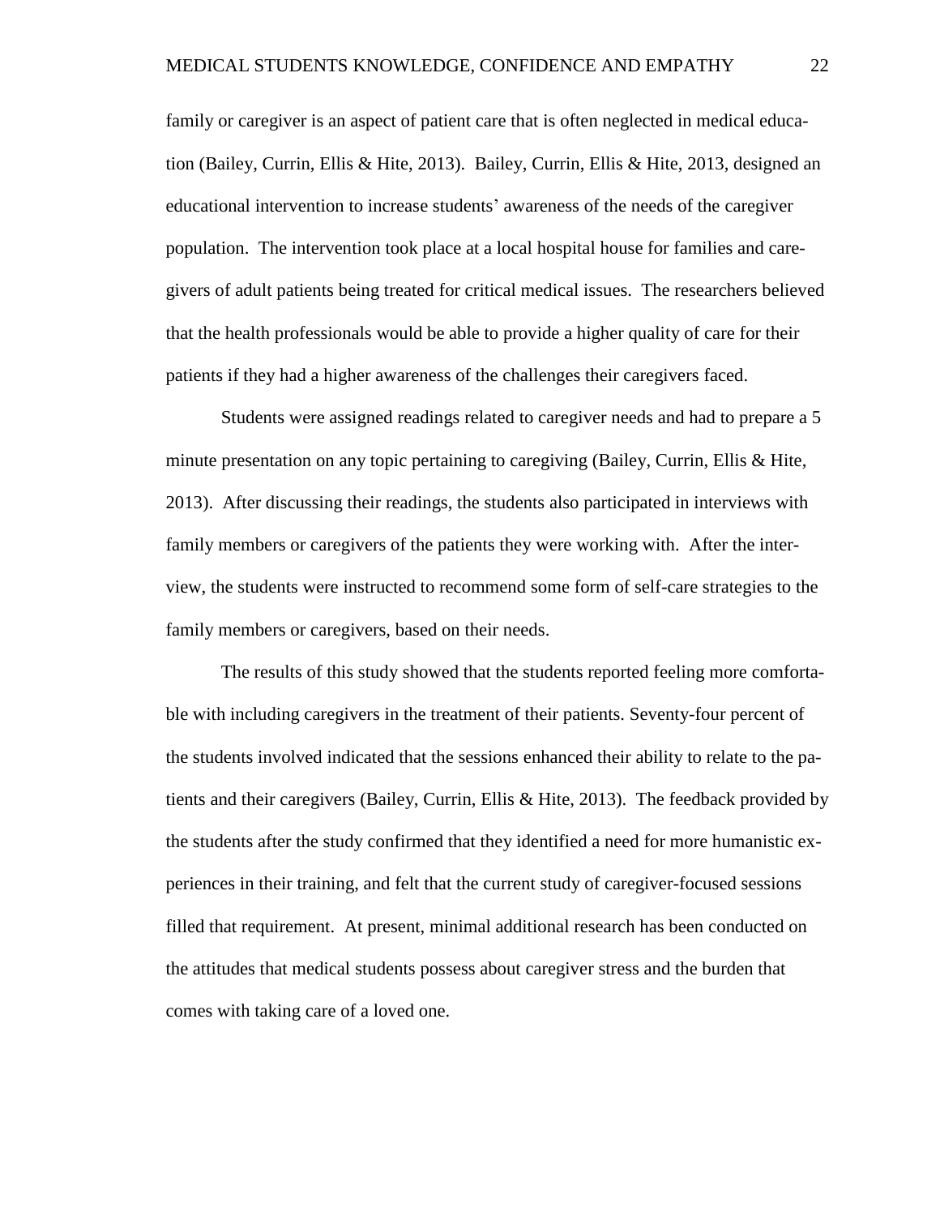family or caregiver is an aspect of patient care that is often neglected in medical education (Bailey, Currin, Ellis & Hite, 2013). Bailey, Currin, Ellis & Hite, 2013, designed an educational intervention to increase students' awareness of the needs of the caregiver population. The intervention took place at a local hospital house for families and caregivers of adult patients being treated for critical medical issues. The researchers believed that the health professionals would be able to provide a higher quality of care for their patients if they had a higher awareness of the challenges their caregivers faced.

Students were assigned readings related to caregiver needs and had to prepare a 5 minute presentation on any topic pertaining to caregiving (Bailey, Currin, Ellis & Hite, 2013). After discussing their readings, the students also participated in interviews with family members or caregivers of the patients they were working with. After the interview, the students were instructed to recommend some form of self-care strategies to the family members or caregivers, based on their needs.

The results of this study showed that the students reported feeling more comfortable with including caregivers in the treatment of their patients. Seventy-four percent of the students involved indicated that the sessions enhanced their ability to relate to the patients and their caregivers (Bailey, Currin, Ellis & Hite, 2013). The feedback provided by the students after the study confirmed that they identified a need for more humanistic experiences in their training, and felt that the current study of caregiver-focused sessions filled that requirement. At present, minimal additional research has been conducted on the attitudes that medical students possess about caregiver stress and the burden that comes with taking care of a loved one.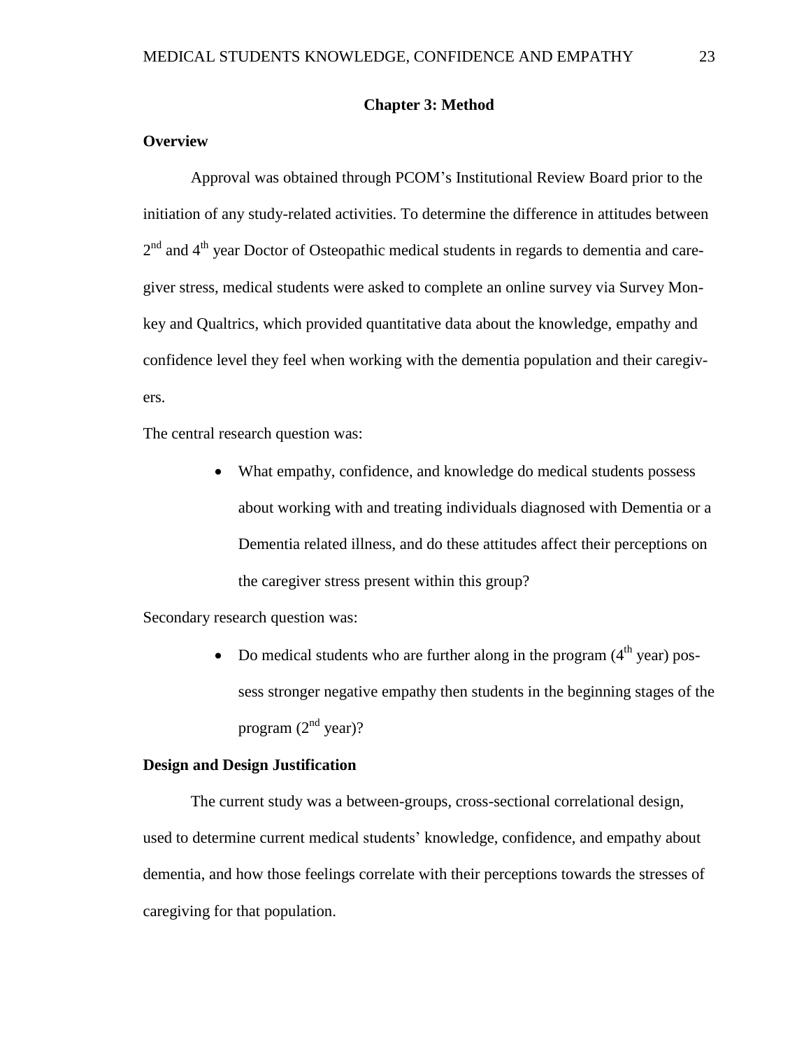# Chapter 3: Method

## Overview

Approval was obtained through PCOM's Institutional Review Board prior to the initiation of any study-related activities. To determine the difference in attitudes between 2nd and 4th year Doctor of Osteopathic medical students in regards to dementia and care-giver stress, medical students were asked to complete an online survey via Survey Monkey and Qualtrics, which provided quantitative data about the knowledge, empathy and confidence level they feel when working with the dementia population and their caregivers.

The central research question was:

- What empathy, confidence, and knowledge do medical students possess about working with and treating individuals diagnosed with Dementia or a Dementia related illness, and do these attitudes affect their perceptions on the caregiver stress present within this group?

Secondary research question was:

- Do medical students who are further along in the program (4th year) possess stronger negative empathy then students in the beginning stages of the program (2nd year)?

## Design and Design Justification

The current study was a between-groups, cross-sectional correlational design, used to determine current medical students' knowledge, confidence, and empathy about dementia, and how those feelings correlate with their perceptions towards the stresses of caregiving for that population.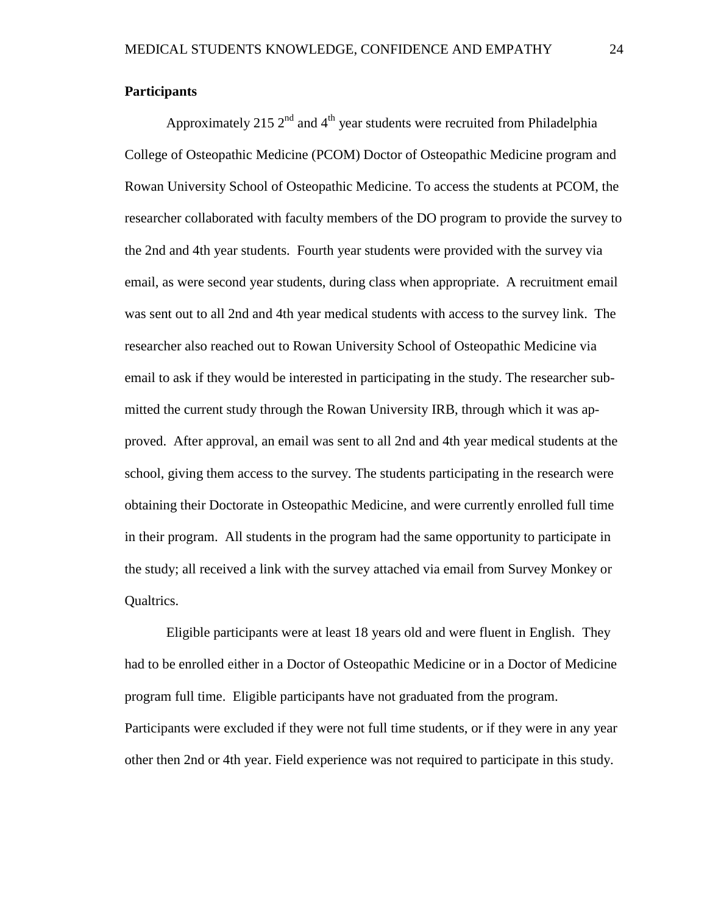**Participants**

Approximately 215 2nd and 4th year students were recruited from Philadelphia College of Osteopathic Medicine (PCOM) Doctor of Osteopathic Medicine program and Rowan University School of Osteopathic Medicine. To access the students at PCOM, the researcher collaborated with faculty members of the DO program to provide the survey to the 2nd and 4th year students. Fourth year students were provided with the survey via email, as were second year students, during class when appropriate. A recruitment email was sent out to all 2nd and 4th year medical students with access to the survey link. The researcher also reached out to Rowan University School of Osteopathic Medicine via email to ask if they would be interested in participating in the study. The researcher submitted the current study through the Rowan University IRB, through which it was approved. After approval, an email was sent to all 2nd and 4th year medical students at the school, giving them access to the survey. The students participating in the research were obtaining their Doctorate in Osteopathic Medicine, and were currently enrolled full time in their program. All students in the program had the same opportunity to participate in the study; all received a link with the survey attached via email from Survey Monkey or Qualtrics.

Eligible participants were at least 18 years old and were fluent in English. They had to be enrolled either in a Doctor of Osteopathic Medicine or in a Doctor of Medicine program full time. Eligible participants have not graduated from the program. Participants were excluded if they were not full time students, or if they were in any year other then 2nd or 4th year. Field experience was not required to participate in this study.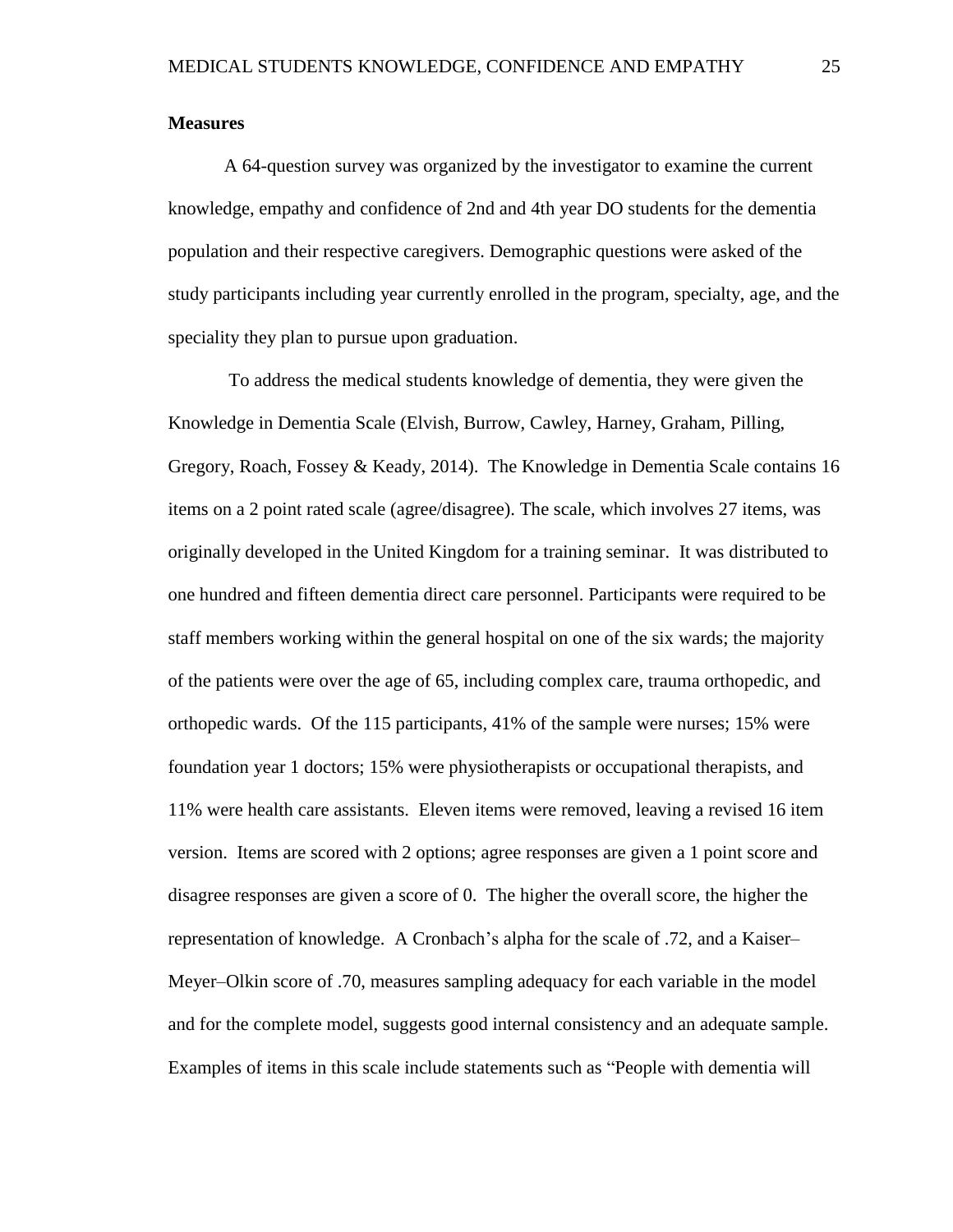**Measures**

A 64-question survey was organized by the investigator to examine the current knowledge, empathy and confidence of 2nd and 4th year DO students for the dementia population and their respective caregivers. Demographic questions were asked of the study participants including year currently enrolled in the program, specialty, age, and the speciality they plan to pursue upon graduation.

To address the medical students knowledge of dementia, they were given the Knowledge in Dementia Scale (Elvish, Burrow, Cawley, Harney, Graham, Pilling, Gregory, Roach, Fossey & Keady, 2014). The Knowledge in Dementia Scale contains 16 items on a 2 point rated scale (agree/disagree). The scale, which involves 27 items, was originally developed in the United Kingdom for a training seminar. It was distributed to one hundred and fifteen dementia direct care personnel. Participants were required to be staff members working within the general hospital on one of the six wards; the majority of the patients were over the age of 65, including complex care, trauma orthopedic, and orthopedic wards. Of the 115 participants, 41% of the sample were nurses; 15% were foundation year 1 doctors; 15% were physiotherapists or occupational therapists, and 11% were health care assistants. Eleven items were removed, leaving a revised 16 item version. Items are scored with 2 options; agree responses are given a 1 point score and disagree responses are given a score of 0. The higher the overall score, the higher the representation of knowledge. A Cronbach's alpha for the scale of .72, and a Kaiser–Meyer–Olkin score of .70, measures sampling adequacy for each variable in the model and for the complete model, suggests good internal consistency and an adequate sample. Examples of items in this scale include statements such as "People with dementia will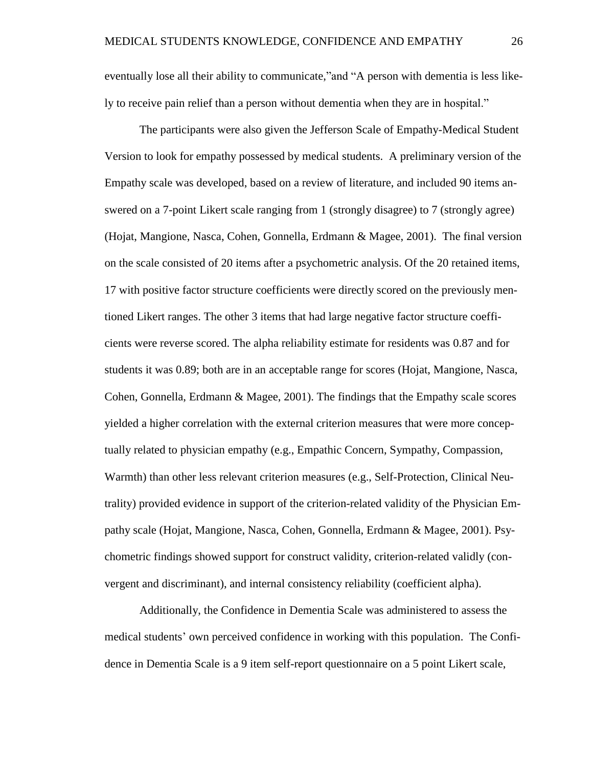eventually lose all their ability to communicate,"and "A person with dementia is less likely to receive pain relief than a person without dementia when they are in hospital."

The participants were also given the Jefferson Scale of Empathy-Medical Student Version to look for empathy possessed by medical students. A preliminary version of the Empathy scale was developed, based on a review of literature, and included 90 items answered on a 7-point Likert scale ranging from 1 (strongly disagree) to 7 (strongly agree) (Hojat, Mangione, Nasca, Cohen, Gonnella, Erdmann & Magee, 2001). The final version on the scale consisted of 20 items after a psychometric analysis. Of the 20 retained items, 17 with positive factor structure coefficients were directly scored on the previously mentioned Likert ranges. The other 3 items that had large negative factor structure coefficients were reverse scored. The alpha reliability estimate for residents was 0.87 and for students it was 0.89; both are in an acceptable range for scores (Hojat, Mangione, Nasca, Cohen, Gonnella, Erdmann & Magee, 2001). The findings that the Empathy scale scores yielded a higher correlation with the external criterion measures that were more conceptually related to physician empathy (e.g., Empathic Concern, Sympathy, Compassion, Warmth) than other less relevant criterion measures (e.g., Self-Protection, Clinical Neutrality) provided evidence in support of the criterion-related validity of the Physician Empathy scale (Hojat, Mangione, Nasca, Cohen, Gonnella, Erdmann & Magee, 2001). Psychometric findings showed support for construct validity, criterion-related validly (convergent and discriminant), and internal consistency reliability (coefficient alpha).

Additionally, the Confidence in Dementia Scale was administered to assess the medical students' own perceived confidence in working with this population. The Confidence in Dementia Scale is a 9 item self-report questionnaire on a 5 point Likert scale,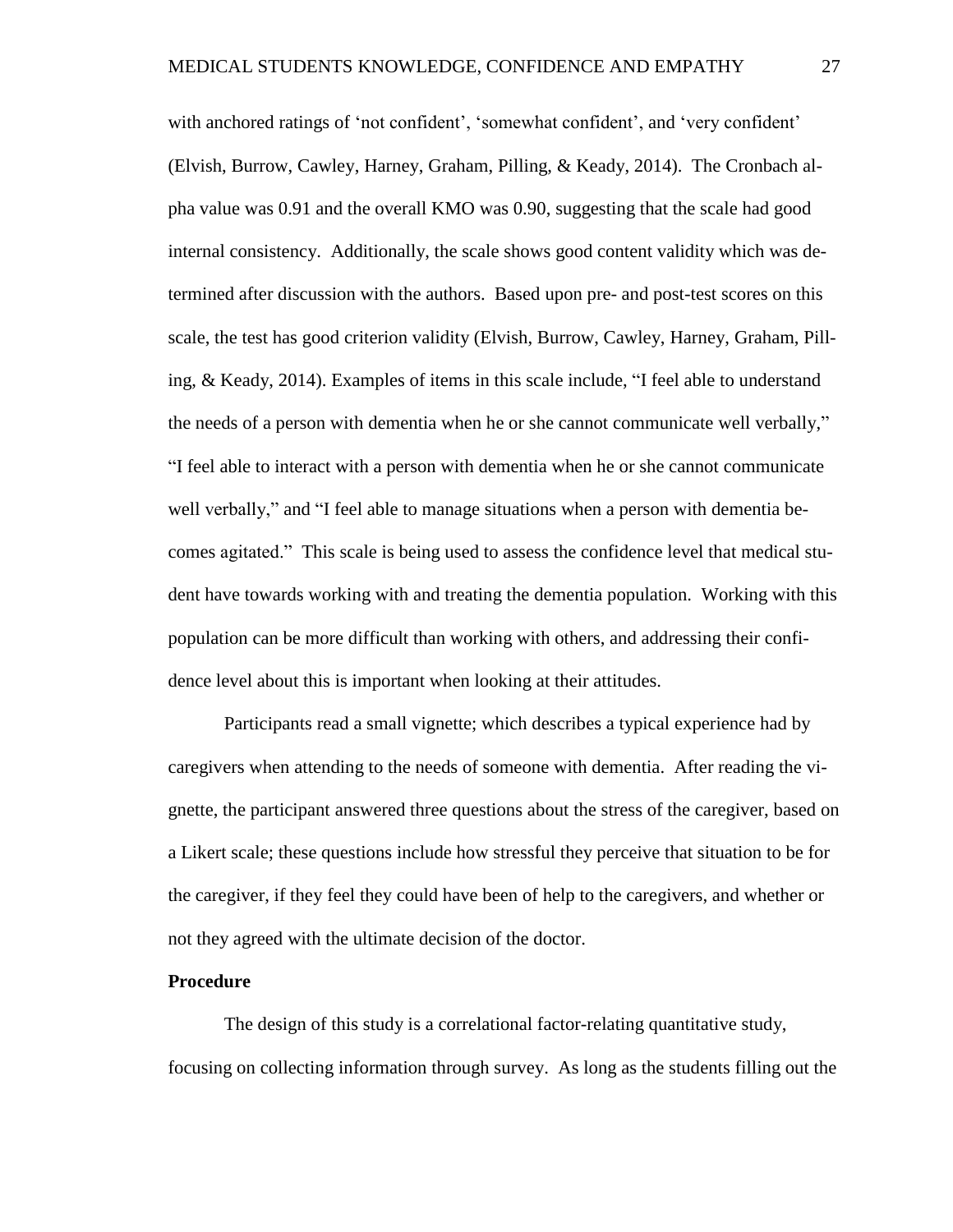with anchored ratings of 'not confident', 'somewhat confident', and 'very confident' (Elvish, Burrow, Cawley, Harney, Graham, Pilling, & Keady, 2014). The Cronbach alpha value was 0.91 and the overall KMO was 0.90, suggesting that the scale had good internal consistency. Additionally, the scale shows good content validity which was determined after discussion with the authors. Based upon pre- and post-test scores on this scale, the test has good criterion validity (Elvish, Burrow, Cawley, Harney, Graham, Pilling, & Keady, 2014). Examples of items in this scale include, "I feel able to understand the needs of a person with dementia when he or she cannot communicate well verbally," "I feel able to interact with a person with dementia when he or she cannot communicate well verbally," and "I feel able to manage situations when a person with dementia becomes agitated." This scale is being used to assess the confidence level that medical student have towards working with and treating the dementia population. Working with this population can be more difficult than working with others, and addressing their confidence level about this is important when looking at their attitudes.

Participants read a small vignette; which describes a typical experience had by caregivers when attending to the needs of someone with dementia. After reading the vignette, the participant answered three questions about the stress of the caregiver, based on a Likert scale; these questions include how stressful they perceive that situation to be for the caregiver, if they feel they could have been of help to the caregivers, and whether or not they agreed with the ultimate decision of the doctor.

**Procedure**

The design of this study is a correlational factor-relating quantitative study, focusing on collecting information through survey. As long as the students filling out the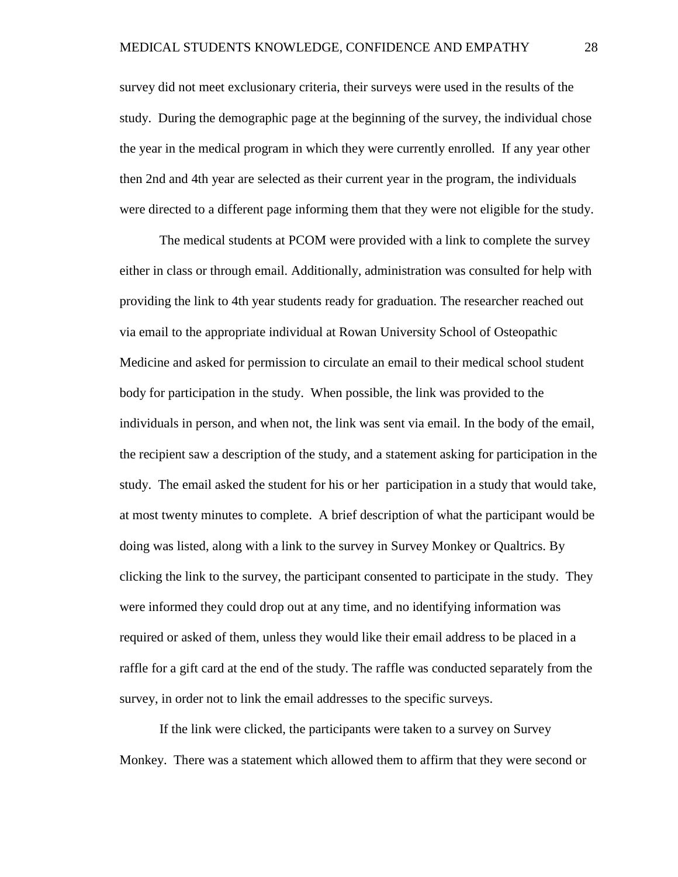survey did not meet exclusionary criteria, their surveys were used in the results of the study. During the demographic page at the beginning of the survey, the individual chose the year in the medical program in which they were currently enrolled. If any year other then 2nd and 4th year are selected as their current year in the program, the individuals were directed to a different page informing them that they were not eligible for the study.

The medical students at PCOM were provided with a link to complete the survey either in class or through email. Additionally, administration was consulted for help with providing the link to 4th year students ready for graduation. The researcher reached out via email to the appropriate individual at Rowan University School of Osteopathic Medicine and asked for permission to circulate an email to their medical school student body for participation in the study. When possible, the link was provided to the individuals in person, and when not, the link was sent via email. In the body of the email, the recipient saw a description of the study, and a statement asking for participation in the study. The email asked the student for his or her participation in a study that would take, at most twenty minutes to complete. A brief description of what the participant would be doing was listed, along with a link to the survey in Survey Monkey or Qualtrics. By clicking the link to the survey, the participant consented to participate in the study. They were informed they could drop out at any time, and no identifying information was required or asked of them, unless they would like their email address to be placed in a raffle for a gift card at the end of the study. The raffle was conducted separately from the survey, in order not to link the email addresses to the specific surveys.

If the link were clicked, the participants were taken to a survey on Survey Monkey. There was a statement which allowed them to affirm that they were second or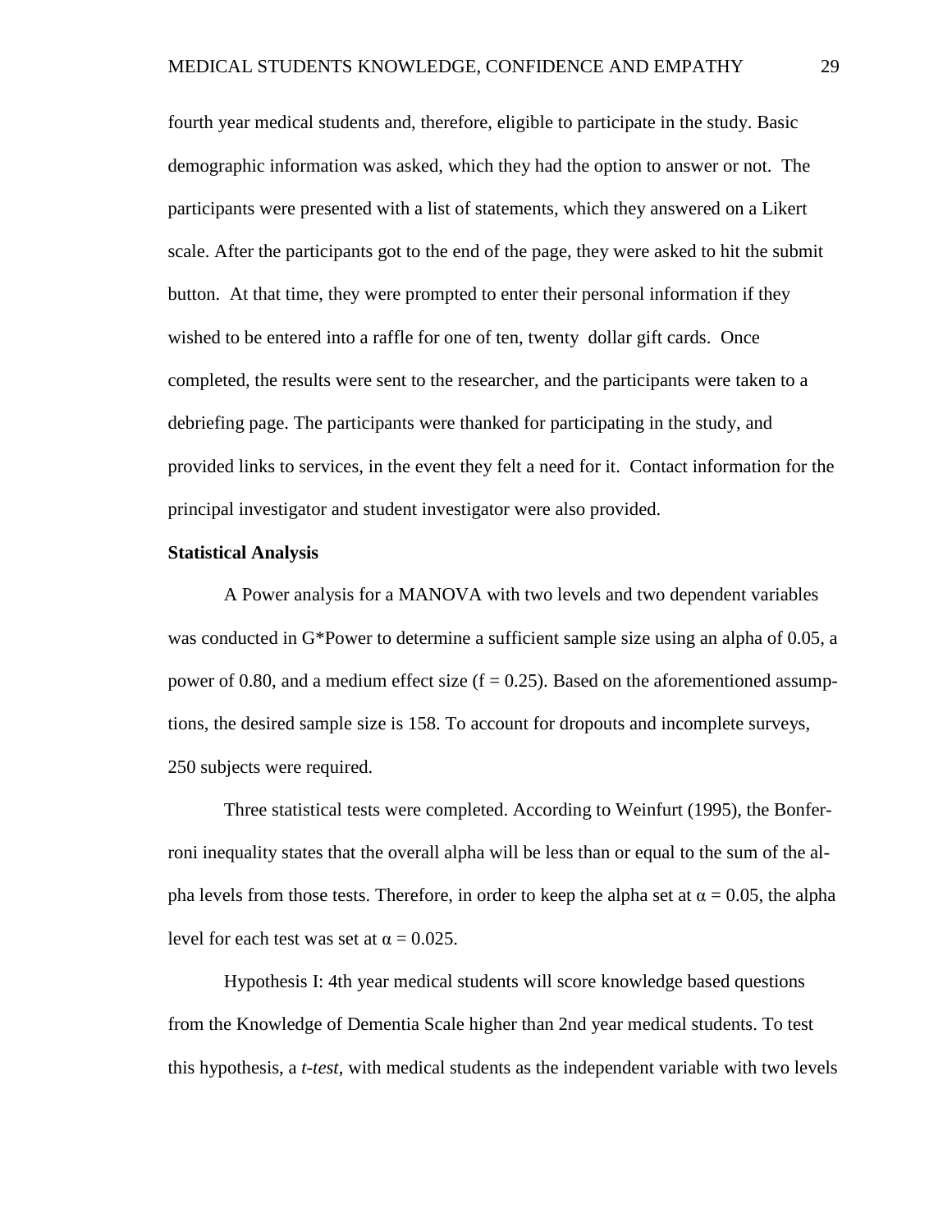fourth year medical students and, therefore, eligible to participate in the study. Basic demographic information was asked, which they had the option to answer or not. The participants were presented with a list of statements, which they answered on a Likert scale. After the participants got to the end of the page, they were asked to hit the submit button. At that time, they were prompted to enter their personal information if they wished to be entered into a raffle for one of ten, twenty dollar gift cards. Once completed, the results were sent to the researcher, and the participants were taken to a debriefing page. The participants were thanked for participating in the study, and provided links to services, in the event they felt a need for it. Contact information for the principal investigator and student investigator were also provided.

**Statistical Analysis**

A Power analysis for a MANOVA with two levels and two dependent variables was conducted in G*Power to determine a sufficient sample size using an alpha of 0.05, a power of 0.80, and a medium effect size ($f = 0.25$). Based on the aforementioned assumptions, the desired sample size is 158. To account for dropouts and incomplete surveys, 250 subjects were required.

Three statistical tests were completed. According to Weinfurt (1995), the Bonferroni inequality states that the overall alpha will be less than or equal to the sum of the alpha levels from those tests. Therefore, in order to keep the alpha set at $\alpha = 0.05$, the alpha level for each test was set at $\alpha = 0.025$.

Hypothesis I: 4th year medical students will score knowledge based questions from the Knowledge of Dementia Scale higher than 2nd year medical students. To test this hypothesis, a *t-test*, with medical students as the independent variable with two levels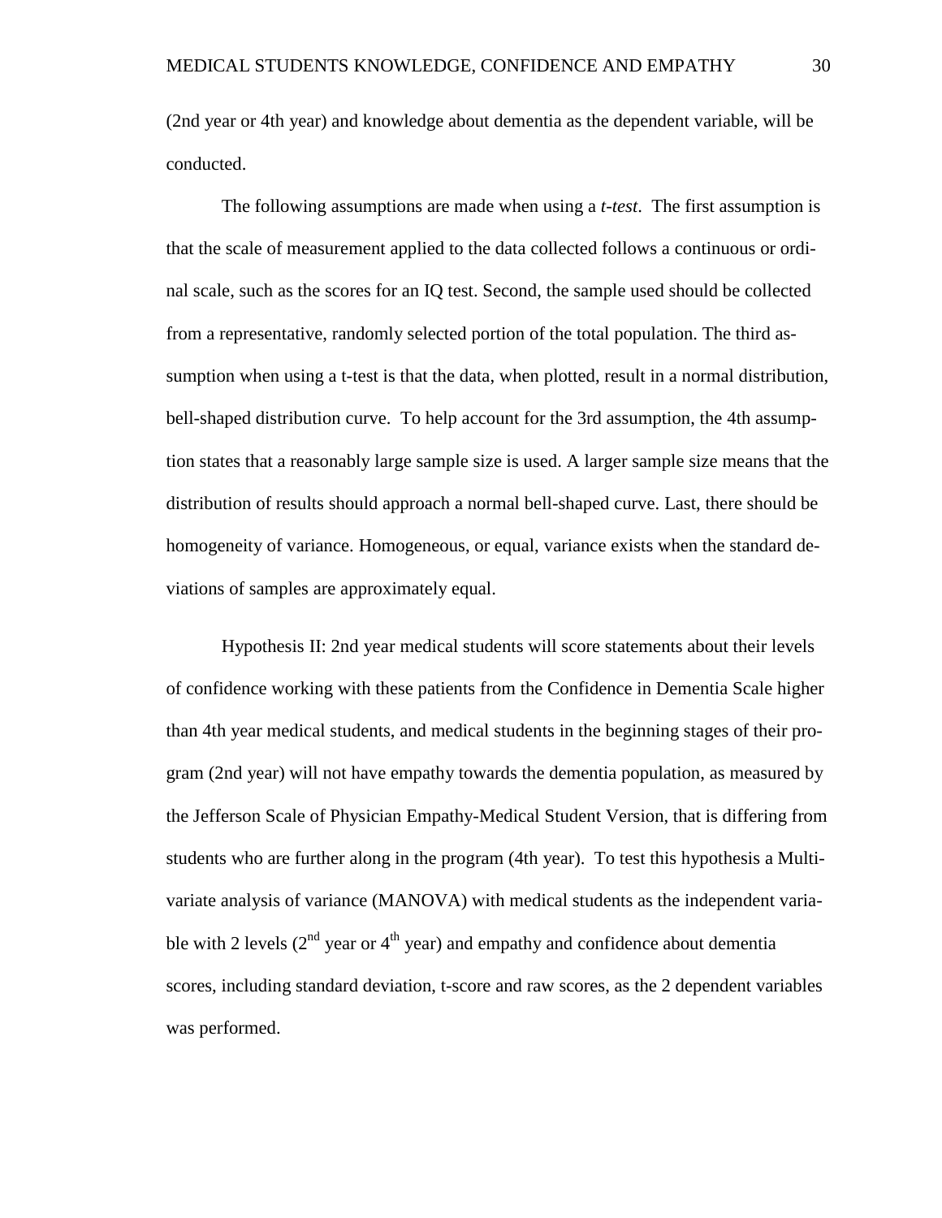(2nd year or 4th year) and knowledge about dementia as the dependent variable, will be conducted.

The following assumptions are made when using a *t-test*. The first assumption is that the scale of measurement applied to the data collected follows a continuous or ordinal scale, such as the scores for an IQ test. Second, the sample used should be collected from a representative, randomly selected portion of the total population. The third assumption when using a t-test is that the data, when plotted, result in a normal distribution, bell-shaped distribution curve. To help account for the 3rd assumption, the 4th assumption states that a reasonably large sample size is used. A larger sample size means that the distribution of results should approach a normal bell-shaped curve. Last, there should be homogeneity of variance. Homogeneous, or equal, variance exists when the standard deviations of samples are approximately equal.

Hypothesis II: 2nd year medical students will score statements about their levels of confidence working with these patients from the Confidence in Dementia Scale higher than 4th year medical students, and medical students in the beginning stages of their program (2nd year) will not have empathy towards the dementia population, as measured by the Jefferson Scale of Physician Empathy-Medical Student Version, that is differing from students who are further along in the program (4th year). To test this hypothesis a Multivariate analysis of variance (MANOVA) with medical students as the independent variable with 2 levels ($2^{nd}$ year or $4^{th}$ year) and empathy and confidence about dementia scores, including standard deviation, t-score and raw scores, as the 2 dependent variables was performed.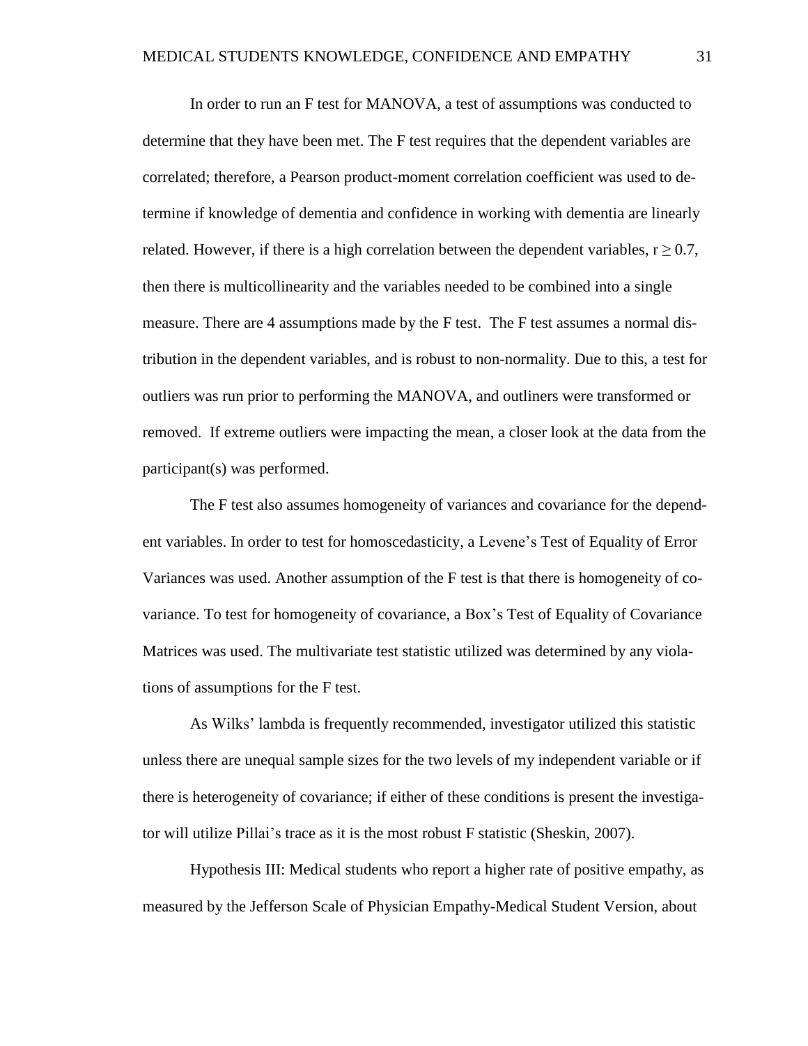In order to run an F test for MANOVA, a test of assumptions was conducted to determine that they have been met. The F test requires that the dependent variables are correlated; therefore, a Pearson product-moment correlation coefficient was used to determine if knowledge of dementia and confidence in working with dementia are linearly related. However, if there is a high correlation between the dependent variables, $r \geq 0.7$, then there is multicollinearity and the variables needed to be combined into a single measure. There are 4 assumptions made by the F test. The F test assumes a normal distribution in the dependent variables, and is robust to non-normality. Due to this, a test for outliers was run prior to performing the MANOVA, and outliners were transformed or removed. If extreme outliers were impacting the mean, a closer look at the data from the participant(s) was performed.

The F test also assumes homogeneity of variances and covariance for the dependent variables. In order to test for homoscedasticity, a Levene's Test of Equality of Error Variances was used. Another assumption of the F test is that there is homogeneity of covariance. To test for homogeneity of covariance, a Box's Test of Equality of Covariance Matrices was used. The multivariate test statistic utilized was determined by any violations of assumptions for the F test.

As Wilks' lambda is frequently recommended, investigator utilized this statistic unless there are unequal sample sizes for the two levels of my independent variable or if there is heterogeneity of covariance; if either of these conditions is present the investigator will utilize Pillai's trace as it is the most robust F statistic (Sheskin, 2007).

Hypothesis III: Medical students who report a higher rate of positive empathy, as measured by the Jefferson Scale of Physician Empathy-Medical Student Version, about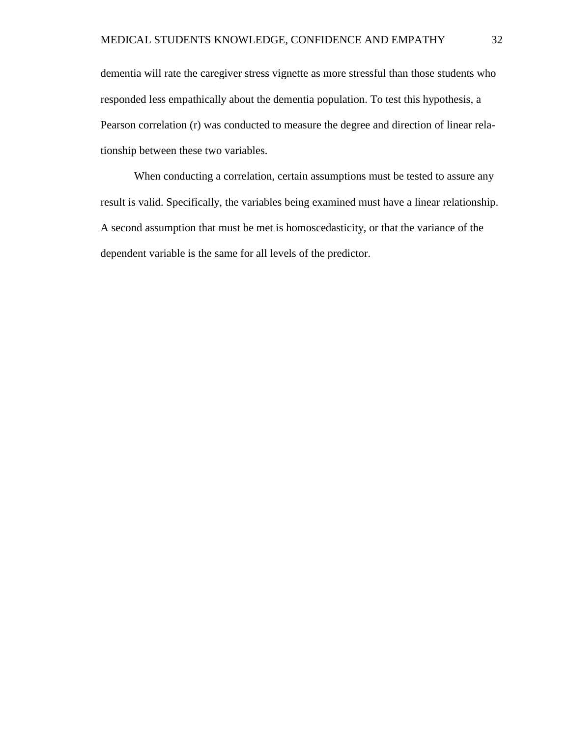dementia will rate the caregiver stress vignette as more stressful than those students who responded less empathically about the dementia population. To test this hypothesis, a Pearson correlation (r) was conducted to measure the degree and direction of linear relationship between these two variables.

When conducting a correlation, certain assumptions must be tested to assure any result is valid. Specifically, the variables being examined must have a linear relationship. A second assumption that must be met is homoscedasticity, or that the variance of the dependent variable is the same for all levels of the predictor.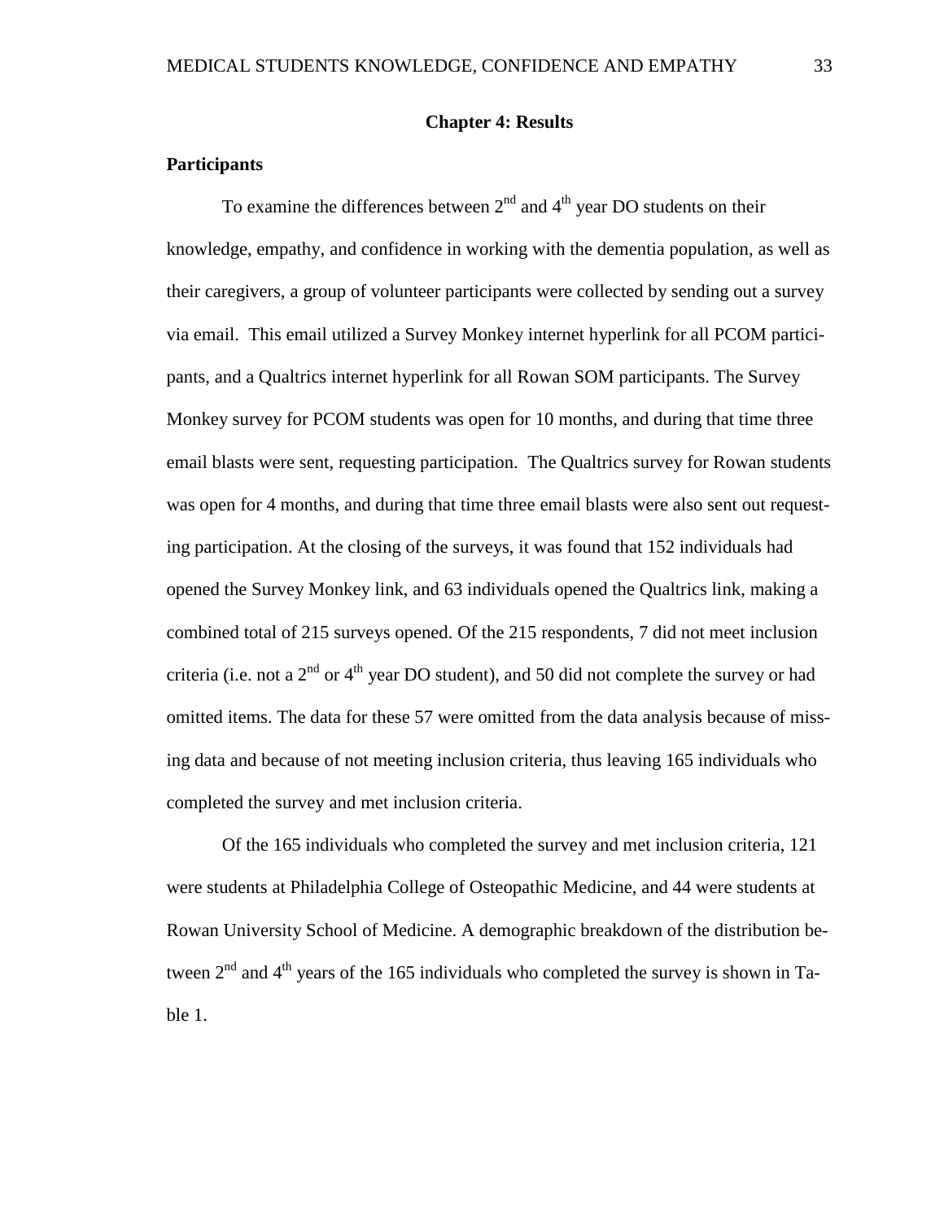# Chapter 4: Results

## Participants

To examine the differences between $2^{nd}$ and $4^{th}$ year DO students on their knowledge, empathy, and confidence in working with the dementia population, as well as their caregivers, a group of volunteer participants were collected by sending out a survey via email. This email utilized a Survey Monkey internet hyperlink for all PCOM participants, and a Qualtrics internet hyperlink for all Rowan SOM participants. The Survey Monkey survey for PCOM students was open for 10 months, and during that time three email blasts were sent, requesting participation. The Qualtrics survey for Rowan students was open for 4 months, and during that time three email blasts were also sent out requesting participation. At the closing of the surveys, it was found that 152 individuals had opened the Survey Monkey link, and 63 individuals opened the Qualtrics link, making a combined total of 215 surveys opened. Of the 215 respondents, 7 did not meet inclusion criteria (i.e. not a $2^{nd}$ or $4^{th}$ year DO student), and 50 did not complete the survey or had omitted items. The data for these 57 were omitted from the data analysis because of missing data and because of not meeting inclusion criteria, thus leaving 165 individuals who completed the survey and met inclusion criteria.

Of the 165 individuals who completed the survey and met inclusion criteria, 121 were students at Philadelphia College of Osteopathic Medicine, and 44 were students at Rowan University School of Medicine. A demographic breakdown of the distribution between $2^{nd}$ and $4^{th}$ years of the 165 individuals who completed the survey is shown in Table 1.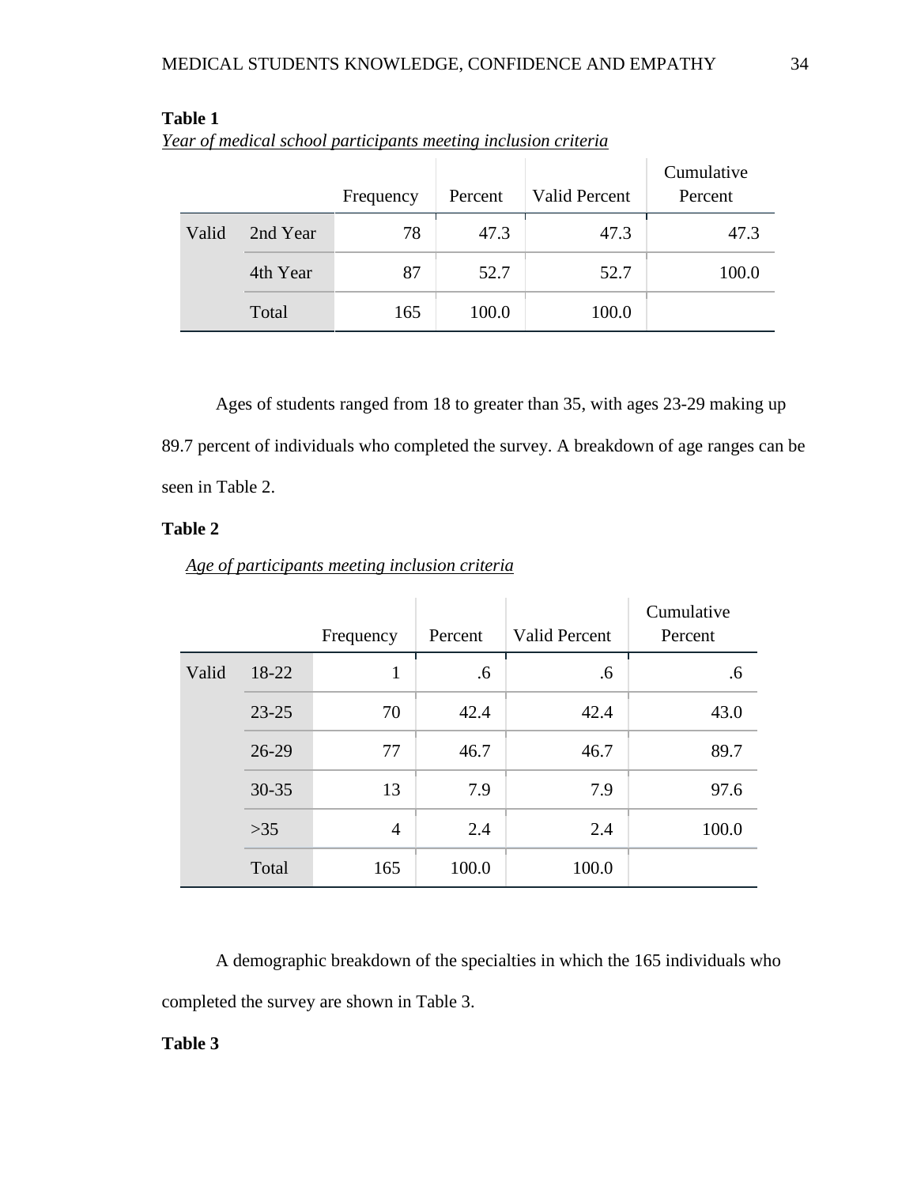**Table 1**

*Year of medical school participants meeting inclusion criteria*

| | | Frequency | Percent | Valid Percent | Cumulative Percent |
|---|---|---|---|---|---|
| Valid | 2nd Year | 78 | 47.3 | 47.3 | 47.3 |
| | 4th Year | 87 | 52.7 | 52.7 | 100.0 |
| | Total | 165 | 100.0 | 100.0 | |

Ages of students ranged from 18 to greater than 35, with ages 23-29 making up 89.7 percent of individuals who completed the survey. A breakdown of age ranges can be seen in Table 2.

**Table 2**

*Age of participants meeting inclusion criteria*

| | | Frequency | Percent | Valid Percent | Cumulative Percent |
|---|---|---|---|---|---|
| Valid | 18-22 | 1 | .6 | .6 | .6 |
| | 23-25 | 70 | 42.4 | 42.4 | 43.0 |
| | 26-29 | 77 | 46.7 | 46.7 | 89.7 |
| | 30-35 | 13 | 7.9 | 7.9 | 97.6 |
| | >35 | 4 | 2.4 | 2.4 | 100.0 |
| | Total | 165 | 100.0 | 100.0 | |

A demographic breakdown of the specialties in which the 165 individuals who completed the survey are shown in Table 3.

**Table 3**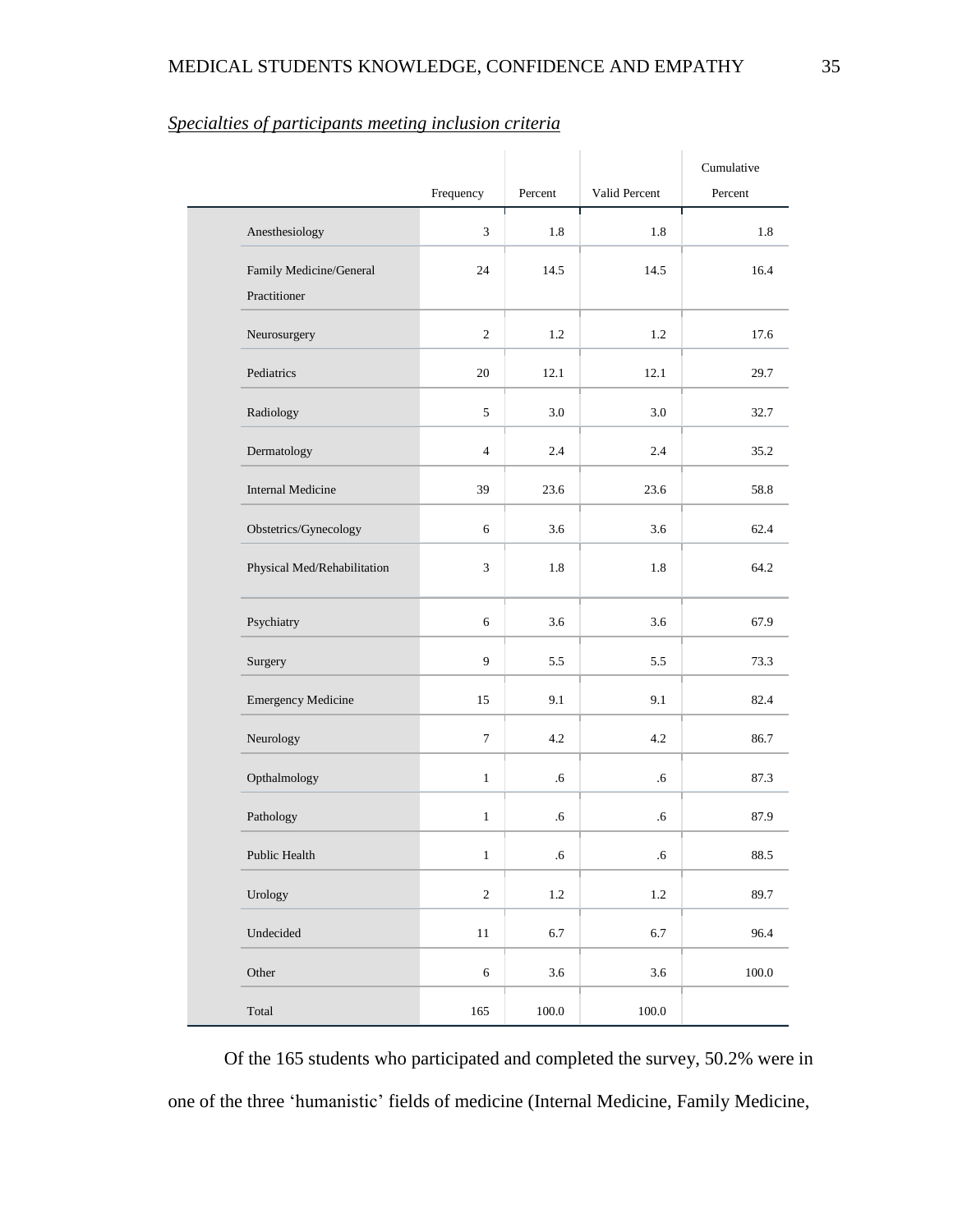*Specialties of participants meeting inclusion criteria*

| | Frequency | Percent | Valid Percent | Cumulative Percent |
|---|---|---|---|---|
| Anesthesiology | 3 | 1.8 | 1.8 | 1.8 |
| Family Medicine/General Practitioner | 24 | 14.5 | 14.5 | 16.4 |
| Neurosurgery | 2 | 1.2 | 1.2 | 17.6 |
| Pediatrics | 20 | 12.1 | 12.1 | 29.7 |
| Radiology | 5 | 3.0 | 3.0 | 32.7 |
| Dermatology | 4 | 2.4 | 2.4 | 35.2 |
| Internal Medicine | 39 | 23.6 | 23.6 | 58.8 |
| Obstetrics/Gynecology | 6 | 3.6 | 3.6 | 62.4 |
| Physical Med/Rehabilitation | 3 | 1.8 | 1.8 | 64.2 |
| Psychiatry | 6 | 3.6 | 3.6 | 67.9 |
| Surgery | 9 | 5.5 | 5.5 | 73.3 |
| Emergency Medicine | 15 | 9.1 | 9.1 | 82.4 |
| Neurology | 7 | 4.2 | 4.2 | 86.7 |
| Opthalmology | 1 | .6 | .6 | 87.3 |
| Pathology | 1 | .6 | .6 | 87.9 |
| Public Health | 1 | .6 | .6 | 88.5 |
| Urology | 2 | 1.2 | 1.2 | 89.7 |
| Undecided | 11 | 6.7 | 6.7 | 96.4 |
| Other | 6 | 3.6 | 3.6 | 100.0 |
| Total | 165 | 100.0 | 100.0 | |

Of the 165 students who participated and completed the survey, 50.2% were in one of the three 'humanistic' fields of medicine (Internal Medicine, Family Medicine,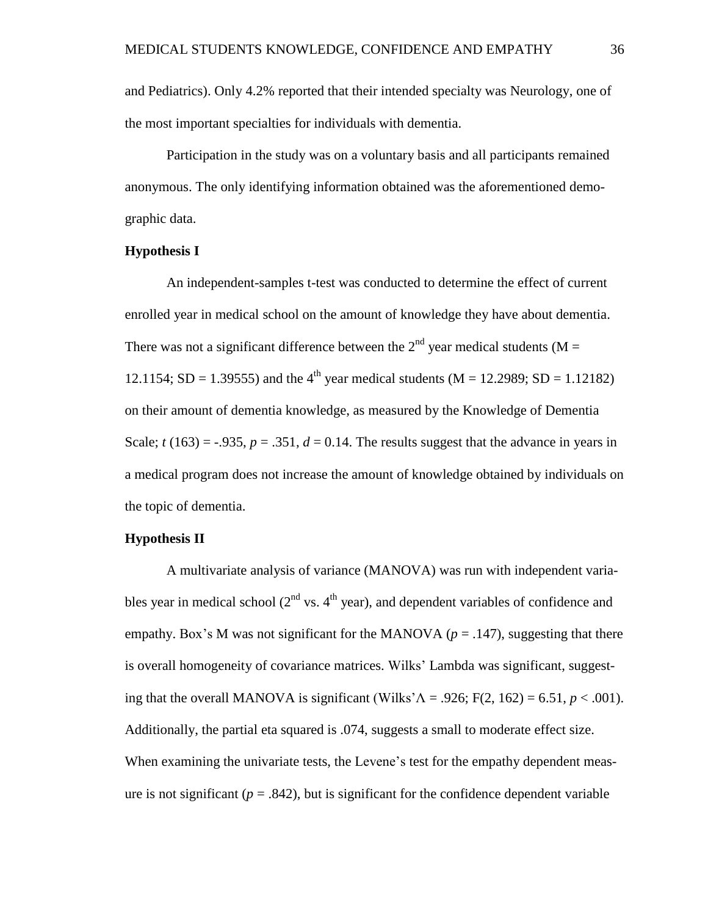and Pediatrics). Only 4.2% reported that their intended specialty was Neurology, one of the most important specialties for individuals with dementia.

Participation in the study was on a voluntary basis and all participants remained anonymous. The only identifying information obtained was the aforementioned demographic data.

### Hypothesis I

An independent-samples t-test was conducted to determine the effect of current enrolled year in medical school on the amount of knowledge they have about dementia. There was not a significant difference between the 2$^{nd}$ year medical students (M = 12.1154; SD = 1.39555) and the 4$^{th}$ year medical students (M = 12.2989; SD = 1.12182) on their amount of dementia knowledge, as measured by the Knowledge of Dementia Scale; $t$ (163) = -.935, $p$ = .351, $d$ = 0.14. The results suggest that the advance in years in a medical program does not increase the amount of knowledge obtained by individuals on the topic of dementia.

### Hypothesis II

A multivariate analysis of variance (MANOVA) was run with independent variables year in medical school (2$^{nd}$ vs. 4$^{th}$ year), and dependent variables of confidence and empathy. Box's M was not significant for the MANOVA ($p$ = .147), suggesting that there is overall homogeneity of covariance matrices. Wilks' Lambda was significant, suggesting that the overall MANOVA is significant (Wilks'$\Lambda$ = .926; F(2, 162) = 6.51, $p$ < .001). Additionally, the partial eta squared is .074, suggests a small to moderate effect size. When examining the univariate tests, the Levene's test for the empathy dependent measure is not significant ($p$ = .842), but is significant for the confidence dependent variable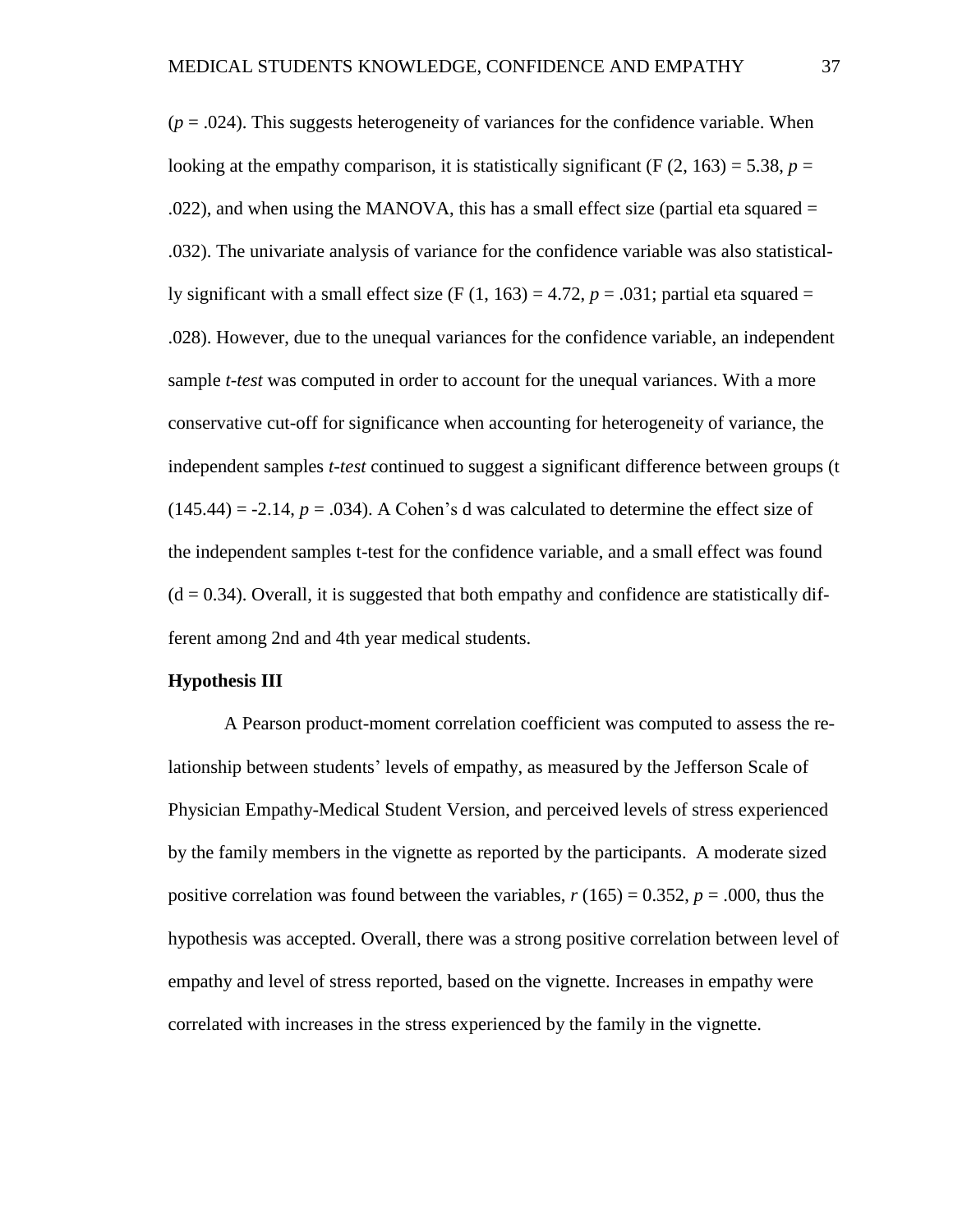($p$ = .024). This suggests heterogeneity of variances for the confidence variable. When looking at the empathy comparison, it is statistically significant ($F (2, 163) = 5.38$, $p$ = .022), and when using the MANOVA, this has a small effect size (partial eta squared = .032). The univariate analysis of variance for the confidence variable was also statistically significant with a small effect size ($F (1, 163) = 4.72$, $p$ = .031; partial eta squared = .028). However, due to the unequal variances for the confidence variable, an independent sample *t-test* was computed in order to account for the unequal variances. With a more conservative cut-off for significance when accounting for heterogeneity of variance, the independent samples *t-test* continued to suggest a significant difference between groups ($t (145.44) = -2.14$, $p$ = .034). A Cohen's d was calculated to determine the effect size of the independent samples t-test for the confidence variable, and a small effect was found ($d = 0.34$). Overall, it is suggested that both empathy and confidence are statistically different among 2nd and 4th year medical students.

**Hypothesis III**

A Pearson product-moment correlation coefficient was computed to assess the relationship between students' levels of empathy, as measured by the Jefferson Scale of Physician Empathy-Medical Student Version, and perceived levels of stress experienced by the family members in the vignette as reported by the participants. A moderate sized positive correlation was found between the variables, $r (165) = 0.352$, $p$ = .000, thus the hypothesis was accepted. Overall, there was a strong positive correlation between level of empathy and level of stress reported, based on the vignette. Increases in empathy were correlated with increases in the stress experienced by the family in the vignette.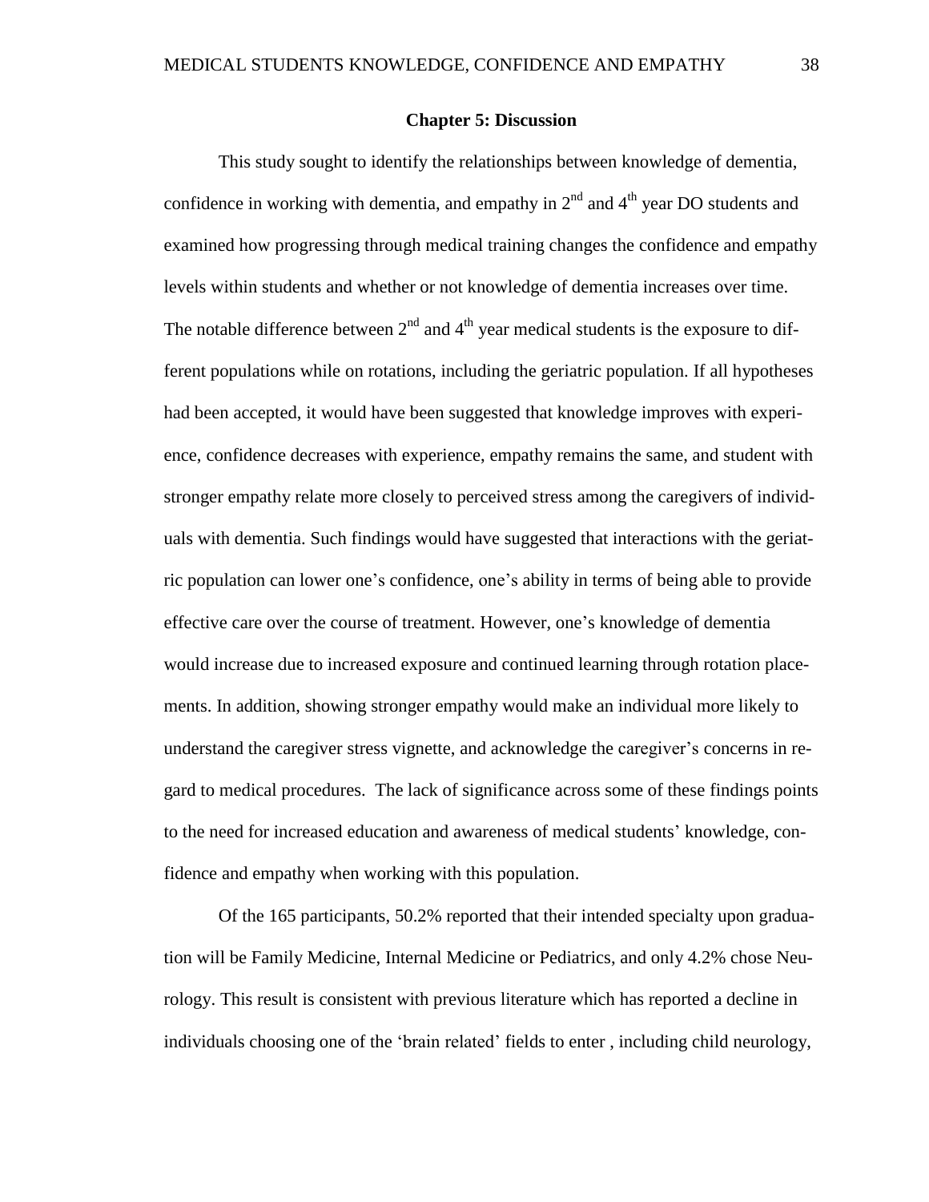## Chapter 5: Discussion

This study sought to identify the relationships between knowledge of dementia, confidence in working with dementia, and empathy in 2nd and 4th year DO students and examined how progressing through medical training changes the confidence and empathy levels within students and whether or not knowledge of dementia increases over time. The notable difference between 2nd and 4th year medical students is the exposure to different populations while on rotations, including the geriatric population. If all hypotheses had been accepted, it would have been suggested that knowledge improves with experience, confidence decreases with experience, empathy remains the same, and student with stronger empathy relate more closely to perceived stress among the caregivers of individuals with dementia. Such findings would have suggested that interactions with the geriatric population can lower one's confidence, one's ability in terms of being able to provide effective care over the course of treatment. However, one's knowledge of dementia would increase due to increased exposure and continued learning through rotation placements. In addition, showing stronger empathy would make an individual more likely to understand the caregiver stress vignette, and acknowledge the caregiver's concerns in regard to medical procedures. The lack of significance across some of these findings points to the need for increased education and awareness of medical students' knowledge, confidence and empathy when working with this population.

Of the 165 participants, 50.2% reported that their intended specialty upon graduation will be Family Medicine, Internal Medicine or Pediatrics, and only 4.2% chose Neurology. This result is consistent with previous literature which has reported a decline in individuals choosing one of the 'brain related' fields to enter , including child neurology,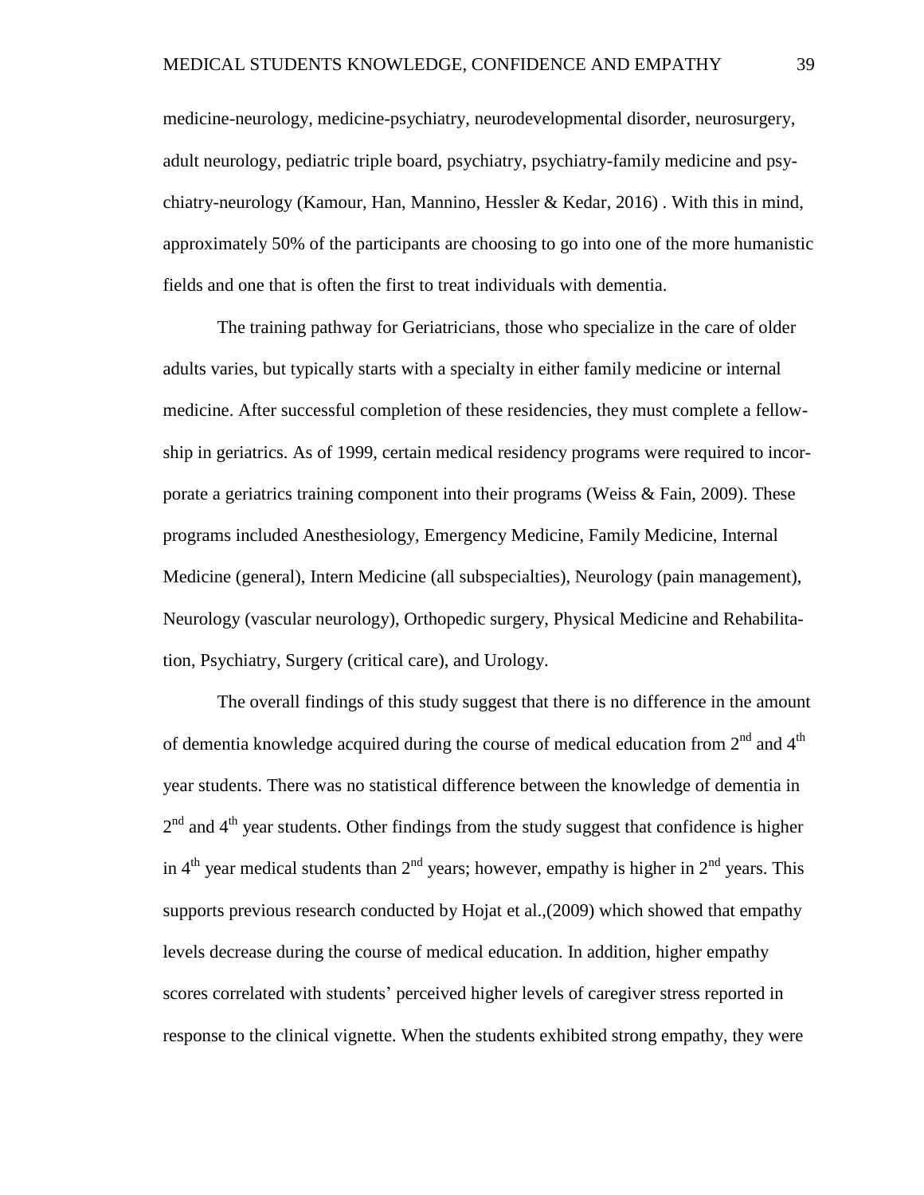medicine-neurology, medicine-psychiatry, neurodevelopmental disorder, neurosurgery, adult neurology, pediatric triple board, psychiatry, psychiatry-family medicine and psychiatry-neurology (Kamour, Han, Mannino, Hessler & Kedar, 2016) . With this in mind, approximately 50% of the participants are choosing to go into one of the more humanistic fields and one that is often the first to treat individuals with dementia.

The training pathway for Geriatricians, those who specialize in the care of older adults varies, but typically starts with a specialty in either family medicine or internal medicine. After successful completion of these residencies, they must complete a fellowship in geriatrics. As of 1999, certain medical residency programs were required to incorporate a geriatrics training component into their programs (Weiss & Fain, 2009). These programs included Anesthesiology, Emergency Medicine, Family Medicine, Internal Medicine (general), Intern Medicine (all subspecialties), Neurology (pain management), Neurology (vascular neurology), Orthopedic surgery, Physical Medicine and Rehabilitation, Psychiatry, Surgery (critical care), and Urology.

The overall findings of this study suggest that there is no difference in the amount of dementia knowledge acquired during the course of medical education from 2nd and 4th year students. There was no statistical difference between the knowledge of dementia in 2nd and 4th year students. Other findings from the study suggest that confidence is higher in 4th year medical students than 2nd years; however, empathy is higher in 2nd years. This supports previous research conducted by Hojat et al.,(2009) which showed that empathy levels decrease during the course of medical education. In addition, higher empathy scores correlated with students' perceived higher levels of caregiver stress reported in response to the clinical vignette. When the students exhibited strong empathy, they were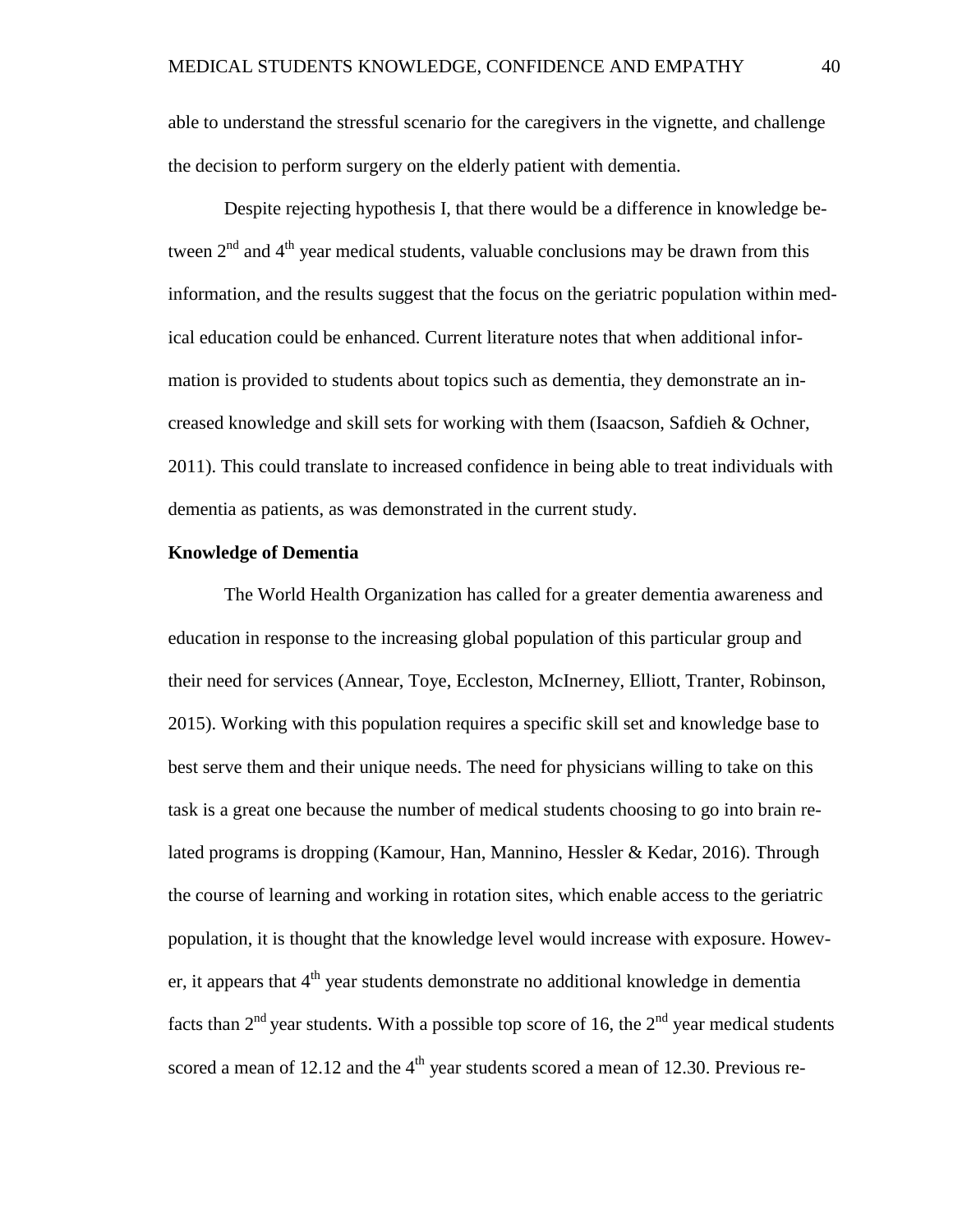able to understand the stressful scenario for the caregivers in the vignette, and challenge the decision to perform surgery on the elderly patient with dementia.

Despite rejecting hypothesis I, that there would be a difference in knowledge between 2nd and 4th year medical students, valuable conclusions may be drawn from this information, and the results suggest that the focus on the geriatric population within medical education could be enhanced. Current literature notes that when additional information is provided to students about topics such as dementia, they demonstrate an increased knowledge and skill sets for working with them (Isaacson, Safdieh & Ochner, 2011). This could translate to increased confidence in being able to treat individuals with dementia as patients, as was demonstrated in the current study.

**Knowledge of Dementia**

The World Health Organization has called for a greater dementia awareness and education in response to the increasing global population of this particular group and their need for services (Annear, Toye, Eccleston, McInerney, Elliott, Tranter, Robinson, 2015). Working with this population requires a specific skill set and knowledge base to best serve them and their unique needs. The need for physicians willing to take on this task is a great one because the number of medical students choosing to go into brain related programs is dropping (Kamour, Han, Mannino, Hessler & Kedar, 2016). Through the course of learning and working in rotation sites, which enable access to the geriatric population, it is thought that the knowledge level would increase with exposure. However, it appears that 4th year students demonstrate no additional knowledge in dementia facts than 2nd year students. With a possible top score of 16, the 2nd year medical students scored a mean of 12.12 and the 4th year students scored a mean of 12.30. Previous re-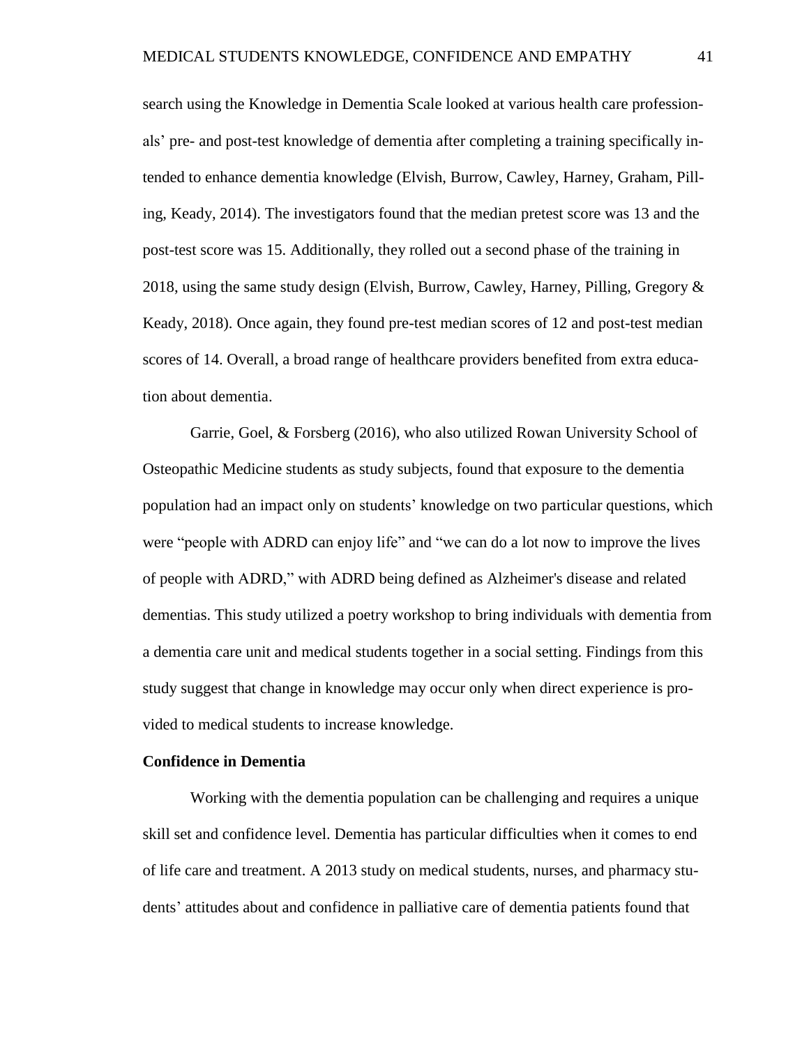search using the Knowledge in Dementia Scale looked at various health care professionals' pre- and post-test knowledge of dementia after completing a training specifically intended to enhance dementia knowledge (Elvish, Burrow, Cawley, Harney, Graham, Pilling, Keady, 2014). The investigators found that the median pretest score was 13 and the post-test score was 15. Additionally, they rolled out a second phase of the training in 2018, using the same study design (Elvish, Burrow, Cawley, Harney, Pilling, Gregory & Keady, 2018). Once again, they found pre-test median scores of 12 and post-test median scores of 14. Overall, a broad range of healthcare providers benefited from extra education about dementia.

Garrie, Goel, & Forsberg (2016), who also utilized Rowan University School of Osteopathic Medicine students as study subjects, found that exposure to the dementia population had an impact only on students' knowledge on two particular questions, which were "people with ADRD can enjoy life" and "we can do a lot now to improve the lives of people with ADRD," with ADRD being defined as Alzheimer's disease and related dementias. This study utilized a poetry workshop to bring individuals with dementia from a dementia care unit and medical students together in a social setting. Findings from this study suggest that change in knowledge may occur only when direct experience is provided to medical students to increase knowledge.

**Confidence in Dementia**

Working with the dementia population can be challenging and requires a unique skill set and confidence level. Dementia has particular difficulties when it comes to end of life care and treatment. A 2013 study on medical students, nurses, and pharmacy students' attitudes about and confidence in palliative care of dementia patients found that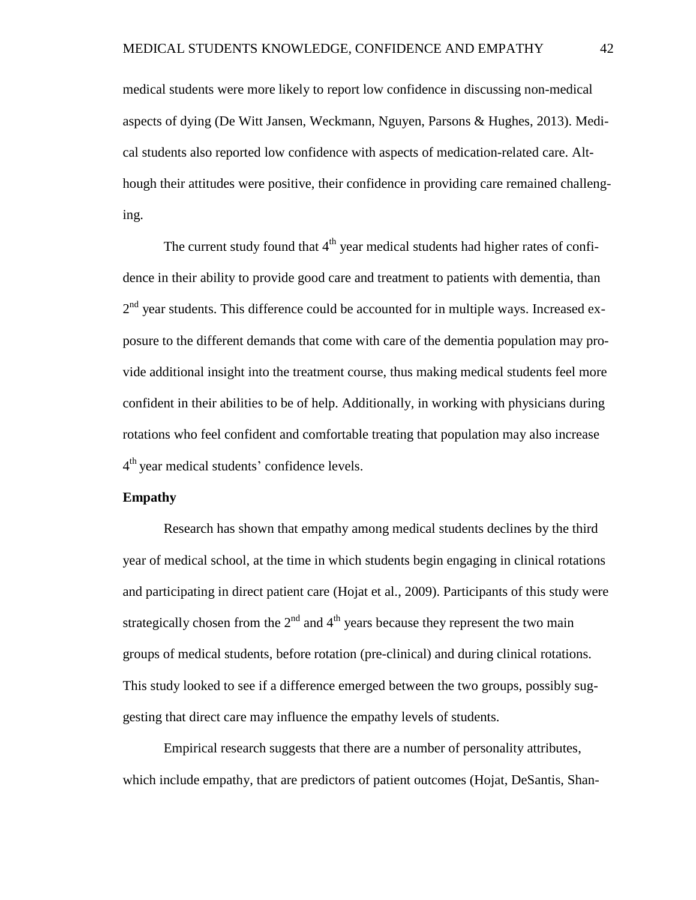medical students were more likely to report low confidence in discussing non-medical aspects of dying (De Witt Jansen, Weckmann, Nguyen, Parsons & Hughes, 2013). Medical students also reported low confidence with aspects of medication-related care. Although their attitudes were positive, their confidence in providing care remained challenging.

The current study found that 4th year medical students had higher rates of confidence in their ability to provide good care and treatment to patients with dementia, than 2nd year students. This difference could be accounted for in multiple ways. Increased exposure to the different demands that come with care of the dementia population may provide additional insight into the treatment course, thus making medical students feel more confident in their abilities to be of help. Additionally, in working with physicians during rotations who feel confident and comfortable treating that population may also increase 4th year medical students' confidence levels.

**Empathy**

Research has shown that empathy among medical students declines by the third year of medical school, at the time in which students begin engaging in clinical rotations and participating in direct patient care (Hojat et al., 2009). Participants of this study were strategically chosen from the 2nd and 4th years because they represent the two main groups of medical students, before rotation (pre-clinical) and during clinical rotations. This study looked to see if a difference emerged between the two groups, possibly suggesting that direct care may influence the empathy levels of students.

Empirical research suggests that there are a number of personality attributes, which include empathy, that are predictors of patient outcomes (Hojat, DeSantis, Shan-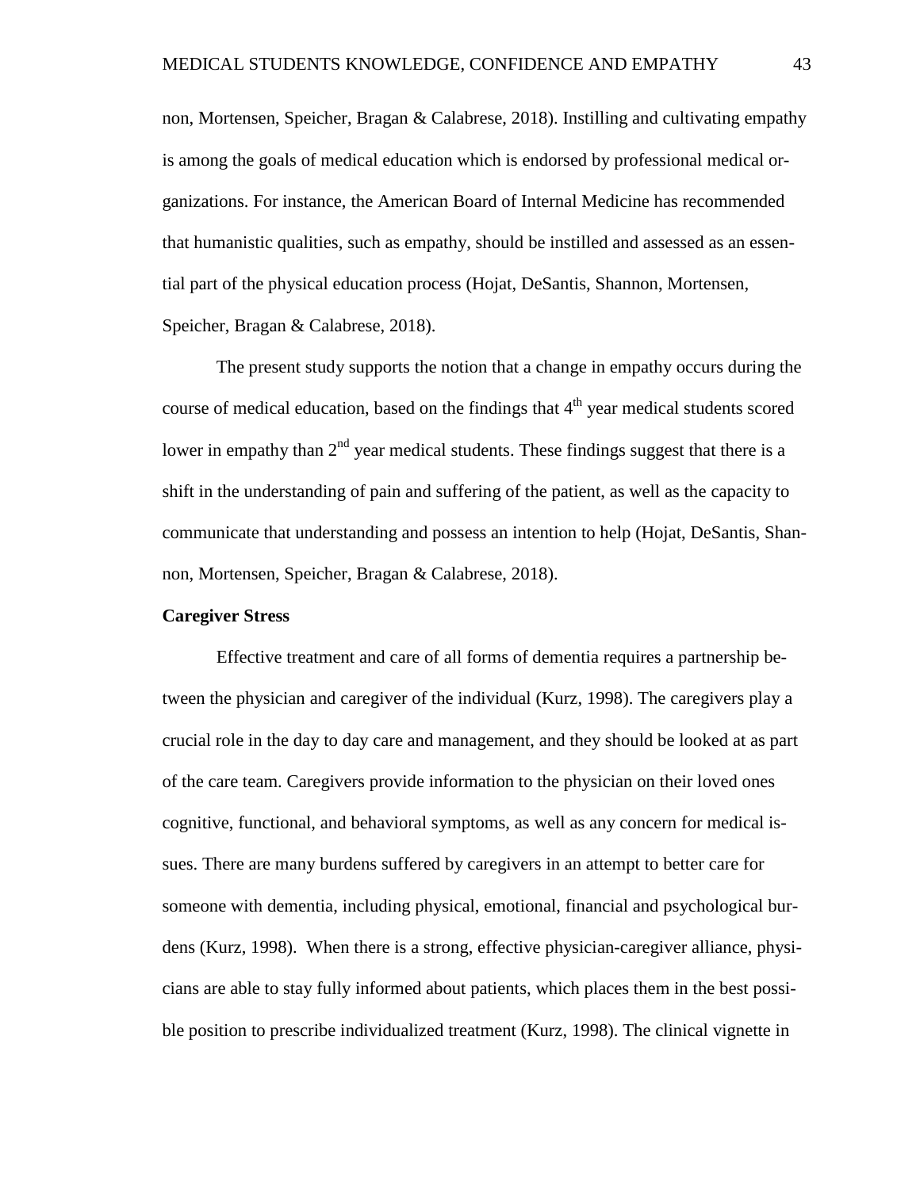non, Mortensen, Speicher, Bragan & Calabrese, 2018). Instilling and cultivating empathy is among the goals of medical education which is endorsed by professional medical organizations. For instance, the American Board of Internal Medicine has recommended that humanistic qualities, such as empathy, should be instilled and assessed as an essential part of the physical education process (Hojat, DeSantis, Shannon, Mortensen, Speicher, Bragan & Calabrese, 2018).

The present study supports the notion that a change in empathy occurs during the course of medical education, based on the findings that 4th year medical students scored lower in empathy than 2nd year medical students. These findings suggest that there is a shift in the understanding of pain and suffering of the patient, as well as the capacity to communicate that understanding and possess an intention to help (Hojat, DeSantis, Shannon, Mortensen, Speicher, Bragan & Calabrese, 2018).

**Caregiver Stress**

Effective treatment and care of all forms of dementia requires a partnership between the physician and caregiver of the individual (Kurz, 1998). The caregivers play a crucial role in the day to day care and management, and they should be looked at as part of the care team. Caregivers provide information to the physician on their loved ones cognitive, functional, and behavioral symptoms, as well as any concern for medical issues. There are many burdens suffered by caregivers in an attempt to better care for someone with dementia, including physical, emotional, financial and psychological burdens (Kurz, 1998). When there is a strong, effective physician-caregiver alliance, physicians are able to stay fully informed about patients, which places them in the best possible position to prescribe individualized treatment (Kurz, 1998). The clinical vignette in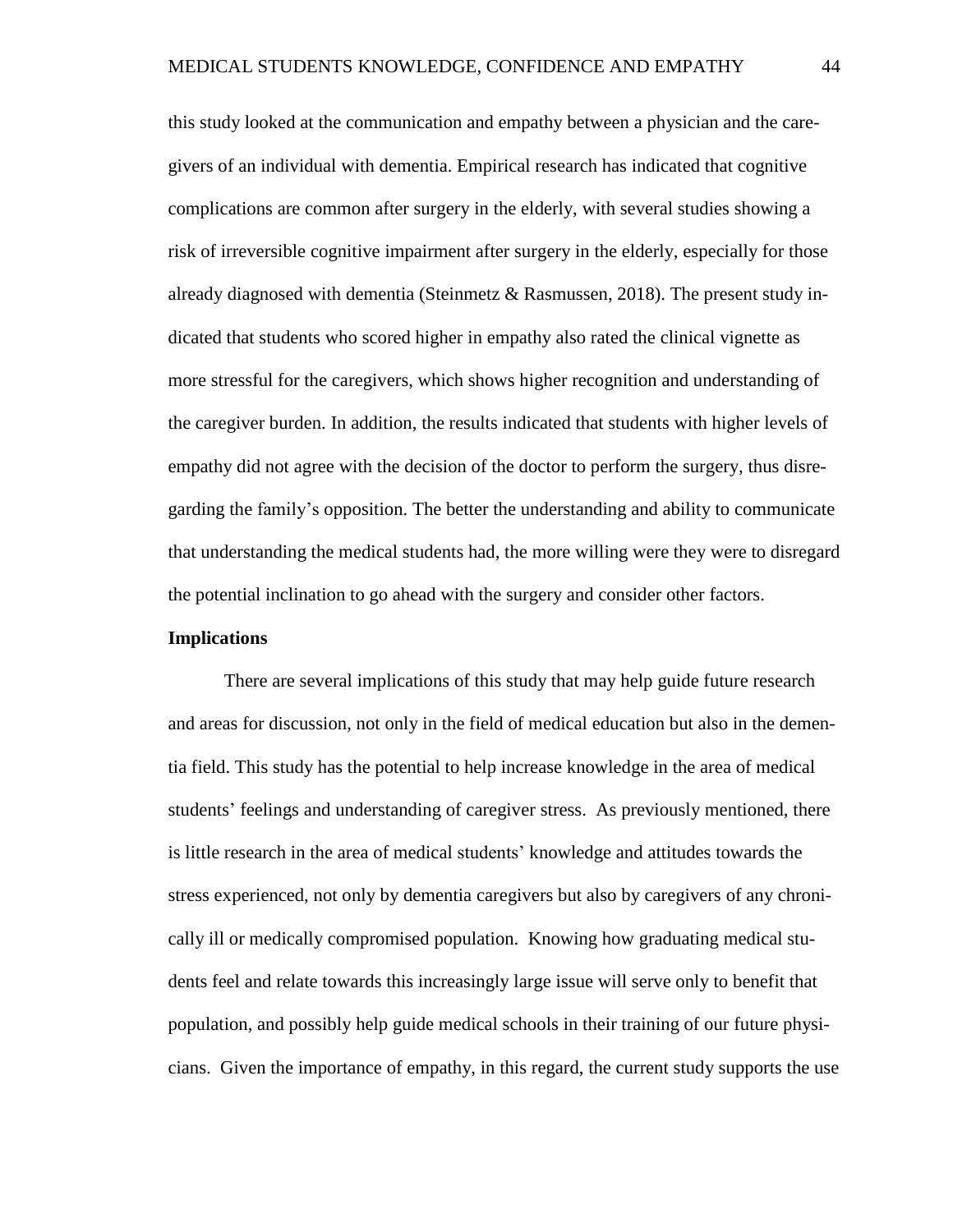this study looked at the communication and empathy between a physician and the caregivers of an individual with dementia. Empirical research has indicated that cognitive complications are common after surgery in the elderly, with several studies showing a risk of irreversible cognitive impairment after surgery in the elderly, especially for those already diagnosed with dementia (Steinmetz & Rasmussen, 2018). The present study indicated that students who scored higher in empathy also rated the clinical vignette as more stressful for the caregivers, which shows higher recognition and understanding of the caregiver burden. In addition, the results indicated that students with higher levels of empathy did not agree with the decision of the doctor to perform the surgery, thus disregarding the family's opposition. The better the understanding and ability to communicate that understanding the medical students had, the more willing were they were to disregard the potential inclination to go ahead with the surgery and consider other factors.

**Implications**

There are several implications of this study that may help guide future research and areas for discussion, not only in the field of medical education but also in the dementia field. This study has the potential to help increase knowledge in the area of medical students' feelings and understanding of caregiver stress. As previously mentioned, there is little research in the area of medical students' knowledge and attitudes towards the stress experienced, not only by dementia caregivers but also by caregivers of any chronically ill or medically compromised population. Knowing how graduating medical students feel and relate towards this increasingly large issue will serve only to benefit that population, and possibly help guide medical schools in their training of our future physicians. Given the importance of empathy, in this regard, the current study supports the use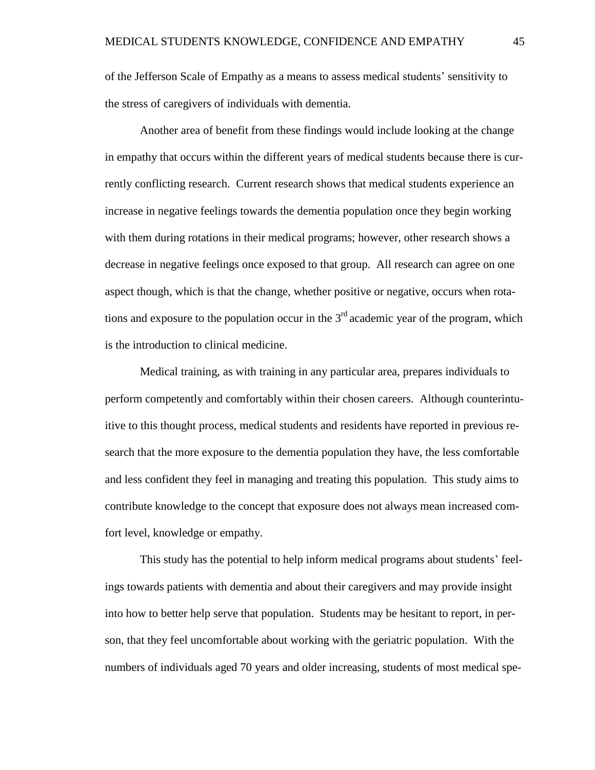of the Jefferson Scale of Empathy as a means to assess medical students' sensitivity to the stress of caregivers of individuals with dementia.

Another area of benefit from these findings would include looking at the change in empathy that occurs within the different years of medical students because there is currently conflicting research. Current research shows that medical students experience an increase in negative feelings towards the dementia population once they begin working with them during rotations in their medical programs; however, other research shows a decrease in negative feelings once exposed to that group. All research can agree on one aspect though, which is that the change, whether positive or negative, occurs when rotations and exposure to the population occur in the 3rd academic year of the program, which is the introduction to clinical medicine.

Medical training, as with training in any particular area, prepares individuals to perform competently and comfortably within their chosen careers. Although counterintuitive to this thought process, medical students and residents have reported in previous research that the more exposure to the dementia population they have, the less comfortable and less confident they feel in managing and treating this population. This study aims to contribute knowledge to the concept that exposure does not always mean increased comfort level, knowledge or empathy.

This study has the potential to help inform medical programs about students' feelings towards patients with dementia and about their caregivers and may provide insight into how to better help serve that population. Students may be hesitant to report, in person, that they feel uncomfortable about working with the geriatric population. With the numbers of individuals aged 70 years and older increasing, students of most medical spe-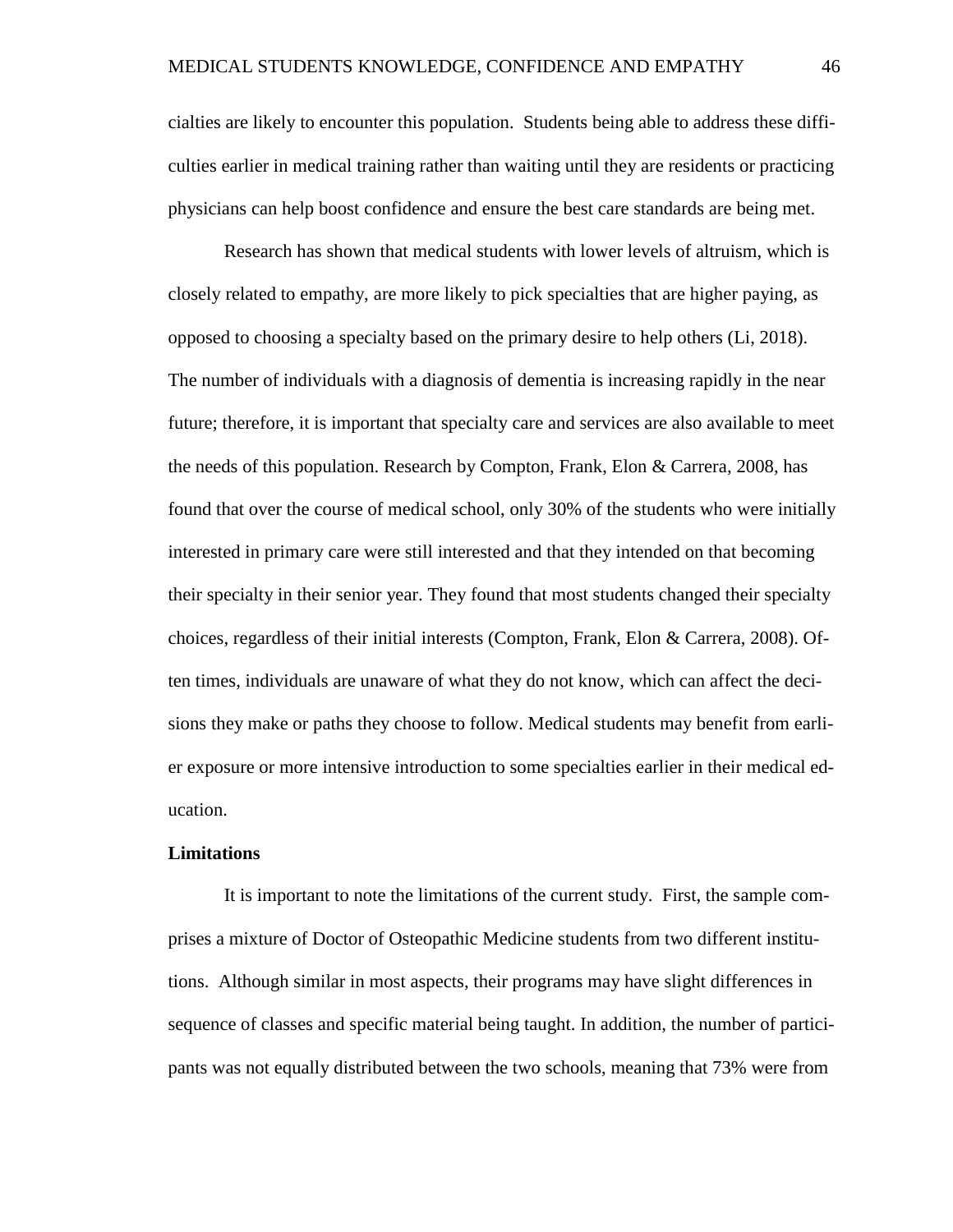cialties are likely to encounter this population. Students being able to address these difficulties earlier in medical training rather than waiting until they are residents or practicing physicians can help boost confidence and ensure the best care standards are being met.

Research has shown that medical students with lower levels of altruism, which is closely related to empathy, are more likely to pick specialties that are higher paying, as opposed to choosing a specialty based on the primary desire to help others (Li, 2018). The number of individuals with a diagnosis of dementia is increasing rapidly in the near future; therefore, it is important that specialty care and services are also available to meet the needs of this population. Research by Compton, Frank, Elon & Carrera, 2008, has found that over the course of medical school, only 30% of the students who were initially interested in primary care were still interested and that they intended on that becoming their specialty in their senior year. They found that most students changed their specialty choices, regardless of their initial interests (Compton, Frank, Elon & Carrera, 2008). Often times, individuals are unaware of what they do not know, which can affect the decisions they make or paths they choose to follow. Medical students may benefit from earlier exposure or more intensive introduction to some specialties earlier in their medical education.

**Limitations**

It is important to note the limitations of the current study. First, the sample comprises a mixture of Doctor of Osteopathic Medicine students from two different institutions. Although similar in most aspects, their programs may have slight differences in sequence of classes and specific material being taught. In addition, the number of participants was not equally distributed between the two schools, meaning that 73% were from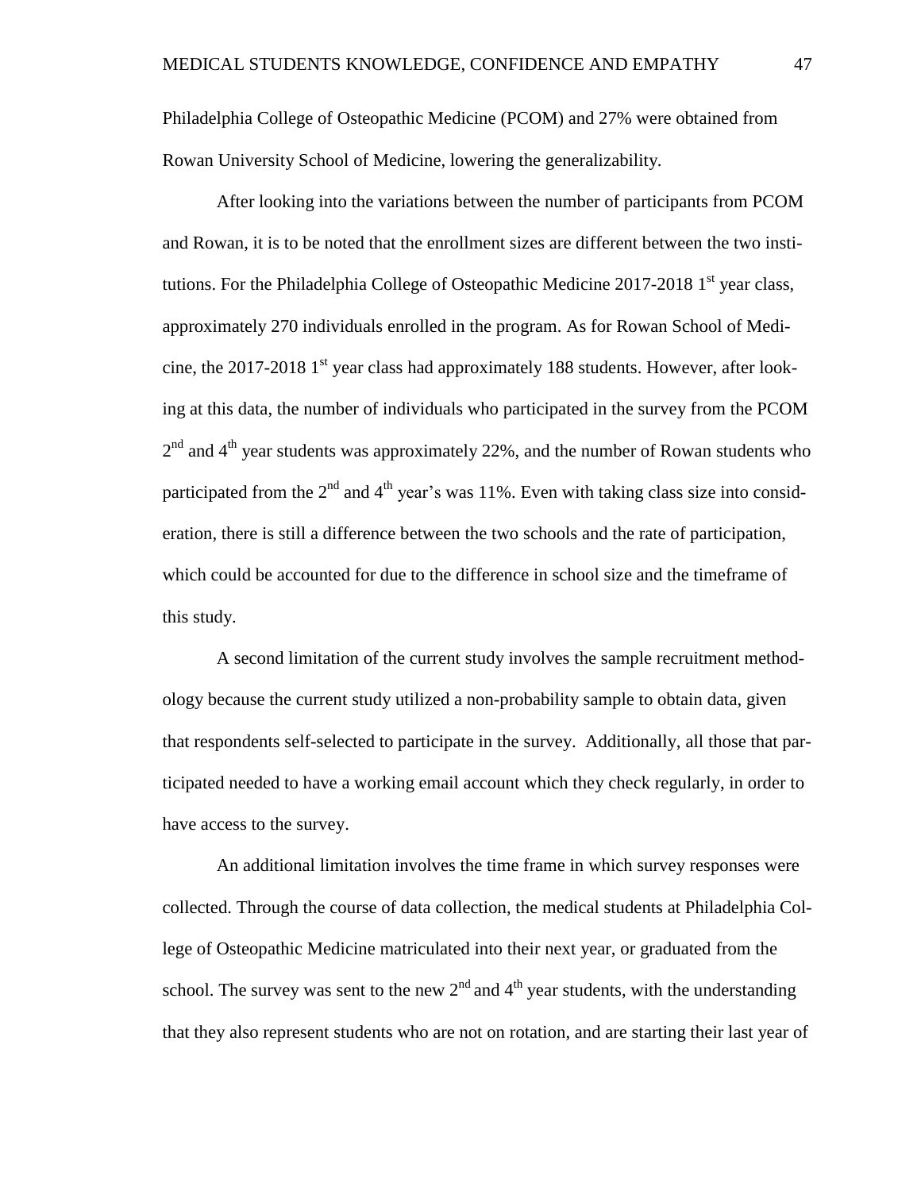Philadelphia College of Osteopathic Medicine (PCOM) and 27% were obtained from Rowan University School of Medicine, lowering the generalizability.

After looking into the variations between the number of participants from PCOM and Rowan, it is to be noted that the enrollment sizes are different between the two institutions. For the Philadelphia College of Osteopathic Medicine 2017-2018 1st year class, approximately 270 individuals enrolled in the program. As for Rowan School of Medicine, the 2017-2018 1st year class had approximately 188 students. However, after looking at this data, the number of individuals who participated in the survey from the PCOM 2nd and 4th year students was approximately 22%, and the number of Rowan students who participated from the 2nd and 4th year's was 11%. Even with taking class size into consideration, there is still a difference between the two schools and the rate of participation, which could be accounted for due to the difference in school size and the timeframe of this study.

A second limitation of the current study involves the sample recruitment methodology because the current study utilized a non-probability sample to obtain data, given that respondents self-selected to participate in the survey. Additionally, all those that participated needed to have a working email account which they check regularly, in order to have access to the survey.

An additional limitation involves the time frame in which survey responses were collected. Through the course of data collection, the medical students at Philadelphia College of Osteopathic Medicine matriculated into their next year, or graduated from the school. The survey was sent to the new 2nd and 4th year students, with the understanding that they also represent students who are not on rotation, and are starting their last year of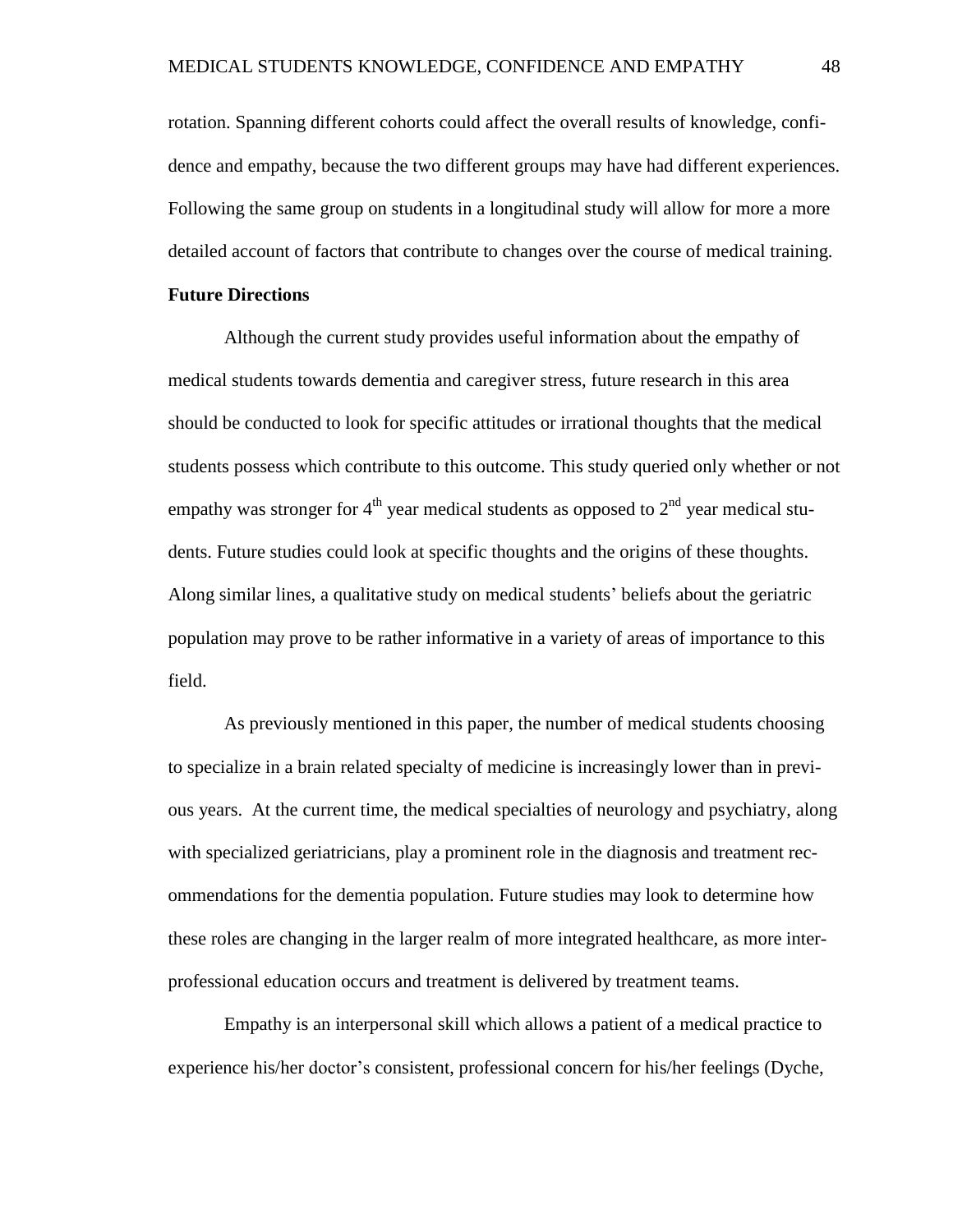rotation. Spanning different cohorts could affect the overall results of knowledge, confidence and empathy, because the two different groups may have had different experiences. Following the same group on students in a longitudinal study will allow for more a more detailed account of factors that contribute to changes over the course of medical training.

**Future Directions**

Although the current study provides useful information about the empathy of medical students towards dementia and caregiver stress, future research in this area should be conducted to look for specific attitudes or irrational thoughts that the medical students possess which contribute to this outcome. This study queried only whether or not empathy was stronger for 4$^{th}$ year medical students as opposed to 2$^{nd}$ year medical students. Future studies could look at specific thoughts and the origins of these thoughts. Along similar lines, a qualitative study on medical students' beliefs about the geriatric population may prove to be rather informative in a variety of areas of importance to this field.

As previously mentioned in this paper, the number of medical students choosing to specialize in a brain related specialty of medicine is increasingly lower than in previous years. At the current time, the medical specialties of neurology and psychiatry, along with specialized geriatricians, play a prominent role in the diagnosis and treatment recommendations for the dementia population. Future studies may look to determine how these roles are changing in the larger realm of more integrated healthcare, as more interprofessional education occurs and treatment is delivered by treatment teams.

Empathy is an interpersonal skill which allows a patient of a medical practice to experience his/her doctor's consistent, professional concern for his/her feelings (Dyche,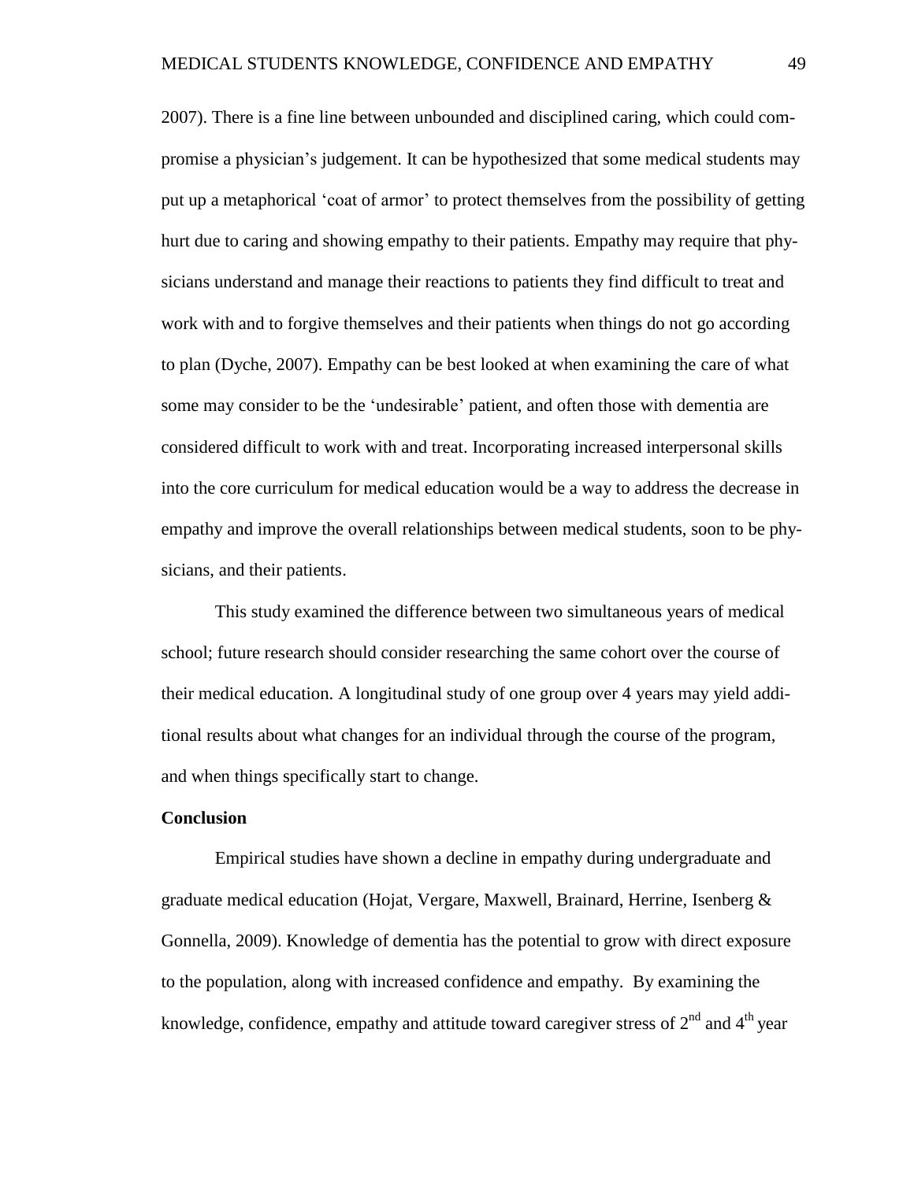2007). There is a fine line between unbounded and disciplined caring, which could compromise a physician's judgement. It can be hypothesized that some medical students may put up a metaphorical 'coat of armor' to protect themselves from the possibility of getting hurt due to caring and showing empathy to their patients. Empathy may require that physicians understand and manage their reactions to patients they find difficult to treat and work with and to forgive themselves and their patients when things do not go according to plan (Dyche, 2007). Empathy can be best looked at when examining the care of what some may consider to be the 'undesirable' patient, and often those with dementia are considered difficult to work with and treat. Incorporating increased interpersonal skills into the core curriculum for medical education would be a way to address the decrease in empathy and improve the overall relationships between medical students, soon to be physicians, and their patients.

This study examined the difference between two simultaneous years of medical school; future research should consider researching the same cohort over the course of their medical education. A longitudinal study of one group over 4 years may yield additional results about what changes for an individual through the course of the program, and when things specifically start to change.

**Conclusion**

Empirical studies have shown a decline in empathy during undergraduate and graduate medical education (Hojat, Vergare, Maxwell, Brainard, Herrine, Isenberg & Gonnella, 2009). Knowledge of dementia has the potential to grow with direct exposure to the population, along with increased confidence and empathy. By examining the knowledge, confidence, empathy and attitude toward caregiver stress of 2nd and 4th year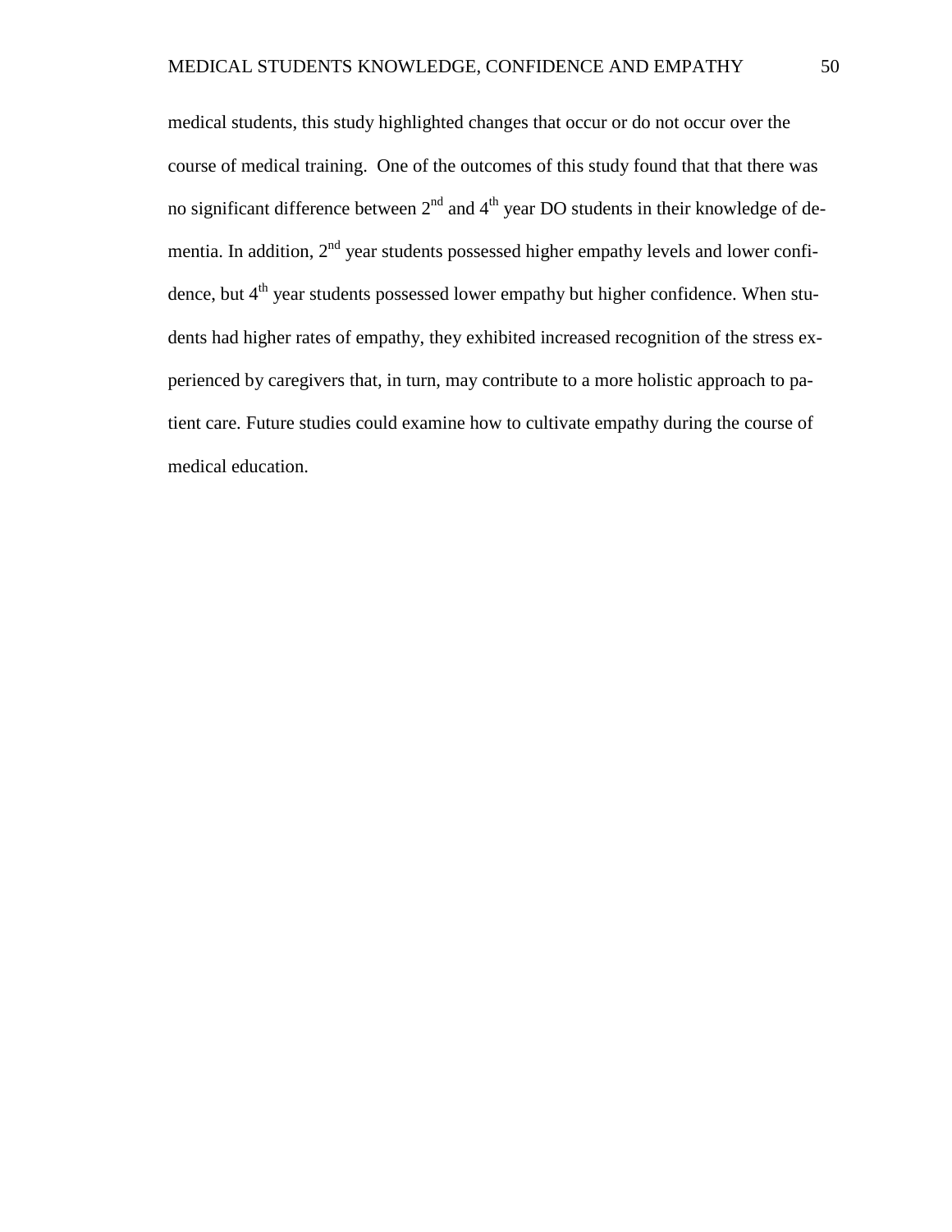medical students, this study highlighted changes that occur or do not occur over the course of medical training. One of the outcomes of this study found that that there was no significant difference between 2nd and 4th year DO students in their knowledge of dementia. In addition, 2nd year students possessed higher empathy levels and lower confidence, but 4th year students possessed lower empathy but higher confidence. When students had higher rates of empathy, they exhibited increased recognition of the stress experienced by caregivers that, in turn, may contribute to a more holistic approach to patient care. Future studies could examine how to cultivate empathy during the course of medical education.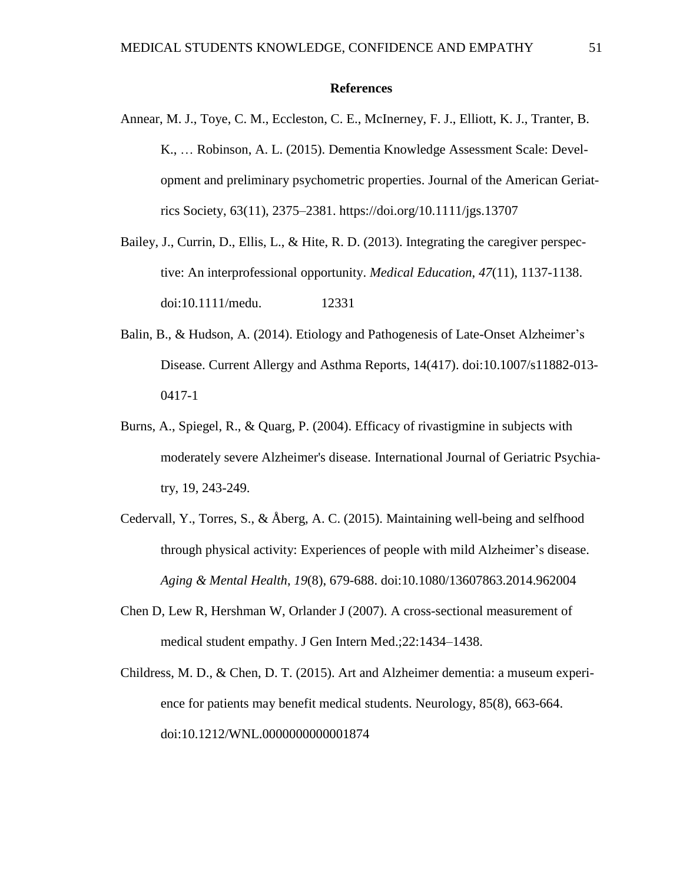# References

Annear, M. J., Toye, C. M., Eccleston, C. E., McInerney, F. J., Elliott, K. J., Tranter, B. K., … Robinson, A. L. (2015). Dementia Knowledge Assessment Scale: Development and preliminary psychometric properties. Journal of the American Geriatrics Society, 63(11), 2375–2381. https://doi.org/10.1111/jgs.13707

Bailey, J., Currin, D., Ellis, L., & Hite, R. D. (2013). Integrating the caregiver perspective: An interprofessional opportunity. *Medical Education*, *47*(11), 1137-1138. doi:10.1111/medu. 12331

Balin, B., & Hudson, A. (2014). Etiology and Pathogenesis of Late-Onset Alzheimer's Disease. Current Allergy and Asthma Reports, 14(417). doi:10.1007/s11882-013-0417-1

Burns, A., Spiegel, R., & Quarg, P. (2004). Efficacy of rivastigmine in subjects with moderately severe Alzheimer's disease. International Journal of Geriatric Psychiatry, 19, 243-249.

Cedervall, Y., Torres, S., & Åberg, A. C. (2015). Maintaining well-being and selfhood through physical activity: Experiences of people with mild Alzheimer's disease. *Aging & Mental Health*, *19*(8), 679-688. doi:10.1080/13607863.2014.962004

Chen D, Lew R, Hershman W, Orlander J (2007). A cross-sectional measurement of medical student empathy. J Gen Intern Med.;22:1434–1438.

Childress, M. D., & Chen, D. T. (2015). Art and Alzheimer dementia: a museum experience for patients may benefit medical students. Neurology, 85(8), 663-664. doi:10.1212/WNL.0000000000001874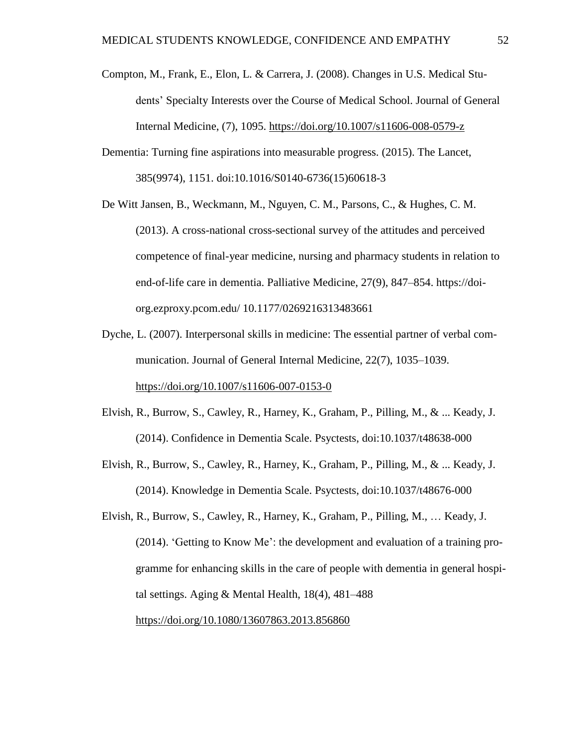Compton, M., Frank, E., Elon, L. & Carrera, J. (2008). Changes in U.S. Medical Students' Specialty Interests over the Course of Medical School. Journal of General Internal Medicine, (7), 1095. https://doi.org/10.1007/s11606-008-0579-z

Dementia: Turning fine aspirations into measurable progress. (2015). The Lancet, 385(9974), 1151. doi:10.1016/S0140-6736(15)60618-3

De Witt Jansen, B., Weckmann, M., Nguyen, C. M., Parsons, C., & Hughes, C. M. (2013). A cross-national cross-sectional survey of the attitudes and perceived competence of final-year medicine, nursing and pharmacy students in relation to end-of-life care in dementia. Palliative Medicine, 27(9), 847–854. https://doi-org.ezproxy.pcom.edu/ 10.1177/0269216313483661

Dyche, L. (2007). Interpersonal skills in medicine: The essential partner of verbal communication. Journal of General Internal Medicine, 22(7), 1035–1039. https://doi.org/10.1007/s11606-007-0153-0

Elvish, R., Burrow, S., Cawley, R., Harney, K., Graham, P., Pilling, M., & ... Keady, J. (2014). Confidence in Dementia Scale. Psyctests, doi:10.1037/t48638-000

Elvish, R., Burrow, S., Cawley, R., Harney, K., Graham, P., Pilling, M., & ... Keady, J. (2014). Knowledge in Dementia Scale. Psyctests, doi:10.1037/t48676-000

Elvish, R., Burrow, S., Cawley, R., Harney, K., Graham, P., Pilling, M., … Keady, J. (2014). 'Getting to Know Me': the development and evaluation of a training programme for enhancing skills in the care of people with dementia in general hospital settings. Aging & Mental Health, 18(4), 481–488 https://doi.org/10.1080/13607863.2013.856860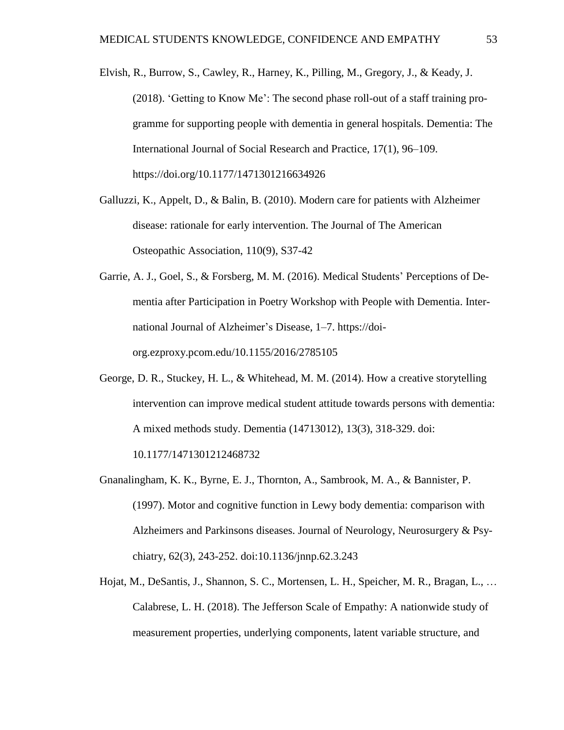Elvish, R., Burrow, S., Cawley, R., Harney, K., Pilling, M., Gregory, J., & Keady, J. (2018). 'Getting to Know Me': The second phase roll-out of a staff training programme for supporting people with dementia in general hospitals. Dementia: The International Journal of Social Research and Practice, 17(1), 96–109. https://doi.org/10.1177/1471301216634926

Galluzzi, K., Appelt, D., & Balin, B. (2010). Modern care for patients with Alzheimer disease: rationale for early intervention. The Journal of The American Osteopathic Association, 110(9), S37-42

Garrie, A. J., Goel, S., & Forsberg, M. M. (2016). Medical Students' Perceptions of Dementia after Participation in Poetry Workshop with People with Dementia. International Journal of Alzheimer's Disease, 1–7. https://doi-org.ezproxy.pcom.edu/10.1155/2016/2785105

George, D. R., Stuckey, H. L., & Whitehead, M. M. (2014). How a creative storytelling intervention can improve medical student attitude towards persons with dementia: A mixed methods study. Dementia (14713012), 13(3), 318-329. doi: 10.1177/1471301212468732

Gnanalingham, K. K., Byrne, E. J., Thornton, A., Sambrook, M. A., & Bannister, P. (1997). Motor and cognitive function in Lewy body dementia: comparison with Alzheimers and Parkinsons diseases. Journal of Neurology, Neurosurgery & Psychiatry, 62(3), 243-252. doi:10.1136/jnnp.62.3.243

Hojat, M., DeSantis, J., Shannon, S. C., Mortensen, L. H., Speicher, M. R., Bragan, L., … Calabrese, L. H. (2018). The Jefferson Scale of Empathy: A nationwide study of measurement properties, underlying components, latent variable structure, and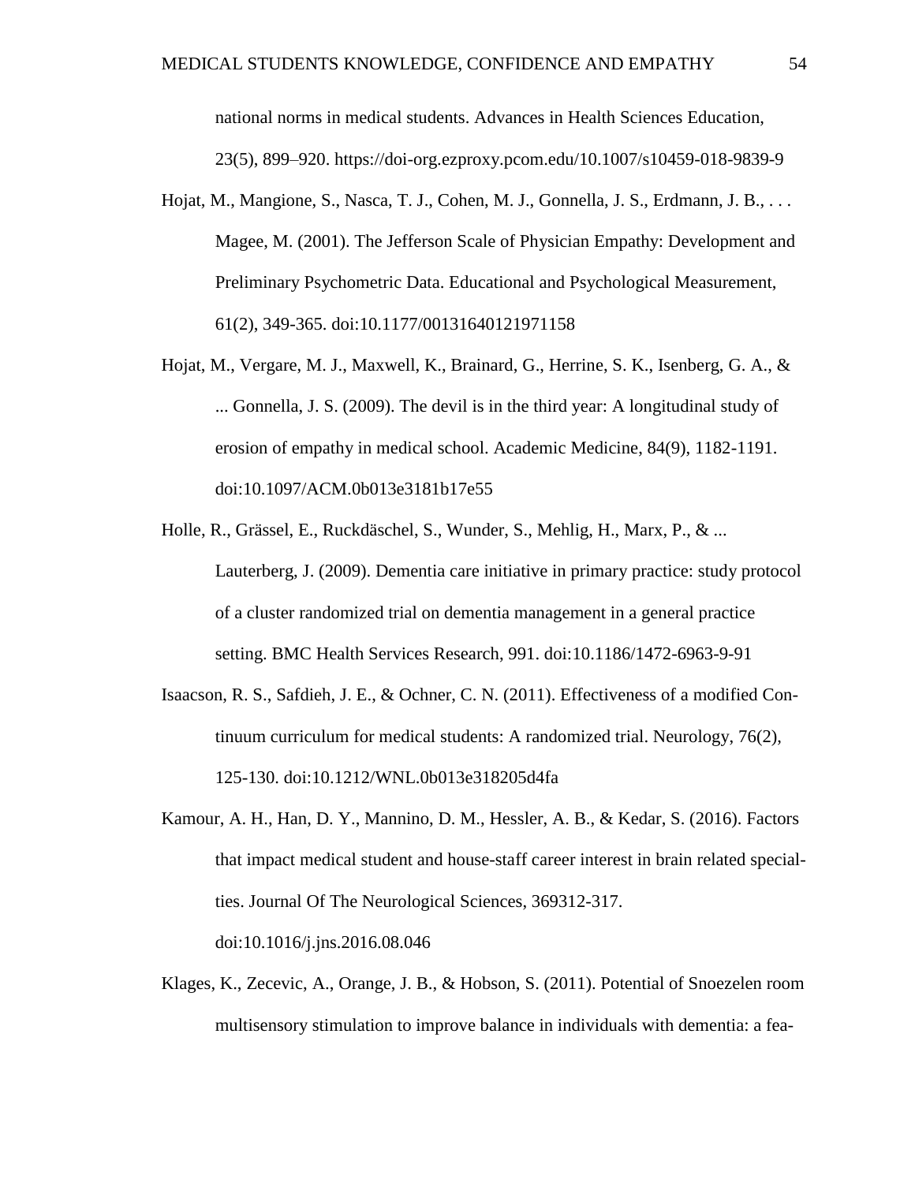national norms in medical students. Advances in Health Sciences Education, 23(5), 899–920. https://doi-org.ezproxy.pcom.edu/10.1007/s10459-018-9839-9

Hojat, M., Mangione, S., Nasca, T. J., Cohen, M. J., Gonnella, J. S., Erdmann, J. B., . . . Magee, M. (2001). The Jefferson Scale of Physician Empathy: Development and Preliminary Psychometric Data. Educational and Psychological Measurement, 61(2), 349-365. doi:10.1177/00131640121971158

Hojat, M., Vergare, M. J., Maxwell, K., Brainard, G., Herrine, S. K., Isenberg, G. A., & ... Gonnella, J. S. (2009). The devil is in the third year: A longitudinal study of erosion of empathy in medical school. Academic Medicine, 84(9), 1182-1191. doi:10.1097/ACM.0b013e3181b17e55

Holle, R., Grässel, E., Ruckdäschel, S., Wunder, S., Mehlig, H., Marx, P., & ... Lauterberg, J. (2009). Dementia care initiative in primary practice: study protocol of a cluster randomized trial on dementia management in a general practice setting. BMC Health Services Research, 991. doi:10.1186/1472-6963-9-91

Isaacson, R. S., Safdieh, J. E., & Ochner, C. N. (2011). Effectiveness of a modified Continuum curriculum for medical students: A randomized trial. Neurology, 76(2), 125-130. doi:10.1212/WNL.0b013e318205d4fa

Kamour, A. H., Han, D. Y., Mannino, D. M., Hessler, A. B., & Kedar, S. (2016). Factors that impact medical student and house-staff career interest in brain related specialties. Journal Of The Neurological Sciences, 369312-317. doi:10.1016/j.jns.2016.08.046

Klages, K., Zecevic, A., Orange, J. B., & Hobson, S. (2011). Potential of Snoezelen room multisensory stimulation to improve balance in individuals with dementia: a fea-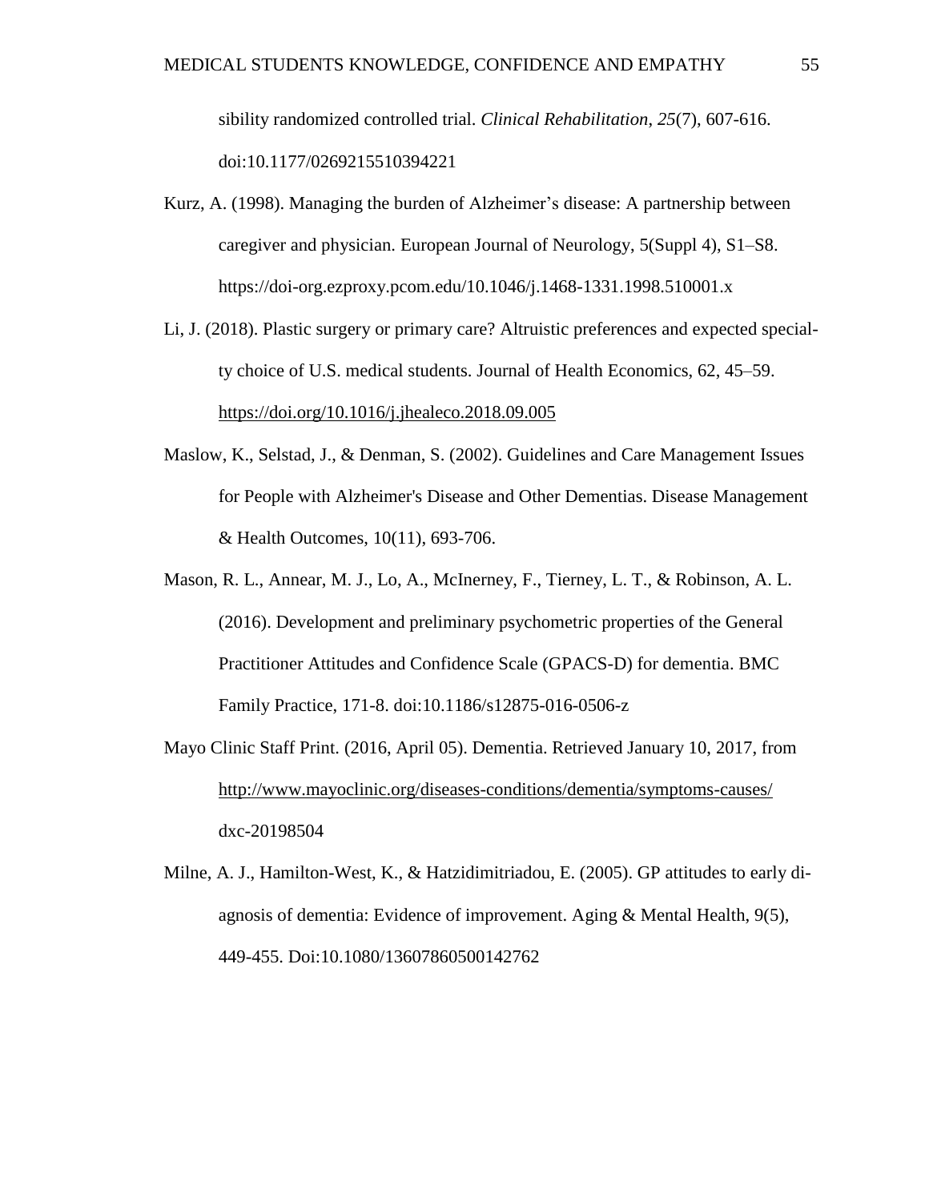sibility randomized controlled trial. *Clinical Rehabilitation*, *25*(7), 607-616. doi:10.1177/0269215510394221

Kurz, A. (1998). Managing the burden of Alzheimer's disease: A partnership between caregiver and physician. European Journal of Neurology, 5(Suppl 4), S1–S8. https://doi-org.ezproxy.pcom.edu/10.1046/j.1468-1331.1998.510001.x

Li, J. (2018). Plastic surgery or primary care? Altruistic preferences and expected specialty choice of U.S. medical students. Journal of Health Economics, 62, 45–59. https://doi.org/10.1016/j.jhealeco.2018.09.005

Maslow, K., Selstad, J., & Denman, S. (2002). Guidelines and Care Management Issues for People with Alzheimer's Disease and Other Dementias. Disease Management & Health Outcomes, 10(11), 693-706.

Mason, R. L., Annear, M. J., Lo, A., McInerney, F., Tierney, L. T., & Robinson, A. L. (2016). Development and preliminary psychometric properties of the General Practitioner Attitudes and Confidence Scale (GPACS-D) for dementia. BMC Family Practice, 171-8. doi:10.1186/s12875-016-0506-z

Mayo Clinic Staff Print. (2016, April 05). Dementia. Retrieved January 10, 2017, from http://www.mayoclinic.org/diseases-conditions/dementia/symptoms-causes/dxc-20198504

Milne, A. J., Hamilton-West, K., & Hatzidimitriadou, E. (2005). GP attitudes to early diagnosis of dementia: Evidence of improvement. Aging & Mental Health, 9(5), 449-455. Doi:10.1080/13607860500142762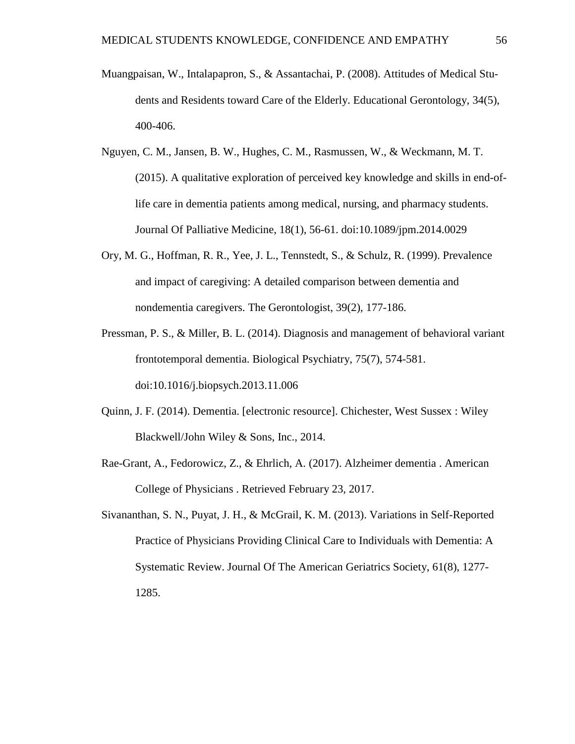Muangpaisan, W., Intalapapron, S., & Assantachai, P. (2008). Attitudes of Medical Students and Residents toward Care of the Elderly. Educational Gerontology, 34(5), 400-406.

Nguyen, C. M., Jansen, B. W., Hughes, C. M., Rasmussen, W., & Weckmann, M. T. (2015). A qualitative exploration of perceived key knowledge and skills in end-of-life care in dementia patients among medical, nursing, and pharmacy students. Journal Of Palliative Medicine, 18(1), 56-61. doi:10.1089/jpm.2014.0029

Ory, M. G., Hoffman, R. R., Yee, J. L., Tennstedt, S., & Schulz, R. (1999). Prevalence and impact of caregiving: A detailed comparison between dementia and nondementia caregivers. The Gerontologist, 39(2), 177-186.

Pressman, P. S., & Miller, B. L. (2014). Diagnosis and management of behavioral variant frontotemporal dementia. Biological Psychiatry, 75(7), 574-581. doi:10.1016/j.biopsych.2013.11.006

Quinn, J. F. (2014). Dementia. [electronic resource]. Chichester, West Sussex : Wiley Blackwell/John Wiley & Sons, Inc., 2014.

Rae-Grant, A., Fedorowicz, Z., & Ehrlich, A. (2017). Alzheimer dementia . American College of Physicians . Retrieved February 23, 2017.

Sivananthan, S. N., Puyat, J. H., & McGrail, K. M. (2013). Variations in Self-Reported Practice of Physicians Providing Clinical Care to Individuals with Dementia: A Systematic Review. Journal Of The American Geriatrics Society, 61(8), 1277-1285.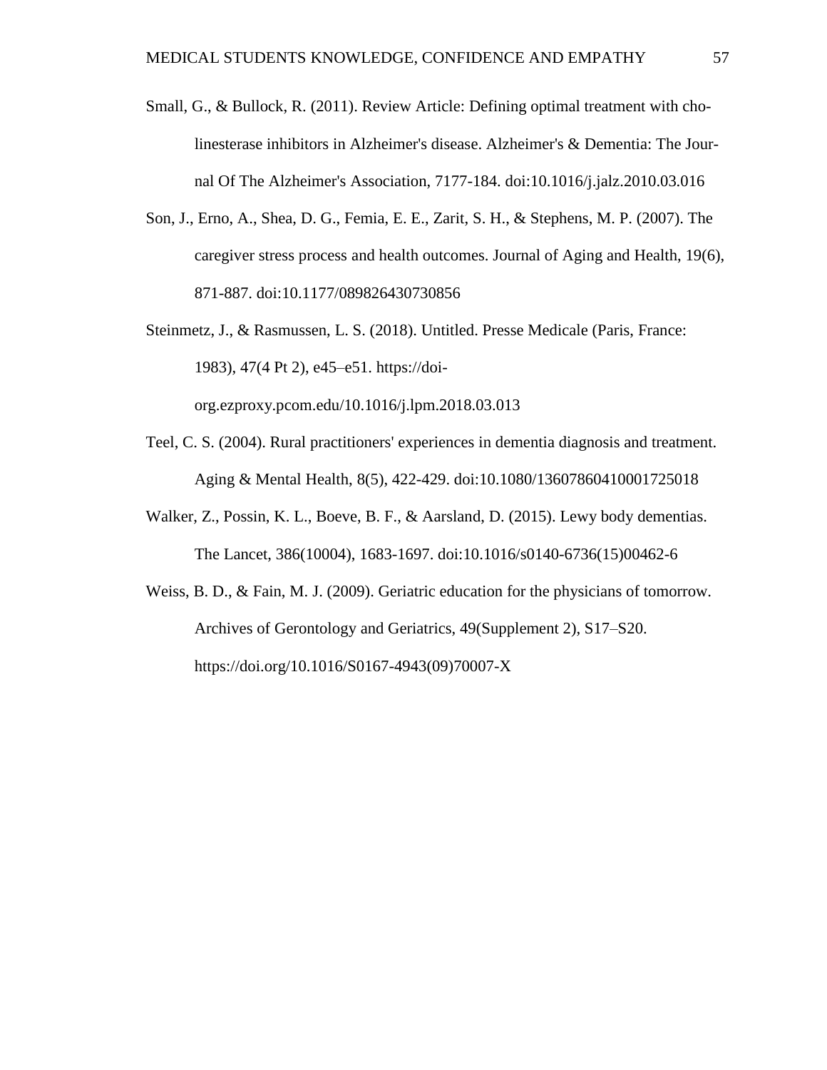Small, G., & Bullock, R. (2011). Review Article: Defining optimal treatment with cholinesterase inhibitors in Alzheimer's disease. Alzheimer's & Dementia: The Journal Of The Alzheimer's Association, 7177-184. doi:10.1016/j.jalz.2010.03.016

Son, J., Erno, A., Shea, D. G., Femia, E. E., Zarit, S. H., & Stephens, M. P. (2007). The caregiver stress process and health outcomes. Journal of Aging and Health, 19(6), 871-887. doi:10.1177/089826430730856

Steinmetz, J., & Rasmussen, L. S. (2018). Untitled. Presse Medicale (Paris, France: 1983), 47(4 Pt 2), e45–e51. https://doi-org.ezproxy.pcom.edu/10.1016/j.lpm.2018.03.013

Teel, C. S. (2004). Rural practitioners' experiences in dementia diagnosis and treatment. Aging & Mental Health, 8(5), 422-429. doi:10.1080/13607860410001725018

Walker, Z., Possin, K. L., Boeve, B. F., & Aarsland, D. (2015). Lewy body dementias. The Lancet, 386(10004), 1683-1697. doi:10.1016/s0140-6736(15)00462-6

Weiss, B. D., & Fain, M. J. (2009). Geriatric education for the physicians of tomorrow. Archives of Gerontology and Geriatrics, 49(Supplement 2), S17–S20. https://doi.org/10.1016/S0167-4943(09)70007-X